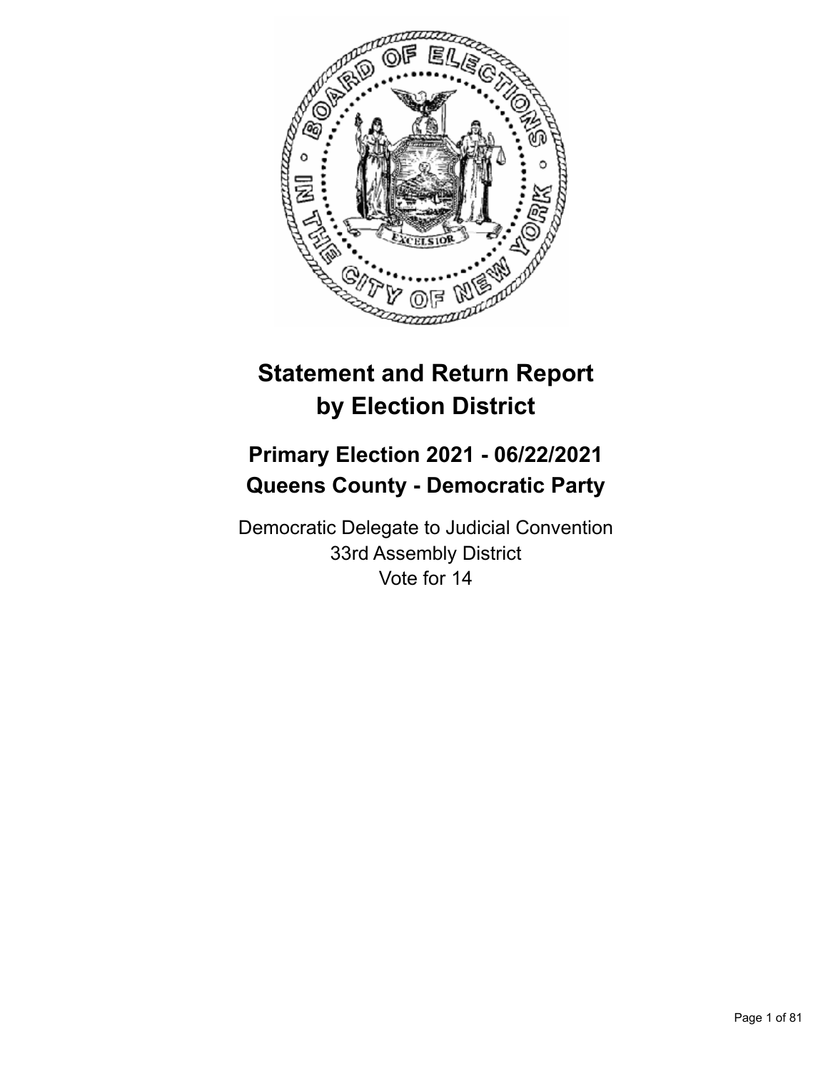# Statement and Return Report by Election District

## Primary Election 2021 - 06/22/2021
## Queens County - Democratic Party

Democratic Delegate to Judicial Convention
33rd Assembly District
Vote for 14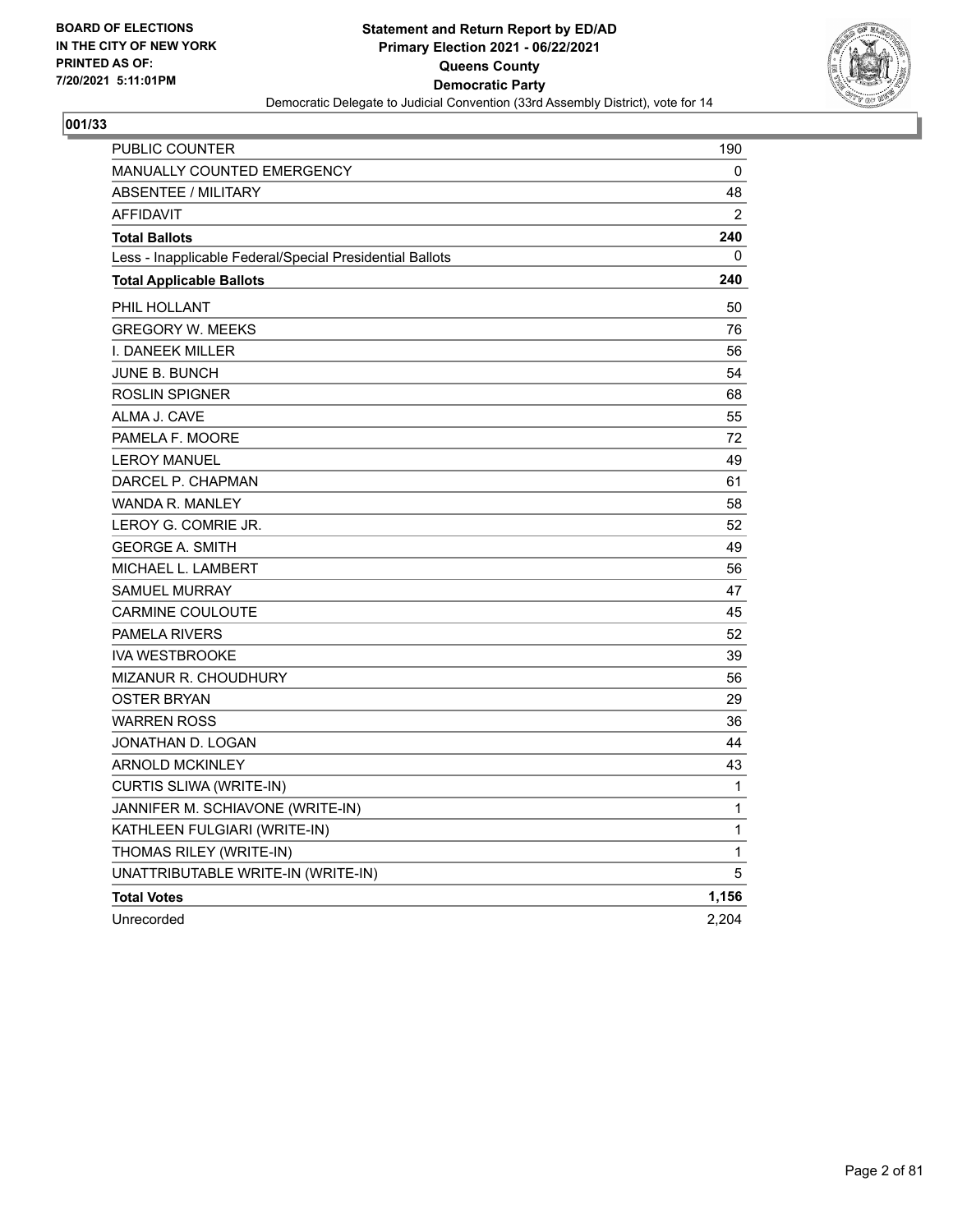**BOARD OF ELECTIONS**
**IN THE CITY OF NEW YORK**
**PRINTED AS OF:**
**7/20/2021 5:11:01PM**

**Statement and Return Report by ED/AD**
**Primary Election 2021 - 06/22/2021**
**Queens County**
**Democratic Party**
Democratic Delegate to Judicial Convention (33rd Assembly District), vote for 14

**001/33**

| | |
|---|---|
| PUBLIC COUNTER | 190 |
| MANUALLY COUNTED EMERGENCY | 0 |
| ABSENTEE / MILITARY | 48 |
| AFFIDAVIT | 2 |
| **Total Ballots** | **240** |
| Less - Inapplicable Federal/Special Presidential Ballots | 0 |
| **Total Applicable Ballots** | **240** |
| PHIL HOLLANT | 50 |
| GREGORY W. MEEKS | 76 |
| I. DANEEK MILLER | 56 |
| JUNE B. BUNCH | 54 |
| ROSLIN SPIGNER | 68 |
| ALMA J. CAVE | 55 |
| PAMELA F. MOORE | 72 |
| LEROY MANUEL | 49 |
| DARCEL P. CHAPMAN | 61 |
| WANDA R. MANLEY | 58 |
| LEROY G. COMRIE JR. | 52 |
| GEORGE A. SMITH | 49 |
| MICHAEL L. LAMBERT | 56 |
| SAMUEL MURRAY | 47 |
| CARMINE COULOUTE | 45 |
| PAMELA RIVERS | 52 |
| IVA WESTBROOKE | 39 |
| MIZANUR R. CHOUDHURY | 56 |
| OSTER BRYAN | 29 |
| WARREN ROSS | 36 |
| JONATHAN D. LOGAN | 44 |
| ARNOLD MCKINLEY | 43 |
| CURTIS SLIWA (WRITE-IN) | 1 |
| JANNIFER M. SCHIAVONE (WRITE-IN) | 1 |
| KATHLEEN FULGIARI (WRITE-IN) | 1 |
| THOMAS RILEY (WRITE-IN) | 1 |
| UNATTRIBUTABLE WRITE-IN (WRITE-IN) | 5 |
| **Total Votes** | **1,156** |
| Unrecorded | 2,204 |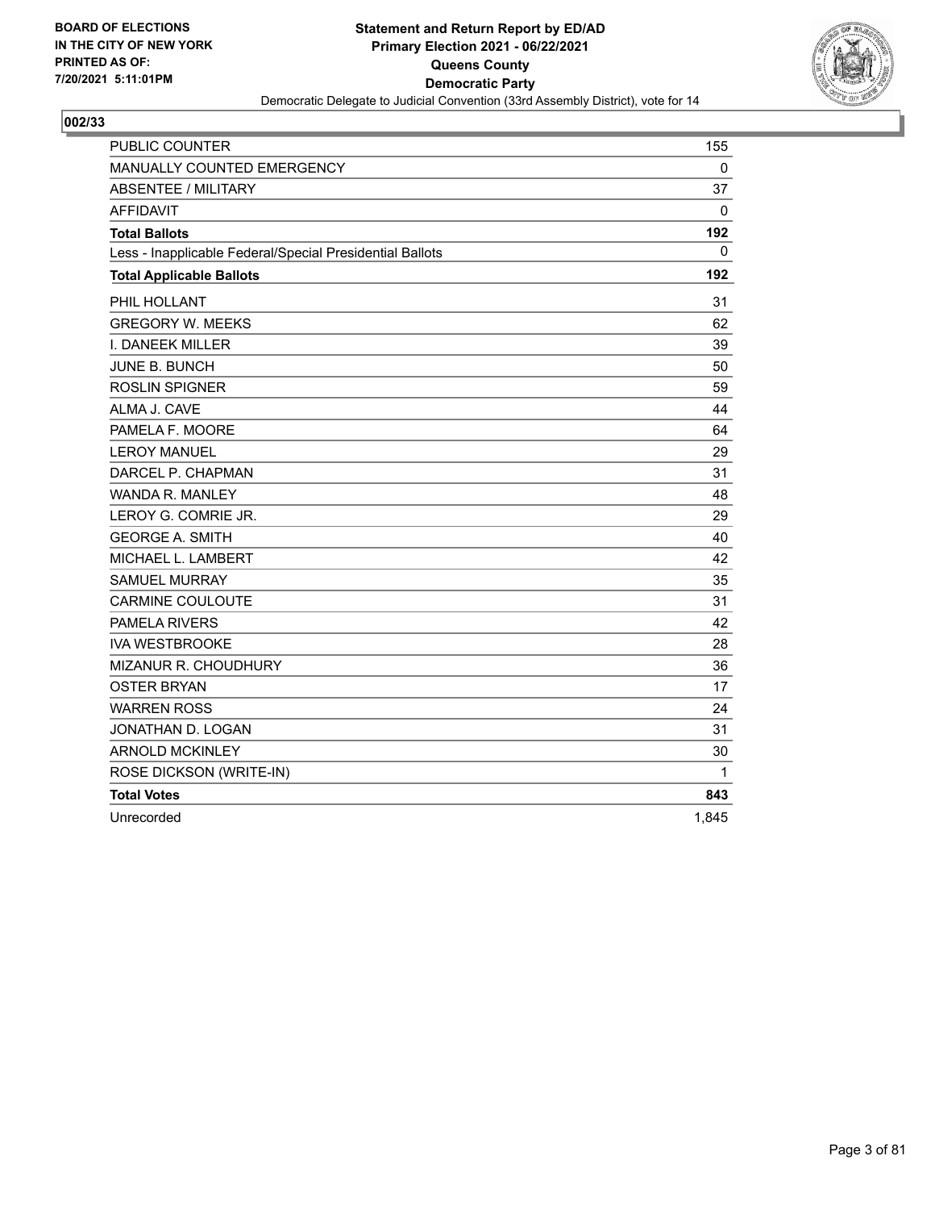**BOARD OF ELECTIONS IN THE CITY OF NEW YORK PRINTED AS OF: 7/20/2021 5:11:01PM**

**Statement and Return Report by ED/AD**
**Primary Election 2021 - 06/22/2021**
**Queens County**
**Democratic Party**
Democratic Delegate to Judicial Convention (33rd Assembly District), vote for 14

**002/33**

| | |
|---|---|
| PUBLIC COUNTER | 155 |
| MANUALLY COUNTED EMERGENCY | 0 |
| ABSENTEE / MILITARY | 37 |
| AFFIDAVIT | 0 |
| **Total Ballots** | **192** |
| Less - Inapplicable Federal/Special Presidential Ballots | 0 |
| **Total Applicable Ballots** | **192** |
| PHIL HOLLANT | 31 |
| GREGORY W. MEEKS | 62 |
| I. DANEEK MILLER | 39 |
| JUNE B. BUNCH | 50 |
| ROSLIN SPIGNER | 59 |
| ALMA J. CAVE | 44 |
| PAMELA F. MOORE | 64 |
| LEROY MANUEL | 29 |
| DARCEL P. CHAPMAN | 31 |
| WANDA R. MANLEY | 48 |
| LEROY G. COMRIE JR. | 29 |
| GEORGE A. SMITH | 40 |
| MICHAEL L. LAMBERT | 42 |
| SAMUEL MURRAY | 35 |
| CARMINE COULOUTE | 31 |
| PAMELA RIVERS | 42 |
| IVA WESTBROOKE | 28 |
| MIZANUR R. CHOUDHURY | 36 |
| OSTER BRYAN | 17 |
| WARREN ROSS | 24 |
| JONATHAN D. LOGAN | 31 |
| ARNOLD MCKINLEY | 30 |
| ROSE DICKSON (WRITE-IN) | 1 |
| **Total Votes** | **843** |
| Unrecorded | 1,845 |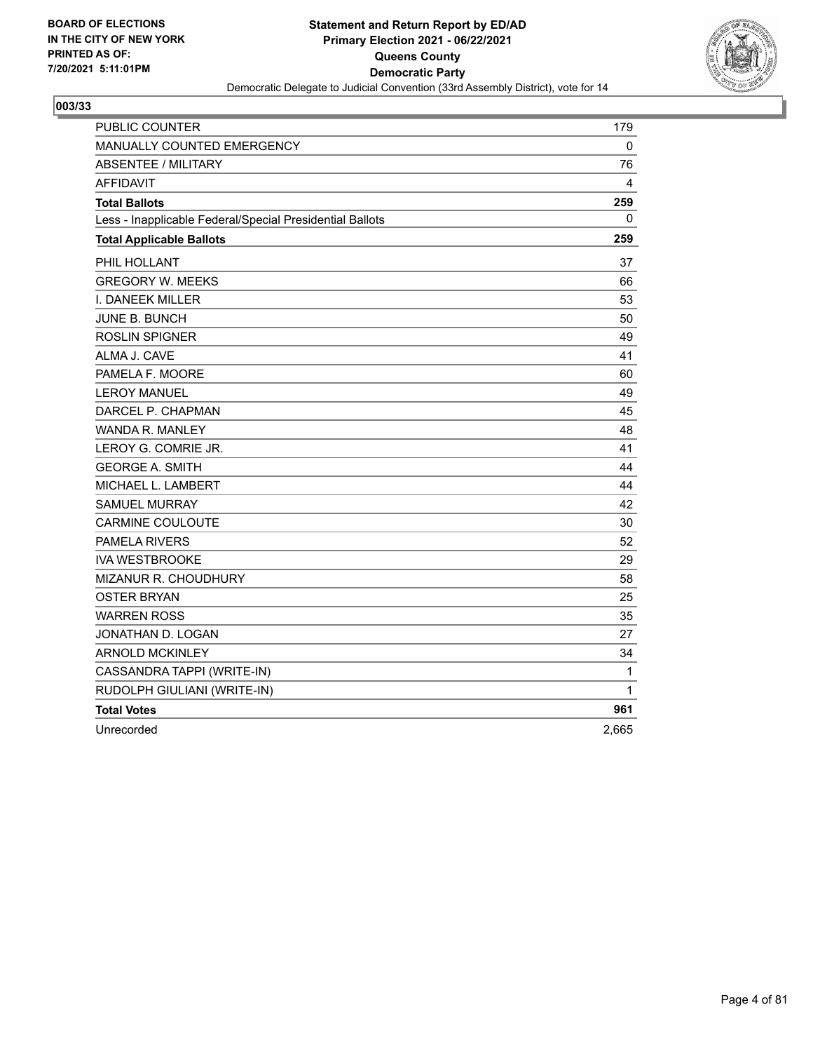BOARD OF ELECTIONS
IN THE CITY OF NEW YORK
PRINTED AS OF:
7/20/2021 5:11:01PM

**Statement and Return Report by ED/AD**
**Primary Election 2021 - 06/22/2021**
**Queens County**
**Democratic Party**
Democratic Delegate to Judicial Convention (33rd Assembly District), vote for 14

**003/33**

| | |
|---|---|
| PUBLIC COUNTER | 179 |
| MANUALLY COUNTED EMERGENCY | 0 |
| ABSENTEE / MILITARY | 76 |
| AFFIDAVIT | 4 |
| **Total Ballots** | **259** |
| Less - Inapplicable Federal/Special Presidential Ballots | 0 |
| **Total Applicable Ballots** | **259** |
| PHIL HOLLANT | 37 |
| GREGORY W. MEEKS | 66 |
| I. DANEEK MILLER | 53 |
| JUNE B. BUNCH | 50 |
| ROSLIN SPIGNER | 49 |
| ALMA J. CAVE | 41 |
| PAMELA F. MOORE | 60 |
| LEROY MANUEL | 49 |
| DARCEL P. CHAPMAN | 45 |
| WANDA R. MANLEY | 48 |
| LEROY G. COMRIE JR. | 41 |
| GEORGE A. SMITH | 44 |
| MICHAEL L. LAMBERT | 44 |
| SAMUEL MURRAY | 42 |
| CARMINE COULOUTE | 30 |
| PAMELA RIVERS | 52 |
| IVA WESTBROOKE | 29 |
| MIZANUR R. CHOUDHURY | 58 |
| OSTER BRYAN | 25 |
| WARREN ROSS | 35 |
| JONATHAN D. LOGAN | 27 |
| ARNOLD MCKINLEY | 34 |
| CASSANDRA TAPPI (WRITE-IN) | 1 |
| RUDOLPH GIULIANI (WRITE-IN) | 1 |
| **Total Votes** | **961** |
| Unrecorded | 2,665 |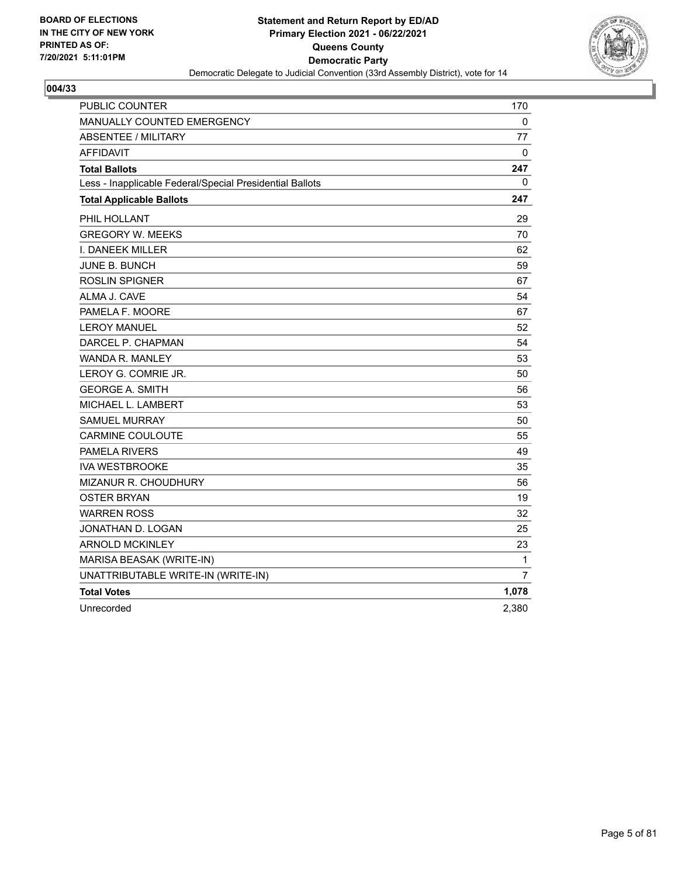**BOARD OF ELECTIONS IN THE CITY OF NEW YORK PRINTED AS OF: 7/20/2021 5:11:01PM**

**Statement and Return Report by ED/AD Primary Election 2021 - 06/22/2021 Queens County Democratic Party**

Democratic Delegate to Judicial Convention (33rd Assembly District), vote for 14

**004/33**

| | |
|---|---|
| PUBLIC COUNTER | 170 |
| MANUALLY COUNTED EMERGENCY | 0 |
| ABSENTEE / MILITARY | 77 |
| AFFIDAVIT | 0 |
| **Total Ballots** | **247** |
| Less - Inapplicable Federal/Special Presidential Ballots | 0 |
| **Total Applicable Ballots** | **247** |
| PHIL HOLLANT | 29 |
| GREGORY W. MEEKS | 70 |
| I. DANEEK MILLER | 62 |
| JUNE B. BUNCH | 59 |
| ROSLIN SPIGNER | 67 |
| ALMA J. CAVE | 54 |
| PAMELA F. MOORE | 67 |
| LEROY MANUEL | 52 |
| DARCEL P. CHAPMAN | 54 |
| WANDA R. MANLEY | 53 |
| LEROY G. COMRIE JR. | 50 |
| GEORGE A. SMITH | 56 |
| MICHAEL L. LAMBERT | 53 |
| SAMUEL MURRAY | 50 |
| CARMINE COULOUTE | 55 |
| PAMELA RIVERS | 49 |
| IVA WESTBROOKE | 35 |
| MIZANUR R. CHOUDHURY | 56 |
| OSTER BRYAN | 19 |
| WARREN ROSS | 32 |
| JONATHAN D. LOGAN | 25 |
| ARNOLD MCKINLEY | 23 |
| MARISA BEASAK (WRITE-IN) | 1 |
| UNATTRIBUTABLE WRITE-IN (WRITE-IN) | 7 |
| **Total Votes** | **1,078** |
| Unrecorded | 2,380 |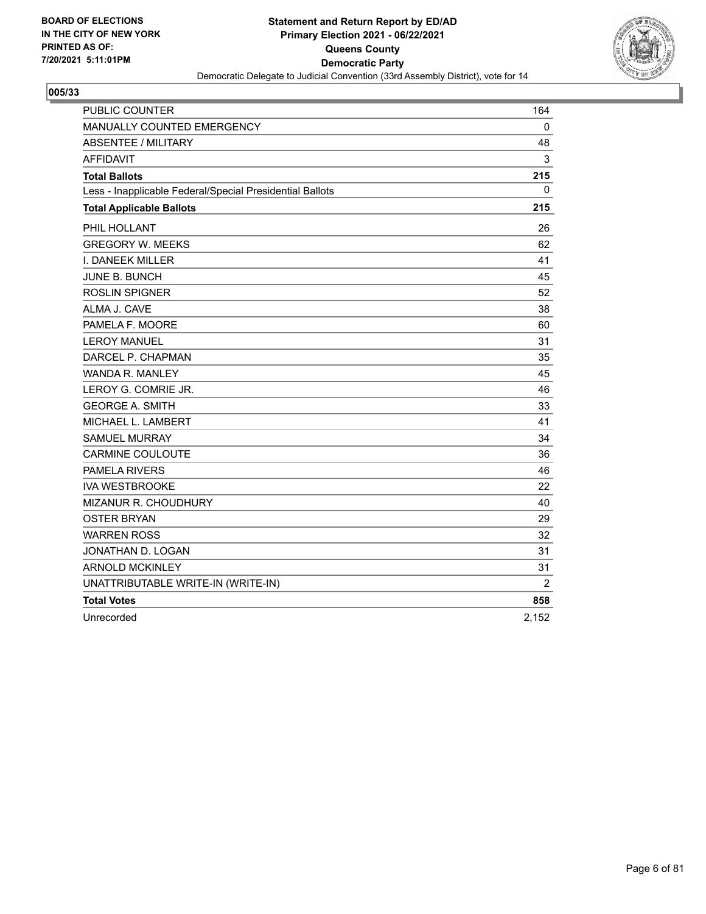**BOARD OF ELECTIONS IN THE CITY OF NEW YORK PRINTED AS OF: 7/20/2021 5:11:01PM**

**Statement and Return Report by ED/AD**
**Primary Election 2021 - 06/22/2021**
**Queens County**
**Democratic Party**
Democratic Delegate to Judicial Convention (33rd Assembly District), vote for 14

**005/33**

| | |
|---|---|
| PUBLIC COUNTER | 164 |
| MANUALLY COUNTED EMERGENCY | 0 |
| ABSENTEE / MILITARY | 48 |
| AFFIDAVIT | 3 |
| **Total Ballots** | **215** |
| Less - Inapplicable Federal/Special Presidential Ballots | 0 |
| **Total Applicable Ballots** | **215** |
| PHIL HOLLANT | 26 |
| GREGORY W. MEEKS | 62 |
| I. DANEEK MILLER | 41 |
| JUNE B. BUNCH | 45 |
| ROSLIN SPIGNER | 52 |
| ALMA J. CAVE | 38 |
| PAMELA F. MOORE | 60 |
| LEROY MANUEL | 31 |
| DARCEL P. CHAPMAN | 35 |
| WANDA R. MANLEY | 45 |
| LEROY G. COMRIE JR. | 46 |
| GEORGE A. SMITH | 33 |
| MICHAEL L. LAMBERT | 41 |
| SAMUEL MURRAY | 34 |
| CARMINE COULOUTE | 36 |
| PAMELA RIVERS | 46 |
| IVA WESTBROOKE | 22 |
| MIZANUR R. CHOUDHURY | 40 |
| OSTER BRYAN | 29 |
| WARREN ROSS | 32 |
| JONATHAN D. LOGAN | 31 |
| ARNOLD MCKINLEY | 31 |
| UNATTRIBUTABLE WRITE-IN (WRITE-IN) | 2 |
| **Total Votes** | **858** |
| Unrecorded | 2,152 |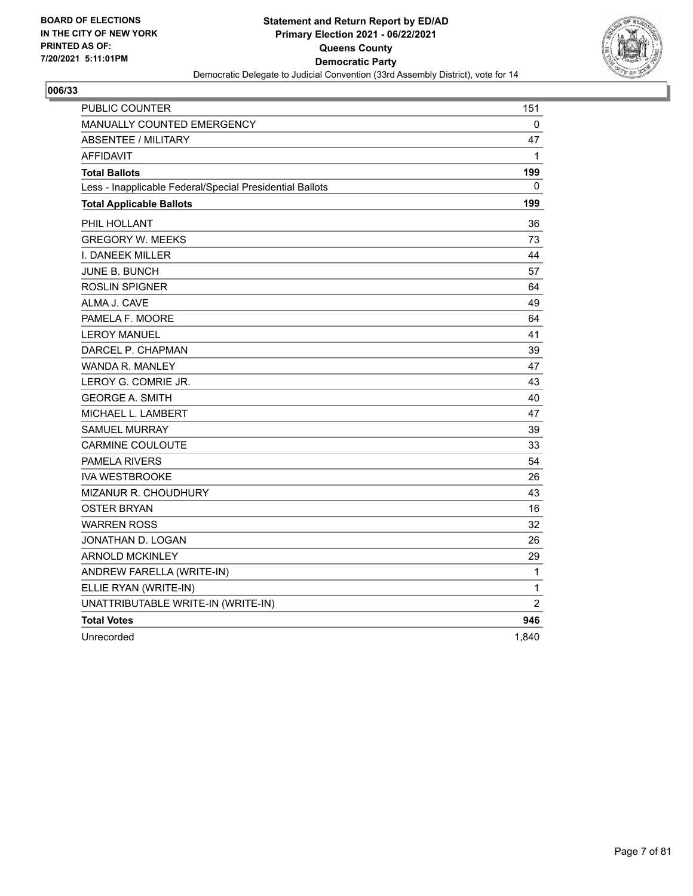BOARD OF ELECTIONS
IN THE CITY OF NEW YORK
PRINTED AS OF:
7/20/2021 5:11:01PM

**Statement and Return Report by ED/AD**
**Primary Election 2021 - 06/22/2021**
**Queens County**
**Democratic Party**
Democratic Delegate to Judicial Convention (33rd Assembly District), vote for 14

**006/33**

| | |
|---|---|
| PUBLIC COUNTER | 151 |
| MANUALLY COUNTED EMERGENCY | 0 |
| ABSENTEE / MILITARY | 47 |
| AFFIDAVIT | 1 |
| **Total Ballots** | **199** |
| Less - Inapplicable Federal/Special Presidential Ballots | 0 |
| **Total Applicable Ballots** | **199** |
| PHIL HOLLANT | 36 |
| GREGORY W. MEEKS | 73 |
| I. DANEEK MILLER | 44 |
| JUNE B. BUNCH | 57 |
| ROSLIN SPIGNER | 64 |
| ALMA J. CAVE | 49 |
| PAMELA F. MOORE | 64 |
| LEROY MANUEL | 41 |
| DARCEL P. CHAPMAN | 39 |
| WANDA R. MANLEY | 47 |
| LEROY G. COMRIE JR. | 43 |
| GEORGE A. SMITH | 40 |
| MICHAEL L. LAMBERT | 47 |
| SAMUEL MURRAY | 39 |
| CARMINE COULOUTE | 33 |
| PAMELA RIVERS | 54 |
| IVA WESTBROOKE | 26 |
| MIZANUR R. CHOUDHURY | 43 |
| OSTER BRYAN | 16 |
| WARREN ROSS | 32 |
| JONATHAN D. LOGAN | 26 |
| ARNOLD MCKINLEY | 29 |
| ANDREW FARELLA (WRITE-IN) | 1 |
| ELLIE RYAN (WRITE-IN) | 1 |
| UNATTRIBUTABLE WRITE-IN (WRITE-IN) | 2 |
| **Total Votes** | **946** |
| Unrecorded | 1,840 |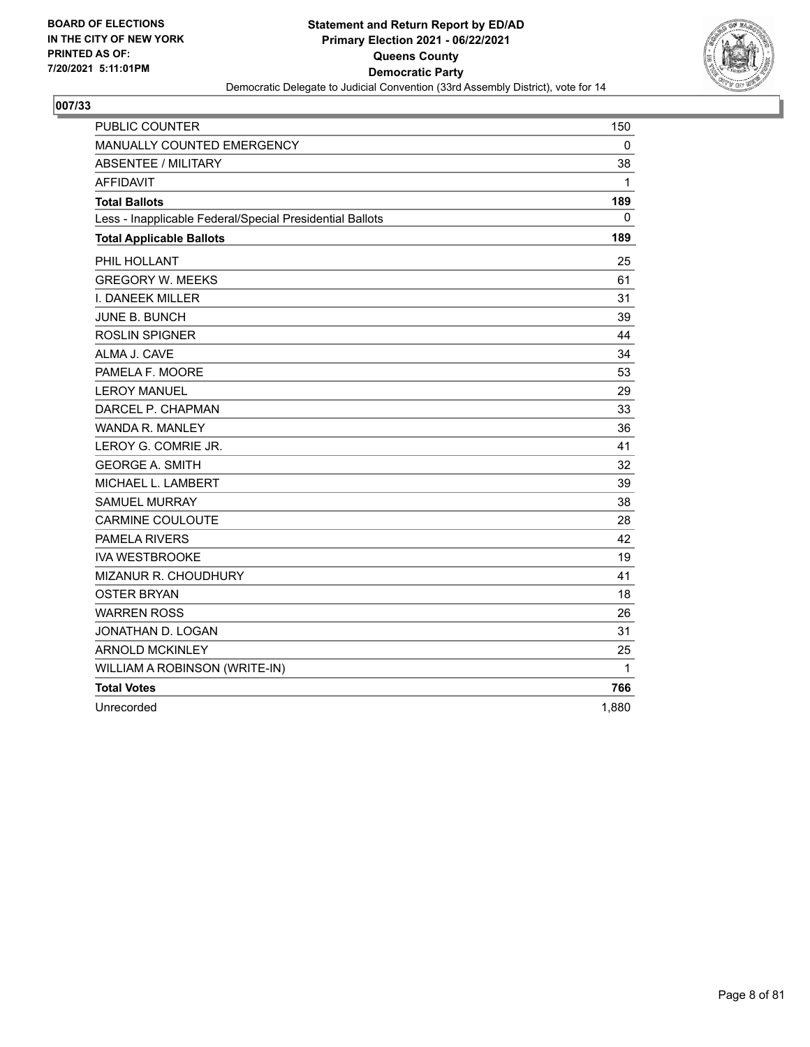BOARD OF ELECTIONS
IN THE CITY OF NEW YORK
PRINTED AS OF:
7/20/2021 5:11:01PM

**Statement and Return Report by ED/AD**
**Primary Election 2021 - 06/22/2021**
**Queens County**
**Democratic Party**
Democratic Delegate to Judicial Convention (33rd Assembly District), vote for 14

## 007/33

| | |
|---|---|
| PUBLIC COUNTER | 150 |
| MANUALLY COUNTED EMERGENCY | 0 |
| ABSENTEE / MILITARY | 38 |
| AFFIDAVIT | 1 |
| **Total Ballots** | **189** |
| Less - Inapplicable Federal/Special Presidential Ballots | 0 |
| **Total Applicable Ballots** | **189** |
| PHIL HOLLANT | 25 |
| GREGORY W. MEEKS | 61 |
| I. DANEEK MILLER | 31 |
| JUNE B. BUNCH | 39 |
| ROSLIN SPIGNER | 44 |
| ALMA J. CAVE | 34 |
| PAMELA F. MOORE | 53 |
| LEROY MANUEL | 29 |
| DARCEL P. CHAPMAN | 33 |
| WANDA R. MANLEY | 36 |
| LEROY G. COMRIE JR. | 41 |
| GEORGE A. SMITH | 32 |
| MICHAEL L. LAMBERT | 39 |
| SAMUEL MURRAY | 38 |
| CARMINE COULOUTE | 28 |
| PAMELA RIVERS | 42 |
| IVA WESTBROOKE | 19 |
| MIZANUR R. CHOUDHURY | 41 |
| OSTER BRYAN | 18 |
| WARREN ROSS | 26 |
| JONATHAN D. LOGAN | 31 |
| ARNOLD MCKINLEY | 25 |
| WILLIAM A ROBINSON (WRITE-IN) | 1 |
| **Total Votes** | **766** |
| Unrecorded | 1,880 |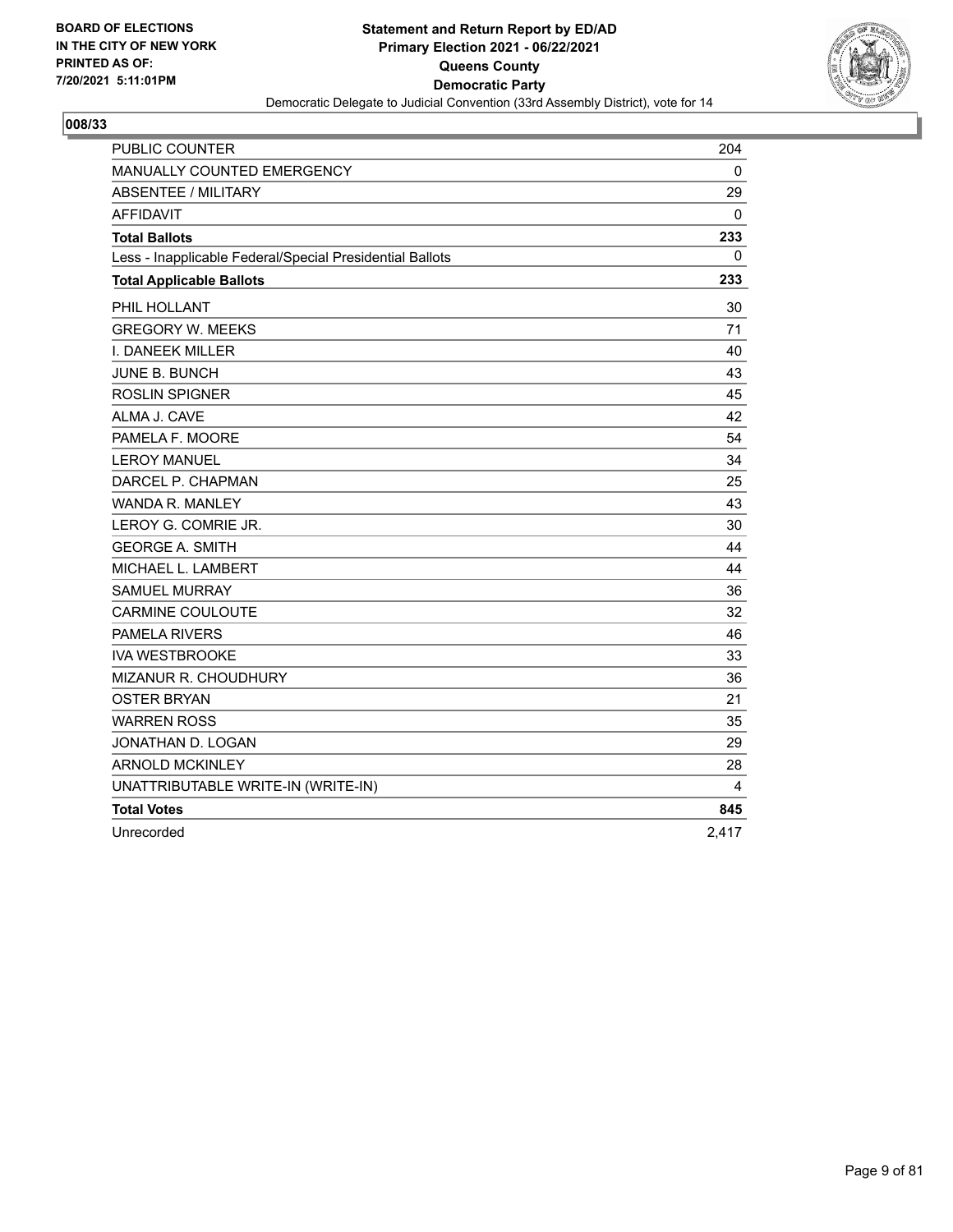BOARD OF ELECTIONS
IN THE CITY OF NEW YORK
PRINTED AS OF:
7/20/2021 5:11:01PM

**Statement and Return Report by ED/AD**
**Primary Election 2021 - 06/22/2021**
**Queens County**
**Democratic Party**
Democratic Delegate to Judicial Convention (33rd Assembly District), vote for 14

## 008/33

| | |
|---|---|
| PUBLIC COUNTER | 204 |
| MANUALLY COUNTED EMERGENCY | 0 |
| ABSENTEE / MILITARY | 29 |
| AFFIDAVIT | 0 |
| **Total Ballots** | **233** |
| Less - Inapplicable Federal/Special Presidential Ballots | 0 |
| **Total Applicable Ballots** | **233** |
| PHIL HOLLANT | 30 |
| GREGORY W. MEEKS | 71 |
| I. DANEEK MILLER | 40 |
| JUNE B. BUNCH | 43 |
| ROSLIN SPIGNER | 45 |
| ALMA J. CAVE | 42 |
| PAMELA F. MOORE | 54 |
| LEROY MANUEL | 34 |
| DARCEL P. CHAPMAN | 25 |
| WANDA R. MANLEY | 43 |
| LEROY G. COMRIE JR. | 30 |
| GEORGE A. SMITH | 44 |
| MICHAEL L. LAMBERT | 44 |
| SAMUEL MURRAY | 36 |
| CARMINE COULOUTE | 32 |
| PAMELA RIVERS | 46 |
| IVA WESTBROOKE | 33 |
| MIZANUR R. CHOUDHURY | 36 |
| OSTER BRYAN | 21 |
| WARREN ROSS | 35 |
| JONATHAN D. LOGAN | 29 |
| ARNOLD MCKINLEY | 28 |
| UNATTRIBUTABLE WRITE-IN (WRITE-IN) | 4 |
| **Total Votes** | **845** |
| Unrecorded | 2,417 |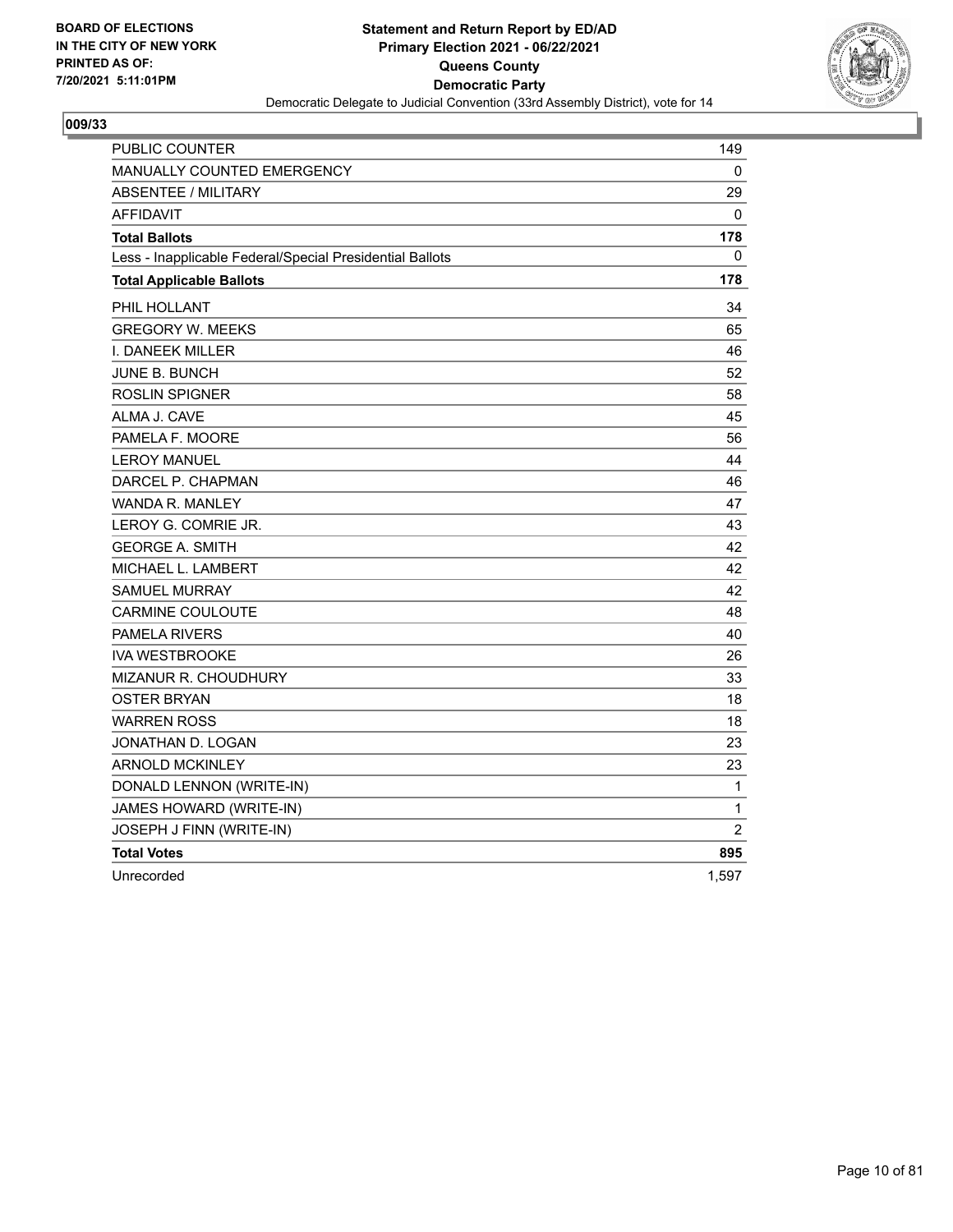**BOARD OF ELECTIONS IN THE CITY OF NEW YORK PRINTED AS OF: 7/20/2021 5:11:01PM**

**Statement and Return Report by ED/AD**
**Primary Election 2021 - 06/22/2021**
**Queens County**
**Democratic Party**
Democratic Delegate to Judicial Convention (33rd Assembly District), vote for 14

**009/33**

| | |
|---|---|
| PUBLIC COUNTER | 149 |
| MANUALLY COUNTED EMERGENCY | 0 |
| ABSENTEE / MILITARY | 29 |
| AFFIDAVIT | 0 |
| **Total Ballots** | **178** |
| Less - Inapplicable Federal/Special Presidential Ballots | 0 |
| **Total Applicable Ballots** | **178** |
| PHIL HOLLANT | 34 |
| GREGORY W. MEEKS | 65 |
| I. DANEEK MILLER | 46 |
| JUNE B. BUNCH | 52 |
| ROSLIN SPIGNER | 58 |
| ALMA J. CAVE | 45 |
| PAMELA F. MOORE | 56 |
| LEROY MANUEL | 44 |
| DARCEL P. CHAPMAN | 46 |
| WANDA R. MANLEY | 47 |
| LEROY G. COMRIE JR. | 43 |
| GEORGE A. SMITH | 42 |
| MICHAEL L. LAMBERT | 42 |
| SAMUEL MURRAY | 42 |
| CARMINE COULOUTE | 48 |
| PAMELA RIVERS | 40 |
| IVA WESTBROOKE | 26 |
| MIZANUR R. CHOUDHURY | 33 |
| OSTER BRYAN | 18 |
| WARREN ROSS | 18 |
| JONATHAN D. LOGAN | 23 |
| ARNOLD MCKINLEY | 23 |
| DONALD LENNON (WRITE-IN) | 1 |
| JAMES HOWARD (WRITE-IN) | 1 |
| JOSEPH J FINN (WRITE-IN) | 2 |
| **Total Votes** | **895** |
| Unrecorded | 1,597 |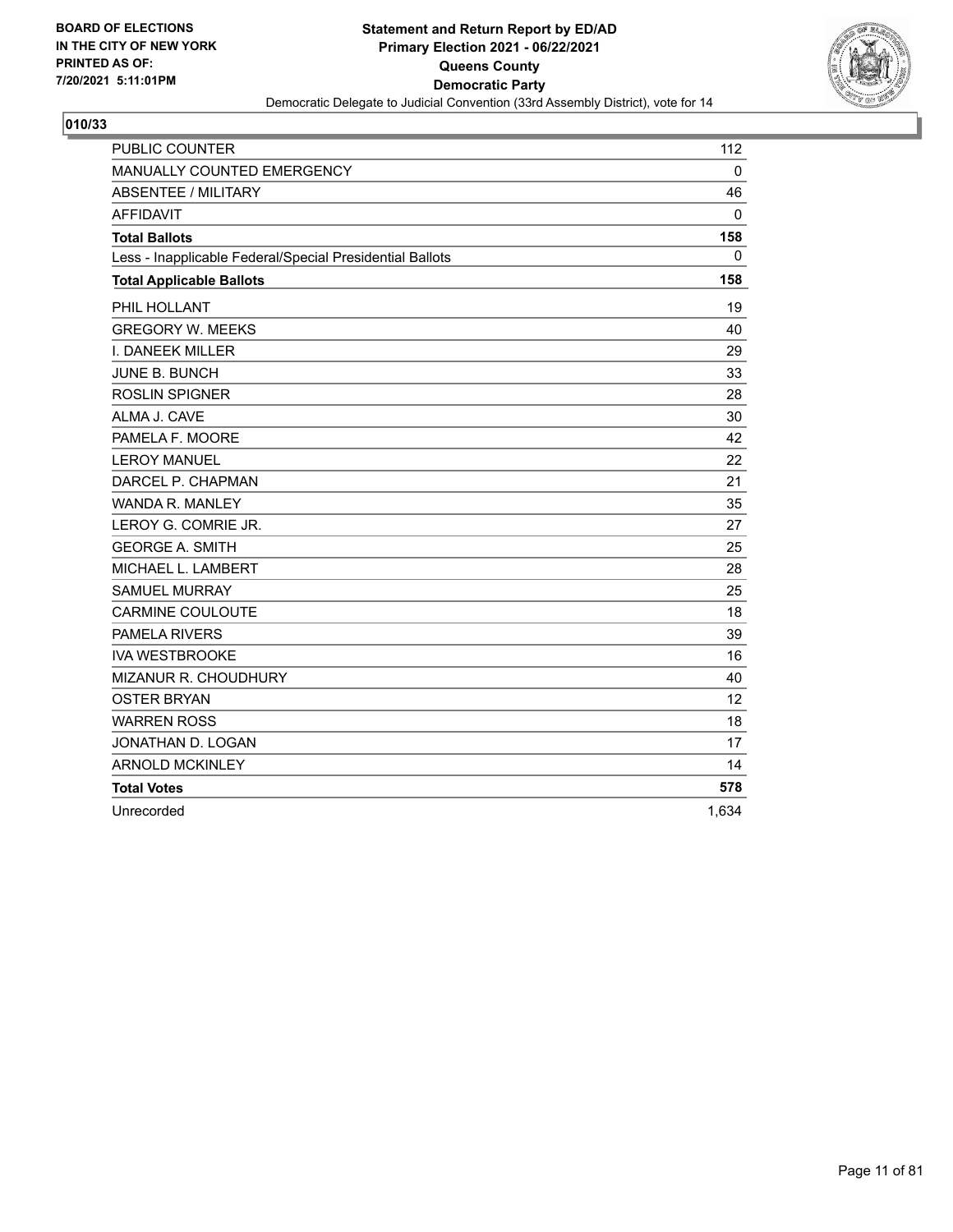**BOARD OF ELECTIONS IN THE CITY OF NEW YORK PRINTED AS OF: 7/20/2021 5:11:01PM**

**Statement and Return Report by ED/AD Primary Election 2021 - 06/22/2021 Queens County Democratic Party**

Democratic Delegate to Judicial Convention (33rd Assembly District), vote for 14

**010/33**

| | |
|---|---|
| PUBLIC COUNTER | 112 |
| MANUALLY COUNTED EMERGENCY | 0 |
| ABSENTEE / MILITARY | 46 |
| AFFIDAVIT | 0 |
| **Total Ballots** | **158** |
| Less - Inapplicable Federal/Special Presidential Ballots | 0 |
| **Total Applicable Ballots** | **158** |
| PHIL HOLLANT | 19 |
| GREGORY W. MEEKS | 40 |
| I. DANEEK MILLER | 29 |
| JUNE B. BUNCH | 33 |
| ROSLIN SPIGNER | 28 |
| ALMA J. CAVE | 30 |
| PAMELA F. MOORE | 42 |
| LEROY MANUEL | 22 |
| DARCEL P. CHAPMAN | 21 |
| WANDA R. MANLEY | 35 |
| LEROY G. COMRIE JR. | 27 |
| GEORGE A. SMITH | 25 |
| MICHAEL L. LAMBERT | 28 |
| SAMUEL MURRAY | 25 |
| CARMINE COULOUTE | 18 |
| PAMELA RIVERS | 39 |
| IVA WESTBROOKE | 16 |
| MIZANUR R. CHOUDHURY | 40 |
| OSTER BRYAN | 12 |
| WARREN ROSS | 18 |
| JONATHAN D. LOGAN | 17 |
| ARNOLD MCKINLEY | 14 |
| **Total Votes** | **578** |
| Unrecorded | 1,634 |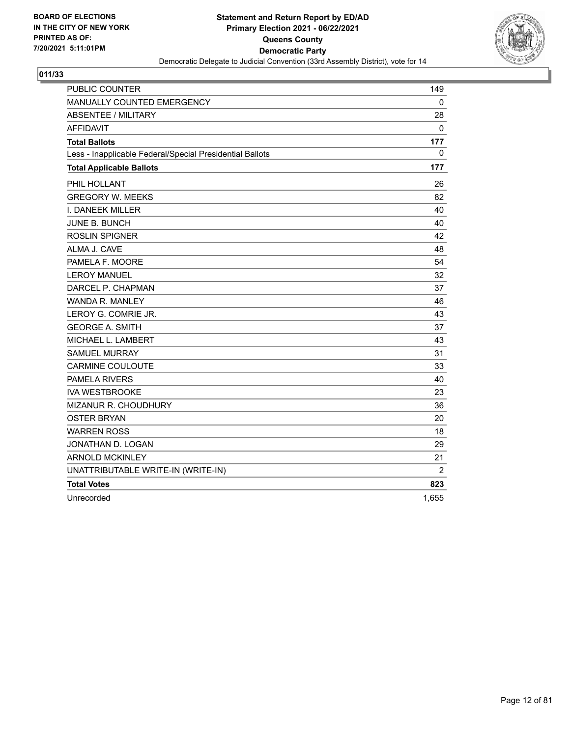**BOARD OF ELECTIONS IN THE CITY OF NEW YORK PRINTED AS OF: 7/20/2021 5:11:01PM**

**Statement and Return Report by ED/AD**
**Primary Election 2021 - 06/22/2021**
**Queens County**
**Democratic Party**
Democratic Delegate to Judicial Convention (33rd Assembly District), vote for 14

**011/33**

| | |
|---|---|
| PUBLIC COUNTER | 149 |
| MANUALLY COUNTED EMERGENCY | 0 |
| ABSENTEE / MILITARY | 28 |
| AFFIDAVIT | 0 |
| **Total Ballots** | **177** |
| Less - Inapplicable Federal/Special Presidential Ballots | 0 |
| **Total Applicable Ballots** | **177** |
| PHIL HOLLANT | 26 |
| GREGORY W. MEEKS | 82 |
| I. DANEEK MILLER | 40 |
| JUNE B. BUNCH | 40 |
| ROSLIN SPIGNER | 42 |
| ALMA J. CAVE | 48 |
| PAMELA F. MOORE | 54 |
| LEROY MANUEL | 32 |
| DARCEL P. CHAPMAN | 37 |
| WANDA R. MANLEY | 46 |
| LEROY G. COMRIE JR. | 43 |
| GEORGE A. SMITH | 37 |
| MICHAEL L. LAMBERT | 43 |
| SAMUEL MURRAY | 31 |
| CARMINE COULOUTE | 33 |
| PAMELA RIVERS | 40 |
| IVA WESTBROOKE | 23 |
| MIZANUR R. CHOUDHURY | 36 |
| OSTER BRYAN | 20 |
| WARREN ROSS | 18 |
| JONATHAN D. LOGAN | 29 |
| ARNOLD MCKINLEY | 21 |
| UNATTRIBUTABLE WRITE-IN (WRITE-IN) | 2 |
| **Total Votes** | **823** |
| Unrecorded | 1,655 |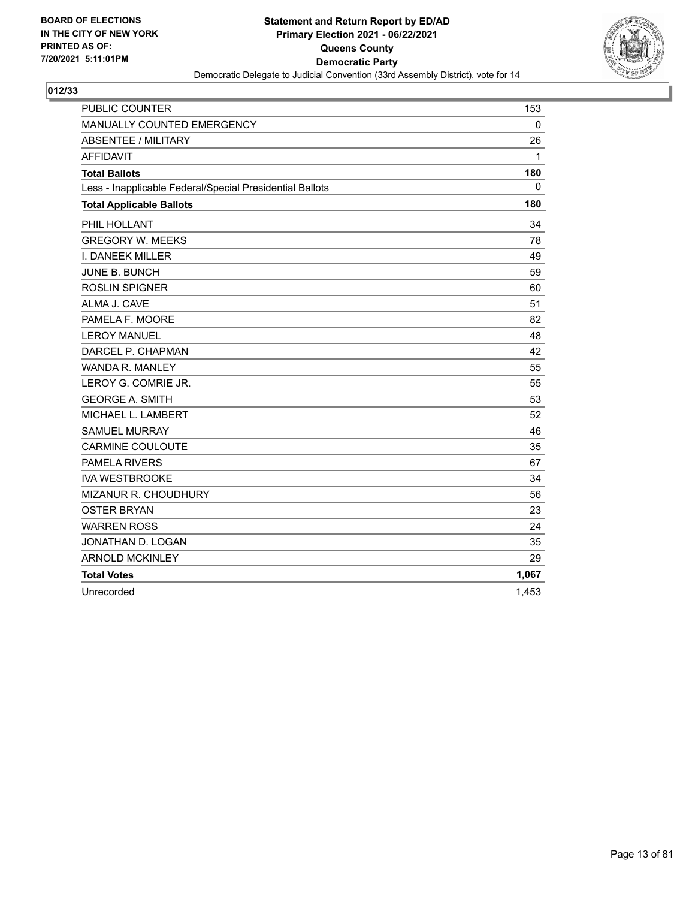BOARD OF ELECTIONS
IN THE CITY OF NEW YORK
PRINTED AS OF:
7/20/2021 5:11:01PM

**Statement and Return Report by ED/AD**
**Primary Election 2021 - 06/22/2021**
**Queens County**
**Democratic Party**
Democratic Delegate to Judicial Convention (33rd Assembly District), vote for 14

## 012/33

| | |
|---|---|
| PUBLIC COUNTER | 153 |
| MANUALLY COUNTED EMERGENCY | 0 |
| ABSENTEE / MILITARY | 26 |
| AFFIDAVIT | 1 |
| **Total Ballots** | **180** |
| Less - Inapplicable Federal/Special Presidential Ballots | 0 |
| **Total Applicable Ballots** | **180** |
| PHIL HOLLANT | 34 |
| GREGORY W. MEEKS | 78 |
| I. DANEEK MILLER | 49 |
| JUNE B. BUNCH | 59 |
| ROSLIN SPIGNER | 60 |
| ALMA J. CAVE | 51 |
| PAMELA F. MOORE | 82 |
| LEROY MANUEL | 48 |
| DARCEL P. CHAPMAN | 42 |
| WANDA R. MANLEY | 55 |
| LEROY G. COMRIE JR. | 55 |
| GEORGE A. SMITH | 53 |
| MICHAEL L. LAMBERT | 52 |
| SAMUEL MURRAY | 46 |
| CARMINE COULOUTE | 35 |
| PAMELA RIVERS | 67 |
| IVA WESTBROOKE | 34 |
| MIZANUR R. CHOUDHURY | 56 |
| OSTER BRYAN | 23 |
| WARREN ROSS | 24 |
| JONATHAN D. LOGAN | 35 |
| ARNOLD MCKINLEY | 29 |
| **Total Votes** | **1,067** |
| Unrecorded | 1,453 |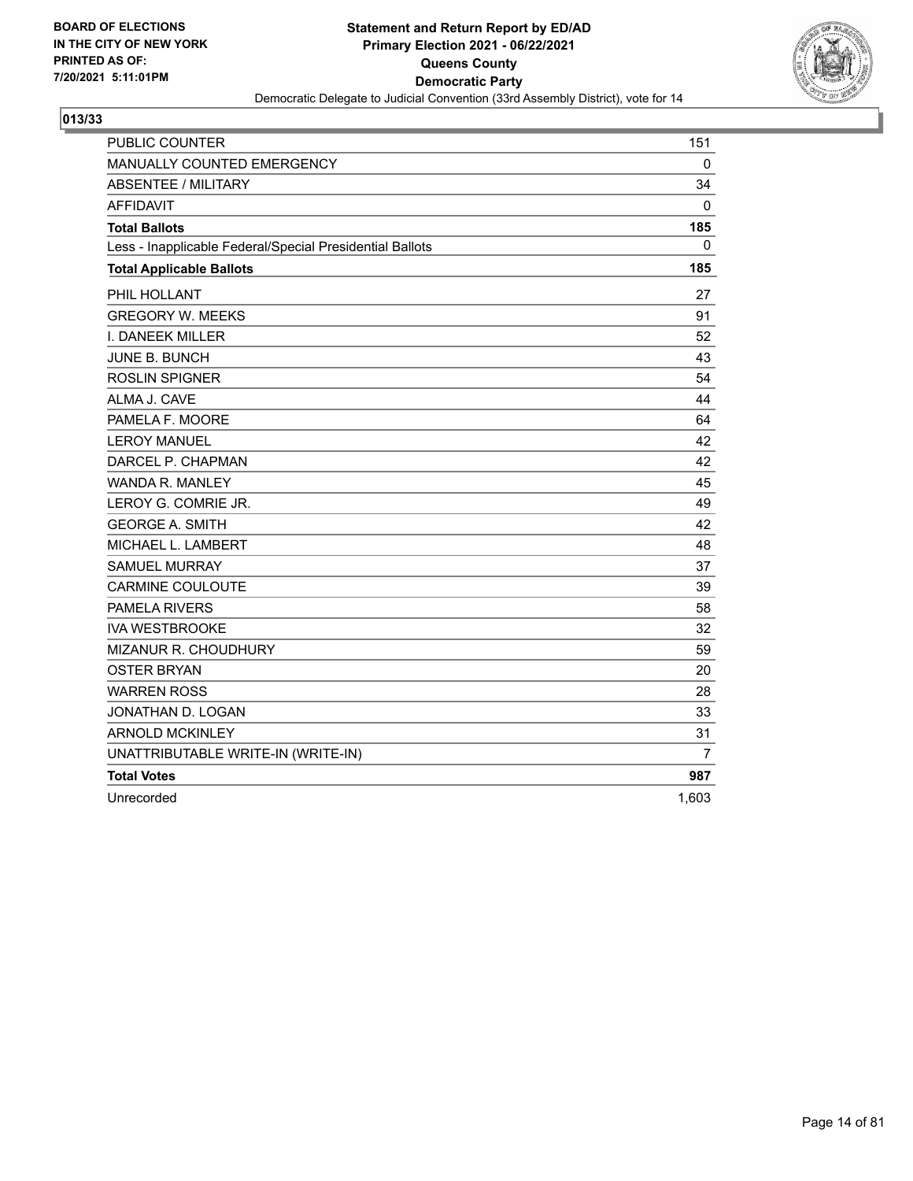BOARD OF ELECTIONS
IN THE CITY OF NEW YORK
PRINTED AS OF:
7/20/2021 5:11:01PM

**Statement and Return Report by ED/AD**
**Primary Election 2021 - 06/22/2021**
**Queens County**
**Democratic Party**
Democratic Delegate to Judicial Convention (33rd Assembly District), vote for 14

**013/33**

| | |
|---|---|
| PUBLIC COUNTER | 151 |
| MANUALLY COUNTED EMERGENCY | 0 |
| ABSENTEE / MILITARY | 34 |
| AFFIDAVIT | 0 |
| **Total Ballots** | **185** |
| Less - Inapplicable Federal/Special Presidential Ballots | 0 |
| **Total Applicable Ballots** | **185** |
| PHIL HOLLANT | 27 |
| GREGORY W. MEEKS | 91 |
| I. DANEEK MILLER | 52 |
| JUNE B. BUNCH | 43 |
| ROSLIN SPIGNER | 54 |
| ALMA J. CAVE | 44 |
| PAMELA F. MOORE | 64 |
| LEROY MANUEL | 42 |
| DARCEL P. CHAPMAN | 42 |
| WANDA R. MANLEY | 45 |
| LEROY G. COMRIE JR. | 49 |
| GEORGE A. SMITH | 42 |
| MICHAEL L. LAMBERT | 48 |
| SAMUEL MURRAY | 37 |
| CARMINE COULOUTE | 39 |
| PAMELA RIVERS | 58 |
| IVA WESTBROOKE | 32 |
| MIZANUR R. CHOUDHURY | 59 |
| OSTER BRYAN | 20 |
| WARREN ROSS | 28 |
| JONATHAN D. LOGAN | 33 |
| ARNOLD MCKINLEY | 31 |
| UNATTRIBUTABLE WRITE-IN (WRITE-IN) | 7 |
| **Total Votes** | **987** |
| Unrecorded | 1,603 |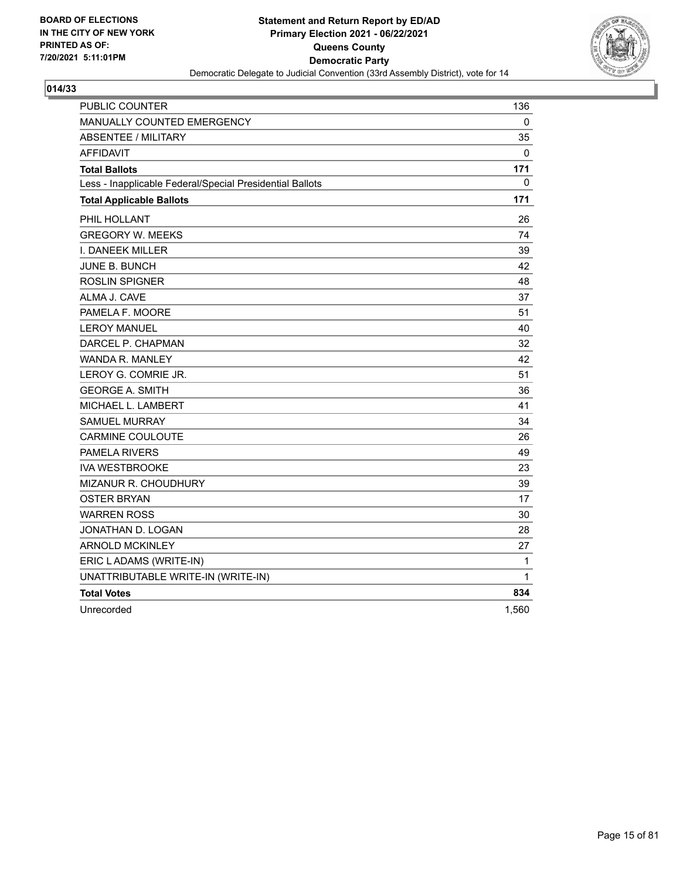**BOARD OF ELECTIONS IN THE CITY OF NEW YORK PRINTED AS OF: 7/20/2021 5:11:01PM**

**Statement and Return Report by ED/AD**
**Primary Election 2021 - 06/22/2021**
**Queens County**
**Democratic Party**
Democratic Delegate to Judicial Convention (33rd Assembly District), vote for 14

## 014/33

| | |
|---|---|
| PUBLIC COUNTER | 136 |
| MANUALLY COUNTED EMERGENCY | 0 |
| ABSENTEE / MILITARY | 35 |
| AFFIDAVIT | 0 |
| **Total Ballots** | **171** |
| Less - Inapplicable Federal/Special Presidential Ballots | 0 |
| **Total Applicable Ballots** | **171** |
| PHIL HOLLANT | 26 |
| GREGORY W. MEEKS | 74 |
| I. DANEEK MILLER | 39 |
| JUNE B. BUNCH | 42 |
| ROSLIN SPIGNER | 48 |
| ALMA J. CAVE | 37 |
| PAMELA F. MOORE | 51 |
| LEROY MANUEL | 40 |
| DARCEL P. CHAPMAN | 32 |
| WANDA R. MANLEY | 42 |
| LEROY G. COMRIE JR. | 51 |
| GEORGE A. SMITH | 36 |
| MICHAEL L. LAMBERT | 41 |
| SAMUEL MURRAY | 34 |
| CARMINE COULOUTE | 26 |
| PAMELA RIVERS | 49 |
| IVA WESTBROOKE | 23 |
| MIZANUR R. CHOUDHURY | 39 |
| OSTER BRYAN | 17 |
| WARREN ROSS | 30 |
| JONATHAN D. LOGAN | 28 |
| ARNOLD MCKINLEY | 27 |
| ERIC L ADAMS (WRITE-IN) | 1 |
| UNATTRIBUTABLE WRITE-IN (WRITE-IN) | 1 |
| **Total Votes** | **834** |
| Unrecorded | 1,560 |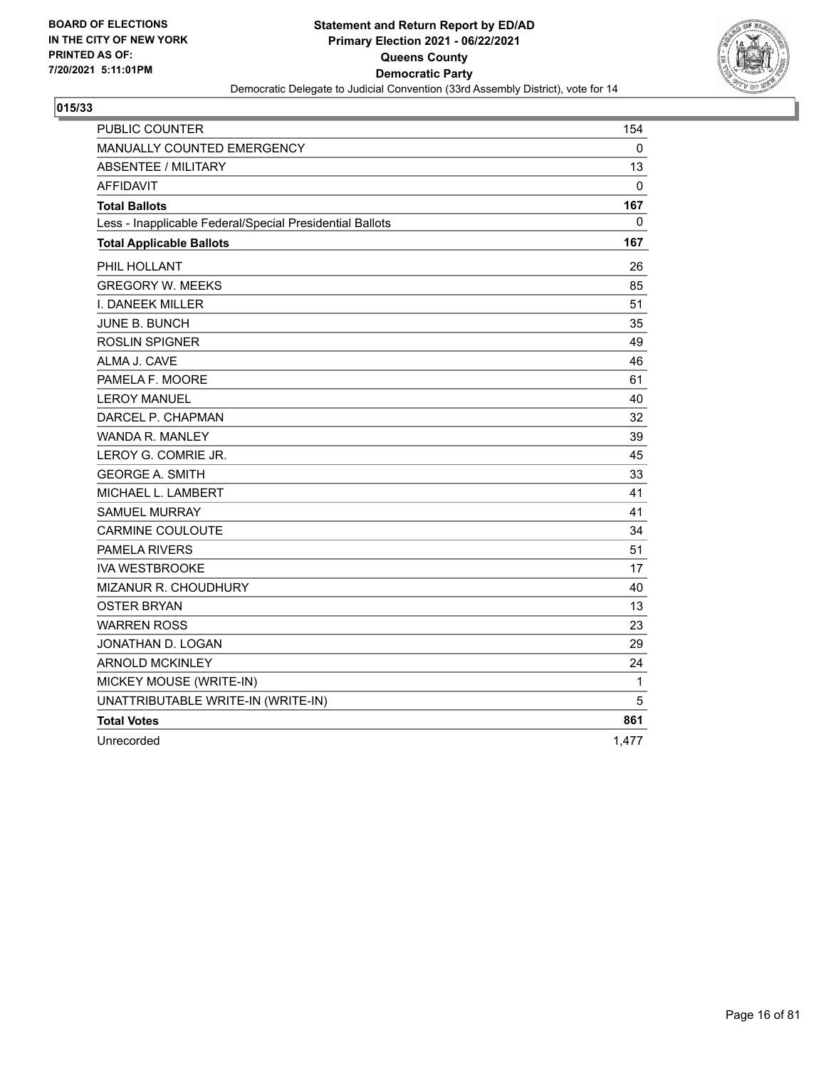**BOARD OF ELECTIONS IN THE CITY OF NEW YORK PRINTED AS OF: 7/20/2021 5:11:01PM**

**Statement and Return Report by ED/AD**
**Primary Election 2021 - 06/22/2021**
**Queens County**
**Democratic Party**
Democratic Delegate to Judicial Convention (33rd Assembly District), vote for 14

**015/33**

| | |
|---|---|
| PUBLIC COUNTER | 154 |
| MANUALLY COUNTED EMERGENCY | 0 |
| ABSENTEE / MILITARY | 13 |
| AFFIDAVIT | 0 |
| **Total Ballots** | **167** |
| Less - Inapplicable Federal/Special Presidential Ballots | 0 |
| **Total Applicable Ballots** | **167** |
| PHIL HOLLANT | 26 |
| GREGORY W. MEEKS | 85 |
| I. DANEEK MILLER | 51 |
| JUNE B. BUNCH | 35 |
| ROSLIN SPIGNER | 49 |
| ALMA J. CAVE | 46 |
| PAMELA F. MOORE | 61 |
| LEROY MANUEL | 40 |
| DARCEL P. CHAPMAN | 32 |
| WANDA R. MANLEY | 39 |
| LEROY G. COMRIE JR. | 45 |
| GEORGE A. SMITH | 33 |
| MICHAEL L. LAMBERT | 41 |
| SAMUEL MURRAY | 41 |
| CARMINE COULOUTE | 34 |
| PAMELA RIVERS | 51 |
| IVA WESTBROOKE | 17 |
| MIZANUR R. CHOUDHURY | 40 |
| OSTER BRYAN | 13 |
| WARREN ROSS | 23 |
| JONATHAN D. LOGAN | 29 |
| ARNOLD MCKINLEY | 24 |
| MICKEY MOUSE (WRITE-IN) | 1 |
| UNATTRIBUTABLE WRITE-IN (WRITE-IN) | 5 |
| **Total Votes** | **861** |
| Unrecorded | 1,477 |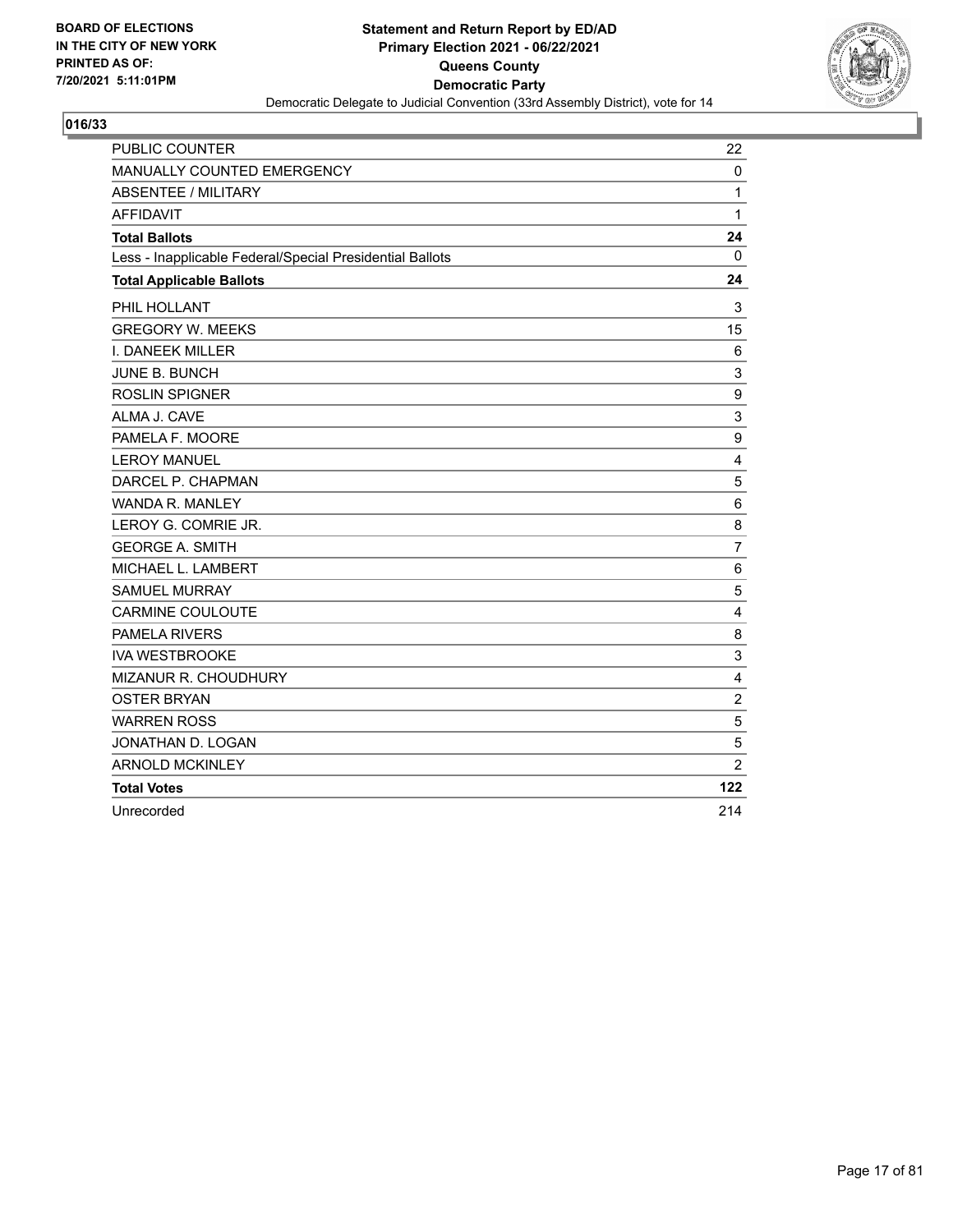**BOARD OF ELECTIONS IN THE CITY OF NEW YORK PRINTED AS OF: 7/20/2021 5:11:01PM**

**Statement and Return Report by ED/AD**
**Primary Election 2021 - 06/22/2021**
**Queens County**
**Democratic Party**
Democratic Delegate to Judicial Convention (33rd Assembly District), vote for 14

**016/33**

| | |
|---|---|
| PUBLIC COUNTER | 22 |
| MANUALLY COUNTED EMERGENCY | 0 |
| ABSENTEE / MILITARY | 1 |
| AFFIDAVIT | 1 |
| **Total Ballots** | **24** |
| Less - Inapplicable Federal/Special Presidential Ballots | 0 |
| **Total Applicable Ballots** | **24** |
| PHIL HOLLANT | 3 |
| GREGORY W. MEEKS | 15 |
| I. DANEEK MILLER | 6 |
| JUNE B. BUNCH | 3 |
| ROSLIN SPIGNER | 9 |
| ALMA J. CAVE | 3 |
| PAMELA F. MOORE | 9 |
| LEROY MANUEL | 4 |
| DARCEL P. CHAPMAN | 5 |
| WANDA R. MANLEY | 6 |
| LEROY G. COMRIE JR. | 8 |
| GEORGE A. SMITH | 7 |
| MICHAEL L. LAMBERT | 6 |
| SAMUEL MURRAY | 5 |
| CARMINE COULOUTE | 4 |
| PAMELA RIVERS | 8 |
| IVA WESTBROOKE | 3 |
| MIZANUR R. CHOUDHURY | 4 |
| OSTER BRYAN | 2 |
| WARREN ROSS | 5 |
| JONATHAN D. LOGAN | 5 |
| ARNOLD MCKINLEY | 2 |
| **Total Votes** | **122** |
| Unrecorded | 214 |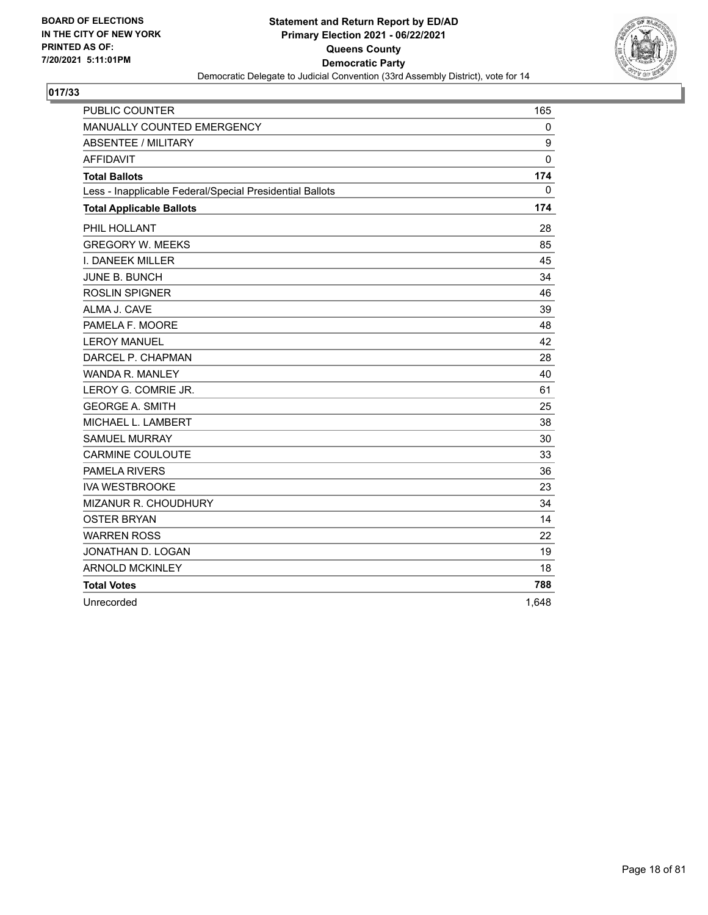BOARD OF ELECTIONS
IN THE CITY OF NEW YORK
PRINTED AS OF:
7/20/2021 5:11:01PM

**Statement and Return Report by ED/AD**
**Primary Election 2021 - 06/22/2021**
**Queens County**
**Democratic Party**
Democratic Delegate to Judicial Convention (33rd Assembly District), vote for 14

### 017/33

| | |
|---|---|
| PUBLIC COUNTER | 165 |
| MANUALLY COUNTED EMERGENCY | 0 |
| ABSENTEE / MILITARY | 9 |
| AFFIDAVIT | 0 |
| **Total Ballots** | **174** |
| Less - Inapplicable Federal/Special Presidential Ballots | 0 |
| **Total Applicable Ballots** | **174** |
| PHIL HOLLANT | 28 |
| GREGORY W. MEEKS | 85 |
| I. DANEEK MILLER | 45 |
| JUNE B. BUNCH | 34 |
| ROSLIN SPIGNER | 46 |
| ALMA J. CAVE | 39 |
| PAMELA F. MOORE | 48 |
| LEROY MANUEL | 42 |
| DARCEL P. CHAPMAN | 28 |
| WANDA R. MANLEY | 40 |
| LEROY G. COMRIE JR. | 61 |
| GEORGE A. SMITH | 25 |
| MICHAEL L. LAMBERT | 38 |
| SAMUEL MURRAY | 30 |
| CARMINE COULOUTE | 33 |
| PAMELA RIVERS | 36 |
| IVA WESTBROOKE | 23 |
| MIZANUR R. CHOUDHURY | 34 |
| OSTER BRYAN | 14 |
| WARREN ROSS | 22 |
| JONATHAN D. LOGAN | 19 |
| ARNOLD MCKINLEY | 18 |
| **Total Votes** | **788** |
| Unrecorded | 1,648 |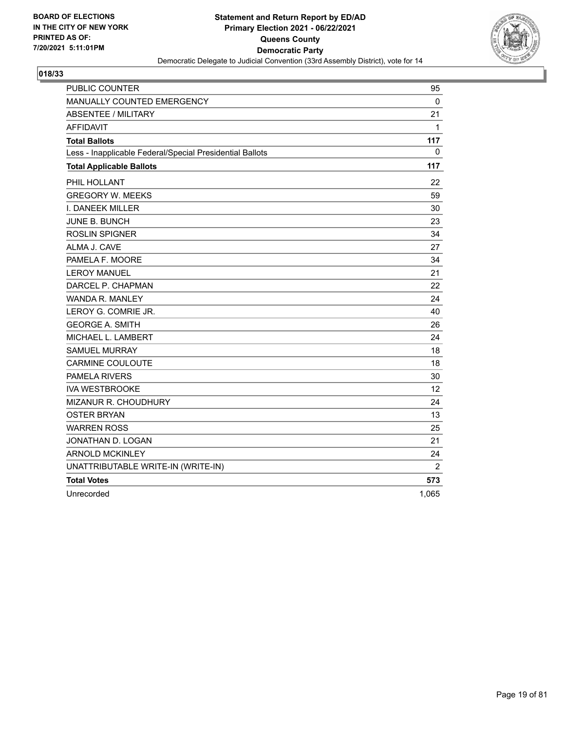**BOARD OF ELECTIONS IN THE CITY OF NEW YORK PRINTED AS OF: 7/20/2021 5:11:01PM**

**Statement and Return Report by ED/AD**
**Primary Election 2021 - 06/22/2021**
**Queens County**
**Democratic Party**
Democratic Delegate to Judicial Convention (33rd Assembly District), vote for 14

## 018/33

| | |
|---|---|
| PUBLIC COUNTER | 95 |
| MANUALLY COUNTED EMERGENCY | 0 |
| ABSENTEE / MILITARY | 21 |
| AFFIDAVIT | 1 |
| **Total Ballots** | **117** |
| Less - Inapplicable Federal/Special Presidential Ballots | 0 |
| **Total Applicable Ballots** | **117** |
| PHIL HOLLANT | 22 |
| GREGORY W. MEEKS | 59 |
| I. DANEEK MILLER | 30 |
| JUNE B. BUNCH | 23 |
| ROSLIN SPIGNER | 34 |
| ALMA J. CAVE | 27 |
| PAMELA F. MOORE | 34 |
| LEROY MANUEL | 21 |
| DARCEL P. CHAPMAN | 22 |
| WANDA R. MANLEY | 24 |
| LEROY G. COMRIE JR. | 40 |
| GEORGE A. SMITH | 26 |
| MICHAEL L. LAMBERT | 24 |
| SAMUEL MURRAY | 18 |
| CARMINE COULOUTE | 18 |
| PAMELA RIVERS | 30 |
| IVA WESTBROOKE | 12 |
| MIZANUR R. CHOUDHURY | 24 |
| OSTER BRYAN | 13 |
| WARREN ROSS | 25 |
| JONATHAN D. LOGAN | 21 |
| ARNOLD MCKINLEY | 24 |
| UNATTRIBUTABLE WRITE-IN (WRITE-IN) | 2 |
| **Total Votes** | **573** |
| Unrecorded | 1,065 |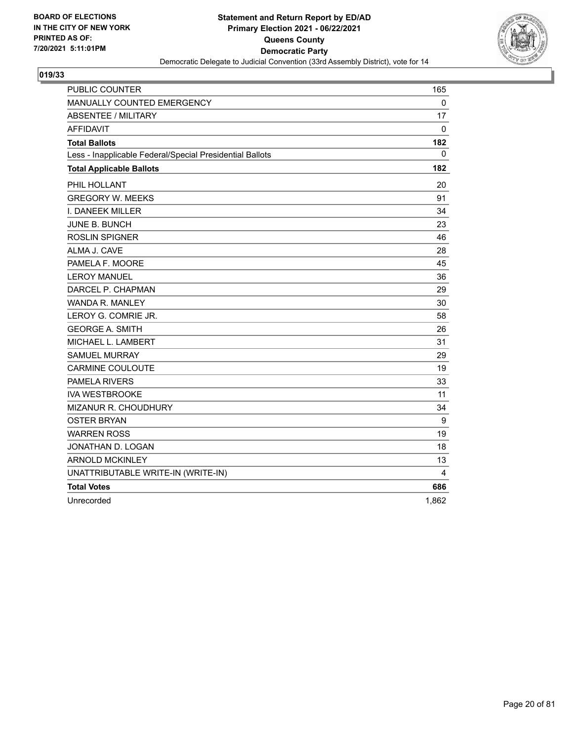**BOARD OF ELECTIONS IN THE CITY OF NEW YORK PRINTED AS OF: 7/20/2021 5:11:01PM**

**Statement and Return Report by ED/AD**
**Primary Election 2021 - 06/22/2021**
**Queens County**
**Democratic Party**
Democratic Delegate to Judicial Convention (33rd Assembly District), vote for 14

## 019/33

| | |
|---|---|
| PUBLIC COUNTER | 165 |
| MANUALLY COUNTED EMERGENCY | 0 |
| ABSENTEE / MILITARY | 17 |
| AFFIDAVIT | 0 |
| **Total Ballots** | **182** |
| Less - Inapplicable Federal/Special Presidential Ballots | 0 |
| **Total Applicable Ballots** | **182** |
| PHIL HOLLANT | 20 |
| GREGORY W. MEEKS | 91 |
| I. DANEEK MILLER | 34 |
| JUNE B. BUNCH | 23 |
| ROSLIN SPIGNER | 46 |
| ALMA J. CAVE | 28 |
| PAMELA F. MOORE | 45 |
| LEROY MANUEL | 36 |
| DARCEL P. CHAPMAN | 29 |
| WANDA R. MANLEY | 30 |
| LEROY G. COMRIE JR. | 58 |
| GEORGE A. SMITH | 26 |
| MICHAEL L. LAMBERT | 31 |
| SAMUEL MURRAY | 29 |
| CARMINE COULOUTE | 19 |
| PAMELA RIVERS | 33 |
| IVA WESTBROOKE | 11 |
| MIZANUR R. CHOUDHURY | 34 |
| OSTER BRYAN | 9 |
| WARREN ROSS | 19 |
| JONATHAN D. LOGAN | 18 |
| ARNOLD MCKINLEY | 13 |
| UNATTRIBUTABLE WRITE-IN (WRITE-IN) | 4 |
| **Total Votes** | **686** |
| Unrecorded | 1,862 |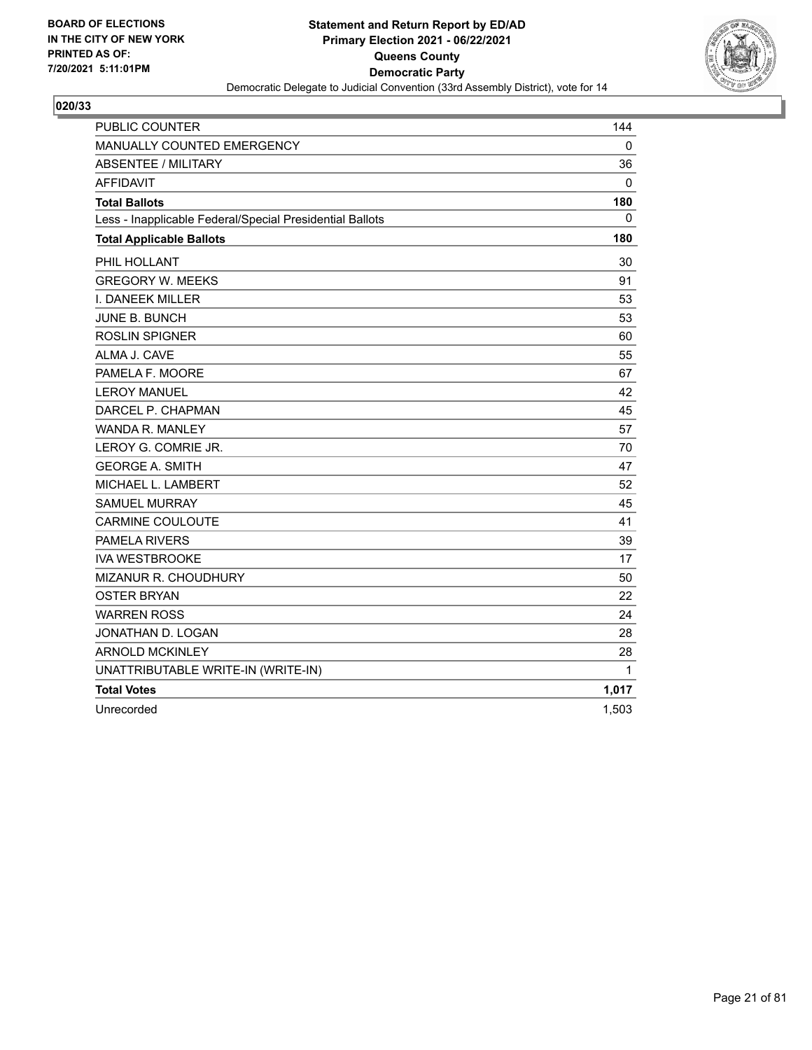**BOARD OF ELECTIONS IN THE CITY OF NEW YORK PRINTED AS OF: 7/20/2021 5:11:01PM**

**Statement and Return Report by ED/AD**
**Primary Election 2021 - 06/22/2021**
**Queens County**
**Democratic Party**
Democratic Delegate to Judicial Convention (33rd Assembly District), vote for 14

**020/33**

| | |
|---|---|
| PUBLIC COUNTER | 144 |
| MANUALLY COUNTED EMERGENCY | 0 |
| ABSENTEE / MILITARY | 36 |
| AFFIDAVIT | 0 |
| **Total Ballots** | **180** |
| Less - Inapplicable Federal/Special Presidential Ballots | 0 |
| **Total Applicable Ballots** | **180** |
| PHIL HOLLANT | 30 |
| GREGORY W. MEEKS | 91 |
| I. DANEEK MILLER | 53 |
| JUNE B. BUNCH | 53 |
| ROSLIN SPIGNER | 60 |
| ALMA J. CAVE | 55 |
| PAMELA F. MOORE | 67 |
| LEROY MANUEL | 42 |
| DARCEL P. CHAPMAN | 45 |
| WANDA R. MANLEY | 57 |
| LEROY G. COMRIE JR. | 70 |
| GEORGE A. SMITH | 47 |
| MICHAEL L. LAMBERT | 52 |
| SAMUEL MURRAY | 45 |
| CARMINE COULOUTE | 41 |
| PAMELA RIVERS | 39 |
| IVA WESTBROOKE | 17 |
| MIZANUR R. CHOUDHURY | 50 |
| OSTER BRYAN | 22 |
| WARREN ROSS | 24 |
| JONATHAN D. LOGAN | 28 |
| ARNOLD MCKINLEY | 28 |
| UNATTRIBUTABLE WRITE-IN (WRITE-IN) | 1 |
| **Total Votes** | **1,017** |
| Unrecorded | 1,503 |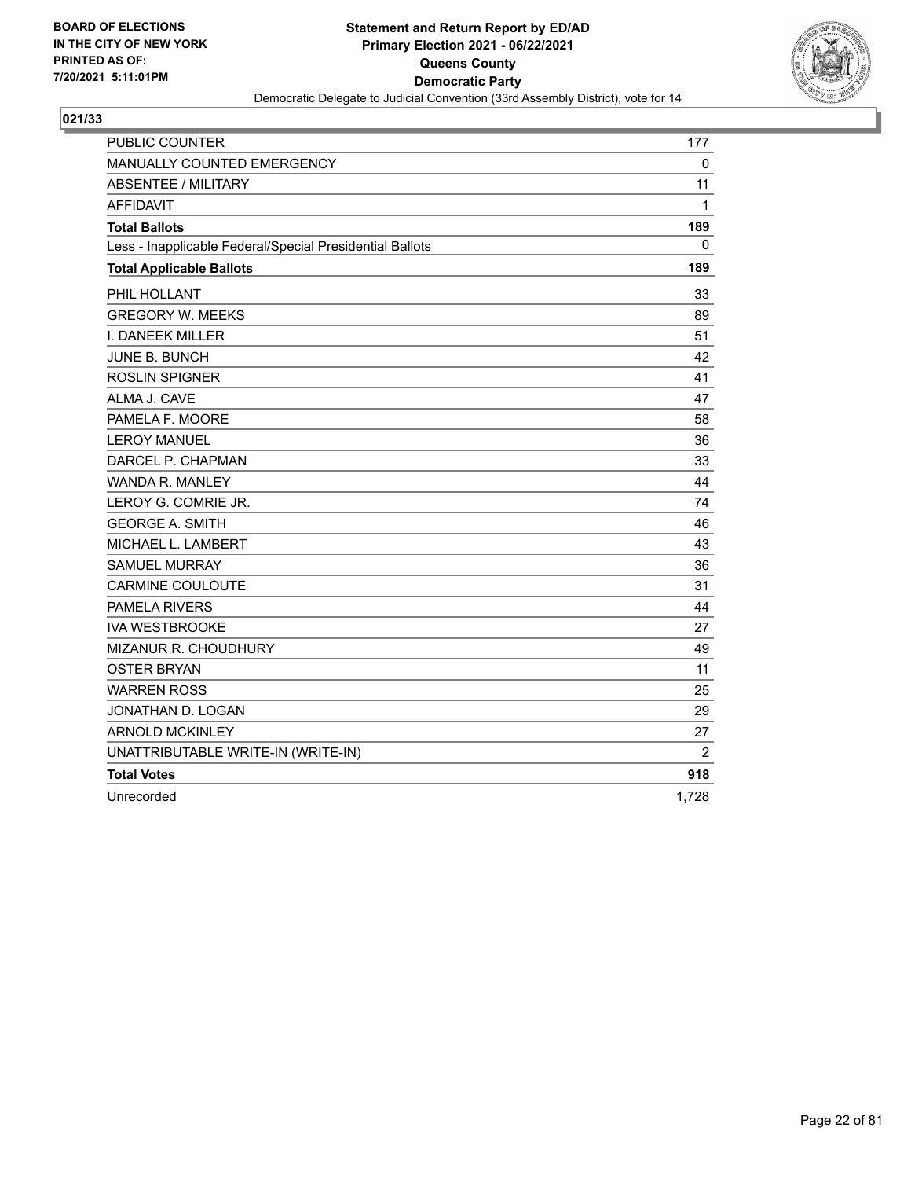**BOARD OF ELECTIONS IN THE CITY OF NEW YORK PRINTED AS OF: 7/20/2021 5:11:01PM**

**Statement and Return Report by ED/AD**
**Primary Election 2021 - 06/22/2021**
**Queens County**
**Democratic Party**
Democratic Delegate to Judicial Convention (33rd Assembly District), vote for 14

## 021/33

| | |
|---|---|
| PUBLIC COUNTER | 177 |
| MANUALLY COUNTED EMERGENCY | 0 |
| ABSENTEE / MILITARY | 11 |
| AFFIDAVIT | 1 |
| **Total Ballots** | **189** |
| Less - Inapplicable Federal/Special Presidential Ballots | 0 |
| **Total Applicable Ballots** | **189** |
| PHIL HOLLANT | 33 |
| GREGORY W. MEEKS | 89 |
| I. DANEEK MILLER | 51 |
| JUNE B. BUNCH | 42 |
| ROSLIN SPIGNER | 41 |
| ALMA J. CAVE | 47 |
| PAMELA F. MOORE | 58 |
| LEROY MANUEL | 36 |
| DARCEL P. CHAPMAN | 33 |
| WANDA R. MANLEY | 44 |
| LEROY G. COMRIE JR. | 74 |
| GEORGE A. SMITH | 46 |
| MICHAEL L. LAMBERT | 43 |
| SAMUEL MURRAY | 36 |
| CARMINE COULOUTE | 31 |
| PAMELA RIVERS | 44 |
| IVA WESTBROOKE | 27 |
| MIZANUR R. CHOUDHURY | 49 |
| OSTER BRYAN | 11 |
| WARREN ROSS | 25 |
| JONATHAN D. LOGAN | 29 |
| ARNOLD MCKINLEY | 27 |
| UNATTRIBUTABLE WRITE-IN (WRITE-IN) | 2 |
| **Total Votes** | **918** |
| Unrecorded | 1,728 |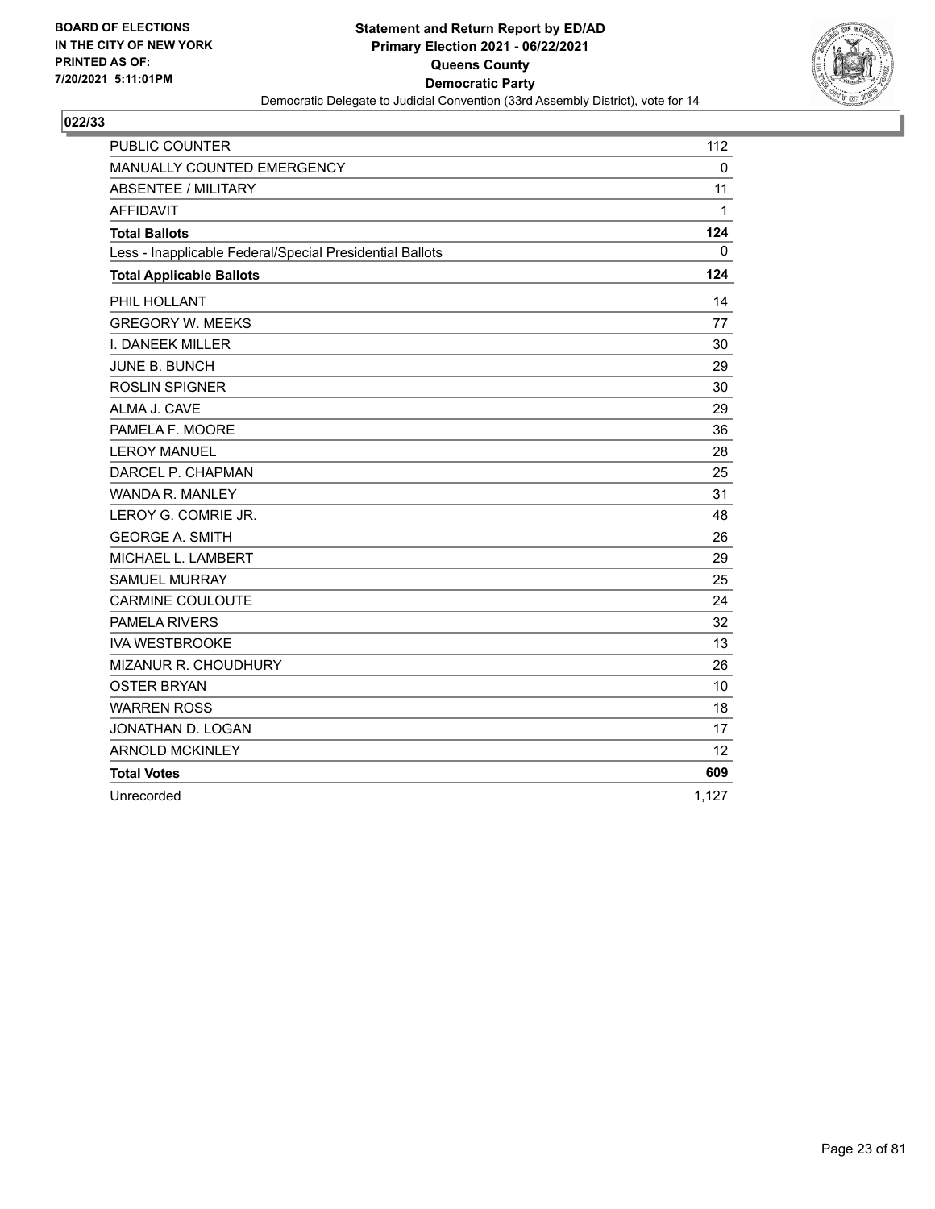**BOARD OF ELECTIONS IN THE CITY OF NEW YORK PRINTED AS OF: 7/20/2021 5:11:01PM**

**Statement and Return Report by ED/AD**
**Primary Election 2021 - 06/22/2021**
**Queens County**
**Democratic Party**
Democratic Delegate to Judicial Convention (33rd Assembly District), vote for 14

## 022/33

| | |
|---|---|
| PUBLIC COUNTER | 112 |
| MANUALLY COUNTED EMERGENCY | 0 |
| ABSENTEE / MILITARY | 11 |
| AFFIDAVIT | 1 |
| **Total Ballots** | **124** |
| Less - Inapplicable Federal/Special Presidential Ballots | 0 |
| **Total Applicable Ballots** | **124** |
| PHIL HOLLANT | 14 |
| GREGORY W. MEEKS | 77 |
| I. DANEEK MILLER | 30 |
| JUNE B. BUNCH | 29 |
| ROSLIN SPIGNER | 30 |
| ALMA J. CAVE | 29 |
| PAMELA F. MOORE | 36 |
| LEROY MANUEL | 28 |
| DARCEL P. CHAPMAN | 25 |
| WANDA R. MANLEY | 31 |
| LEROY G. COMRIE JR. | 48 |
| GEORGE A. SMITH | 26 |
| MICHAEL L. LAMBERT | 29 |
| SAMUEL MURRAY | 25 |
| CARMINE COULOUTE | 24 |
| PAMELA RIVERS | 32 |
| IVA WESTBROOKE | 13 |
| MIZANUR R. CHOUDHURY | 26 |
| OSTER BRYAN | 10 |
| WARREN ROSS | 18 |
| JONATHAN D. LOGAN | 17 |
| ARNOLD MCKINLEY | 12 |
| **Total Votes** | **609** |
| Unrecorded | 1,127 |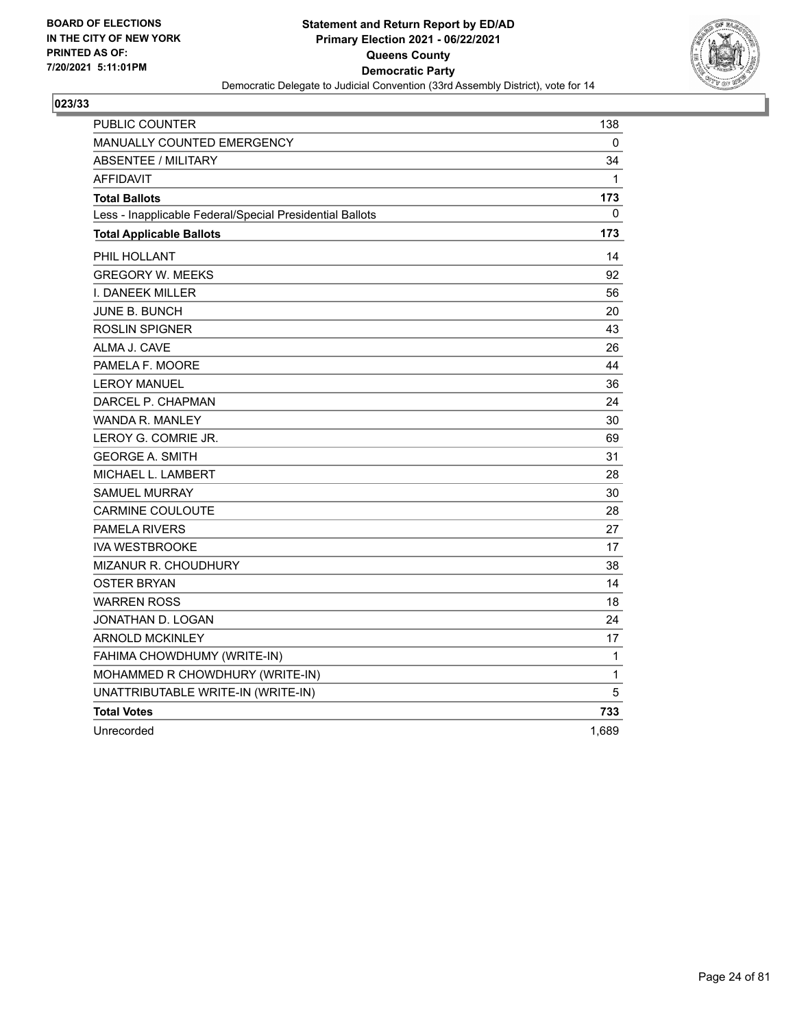**BOARD OF ELECTIONS IN THE CITY OF NEW YORK PRINTED AS OF: 7/20/2021 5:11:01PM**

**Statement and Return Report by ED/AD Primary Election 2021 - 06/22/2021 Queens County Democratic Party**

Democratic Delegate to Judicial Convention (33rd Assembly District), vote for 14

**023/33**

| | |
|---|---|
| PUBLIC COUNTER | 138 |
| MANUALLY COUNTED EMERGENCY | 0 |
| ABSENTEE / MILITARY | 34 |
| AFFIDAVIT | 1 |
| **Total Ballots** | **173** |
| Less - Inapplicable Federal/Special Presidential Ballots | 0 |
| **Total Applicable Ballots** | **173** |
| PHIL HOLLANT | 14 |
| GREGORY W. MEEKS | 92 |
| I. DANEEK MILLER | 56 |
| JUNE B. BUNCH | 20 |
| ROSLIN SPIGNER | 43 |
| ALMA J. CAVE | 26 |
| PAMELA F. MOORE | 44 |
| LEROY MANUEL | 36 |
| DARCEL P. CHAPMAN | 24 |
| WANDA R. MANLEY | 30 |
| LEROY G. COMRIE JR. | 69 |
| GEORGE A. SMITH | 31 |
| MICHAEL L. LAMBERT | 28 |
| SAMUEL MURRAY | 30 |
| CARMINE COULOUTE | 28 |
| PAMELA RIVERS | 27 |
| IVA WESTBROOKE | 17 |
| MIZANUR R. CHOUDHURY | 38 |
| OSTER BRYAN | 14 |
| WARREN ROSS | 18 |
| JONATHAN D. LOGAN | 24 |
| ARNOLD MCKINLEY | 17 |
| FAHIMA CHOWDHUMY (WRITE-IN) | 1 |
| MOHAMMED R CHOWDHURY (WRITE-IN) | 1 |
| UNATTRIBUTABLE WRITE-IN (WRITE-IN) | 5 |
| **Total Votes** | **733** |
| Unrecorded | 1,689 |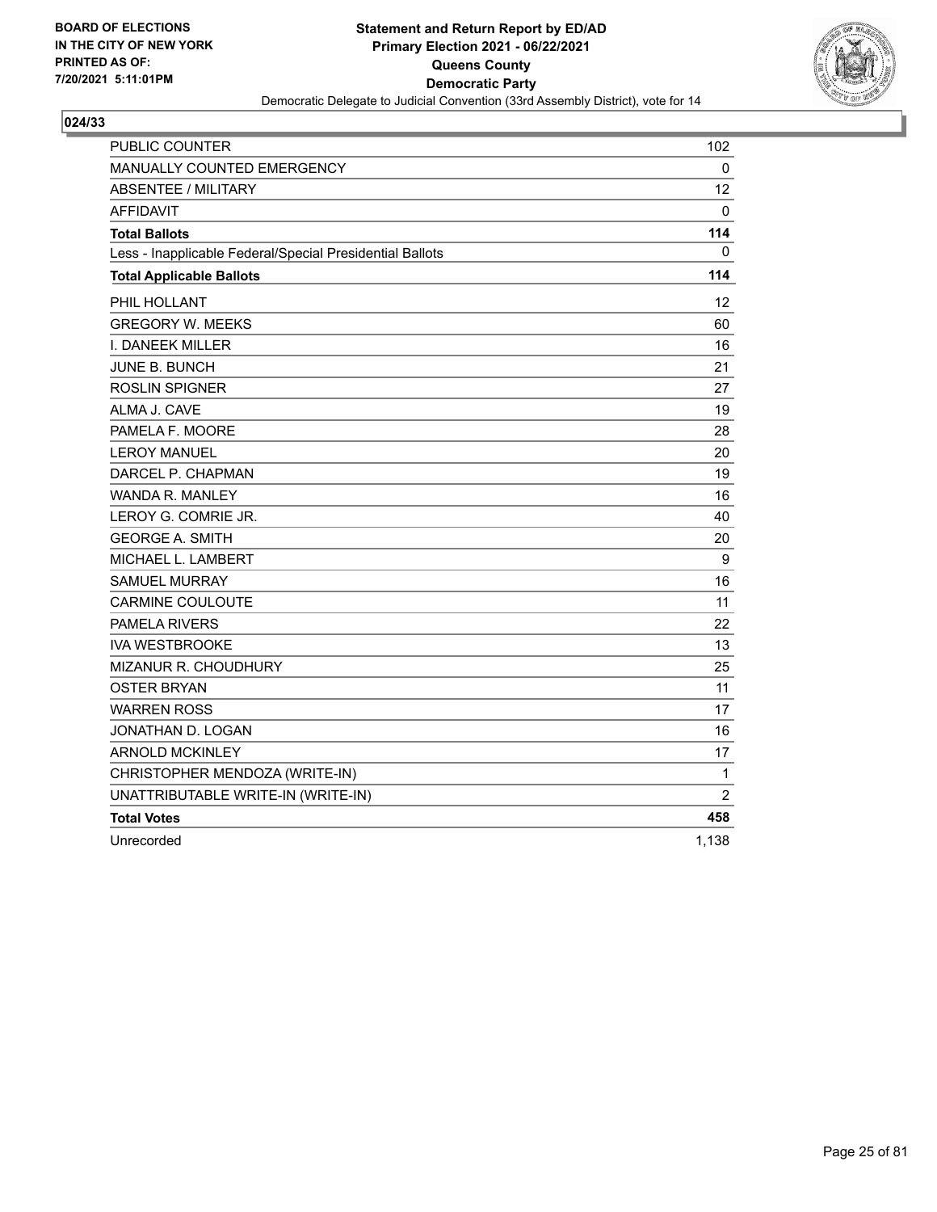BOARD OF ELECTIONS
IN THE CITY OF NEW YORK
PRINTED AS OF:
7/20/2021 5:11:01PM

**Statement and Return Report by ED/AD**
**Primary Election 2021 - 06/22/2021**
**Queens County**
**Democratic Party**
Democratic Delegate to Judicial Convention (33rd Assembly District), vote for 14

## 024/33

| | |
|---|---|
| PUBLIC COUNTER | 102 |
| MANUALLY COUNTED EMERGENCY | 0 |
| ABSENTEE / MILITARY | 12 |
| AFFIDAVIT | 0 |
| **Total Ballots** | **114** |
| Less - Inapplicable Federal/Special Presidential Ballots | 0 |
| **Total Applicable Ballots** | **114** |
| PHIL HOLLANT | 12 |
| GREGORY W. MEEKS | 60 |
| I. DANEEK MILLER | 16 |
| JUNE B. BUNCH | 21 |
| ROSLIN SPIGNER | 27 |
| ALMA J. CAVE | 19 |
| PAMELA F. MOORE | 28 |
| LEROY MANUEL | 20 |
| DARCEL P. CHAPMAN | 19 |
| WANDA R. MANLEY | 16 |
| LEROY G. COMRIE JR. | 40 |
| GEORGE A. SMITH | 20 |
| MICHAEL L. LAMBERT | 9 |
| SAMUEL MURRAY | 16 |
| CARMINE COULOUTE | 11 |
| PAMELA RIVERS | 22 |
| IVA WESTBROOKE | 13 |
| MIZANUR R. CHOUDHURY | 25 |
| OSTER BRYAN | 11 |
| WARREN ROSS | 17 |
| JONATHAN D. LOGAN | 16 |
| ARNOLD MCKINLEY | 17 |
| CHRISTOPHER MENDOZA (WRITE-IN) | 1 |
| UNATTRIBUTABLE WRITE-IN (WRITE-IN) | 2 |
| **Total Votes** | **458** |
| Unrecorded | 1,138 |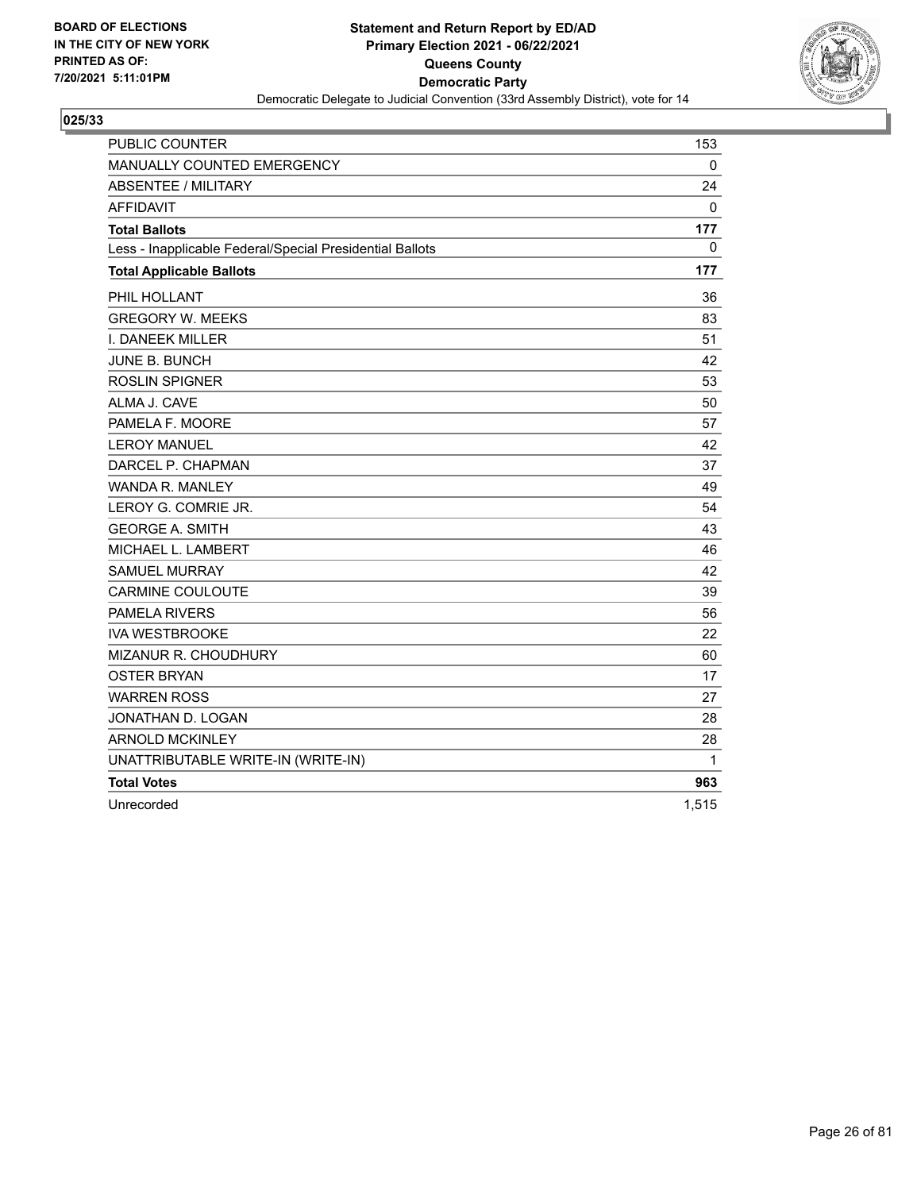BOARD OF ELECTIONS
IN THE CITY OF NEW YORK
PRINTED AS OF:
7/20/2021 5:11:01PM

**Statement and Return Report by ED/AD**
**Primary Election 2021 - 06/22/2021**
**Queens County**
**Democratic Party**
Democratic Delegate to Judicial Convention (33rd Assembly District), vote for 14

**025/33**

| | |
|---|---|
| PUBLIC COUNTER | 153 |
| MANUALLY COUNTED EMERGENCY | 0 |
| ABSENTEE / MILITARY | 24 |
| AFFIDAVIT | 0 |
| **Total Ballots** | **177** |
| Less - Inapplicable Federal/Special Presidential Ballots | 0 |
| **Total Applicable Ballots** | **177** |
| PHIL HOLLANT | 36 |
| GREGORY W. MEEKS | 83 |
| I. DANEEK MILLER | 51 |
| JUNE B. BUNCH | 42 |
| ROSLIN SPIGNER | 53 |
| ALMA J. CAVE | 50 |
| PAMELA F. MOORE | 57 |
| LEROY MANUEL | 42 |
| DARCEL P. CHAPMAN | 37 |
| WANDA R. MANLEY | 49 |
| LEROY G. COMRIE JR. | 54 |
| GEORGE A. SMITH | 43 |
| MICHAEL L. LAMBERT | 46 |
| SAMUEL MURRAY | 42 |
| CARMINE COULOUTE | 39 |
| PAMELA RIVERS | 56 |
| IVA WESTBROOKE | 22 |
| MIZANUR R. CHOUDHURY | 60 |
| OSTER BRYAN | 17 |
| WARREN ROSS | 27 |
| JONATHAN D. LOGAN | 28 |
| ARNOLD MCKINLEY | 28 |
| UNATTRIBUTABLE WRITE-IN (WRITE-IN) | 1 |
| **Total Votes** | **963** |
| Unrecorded | 1,515 |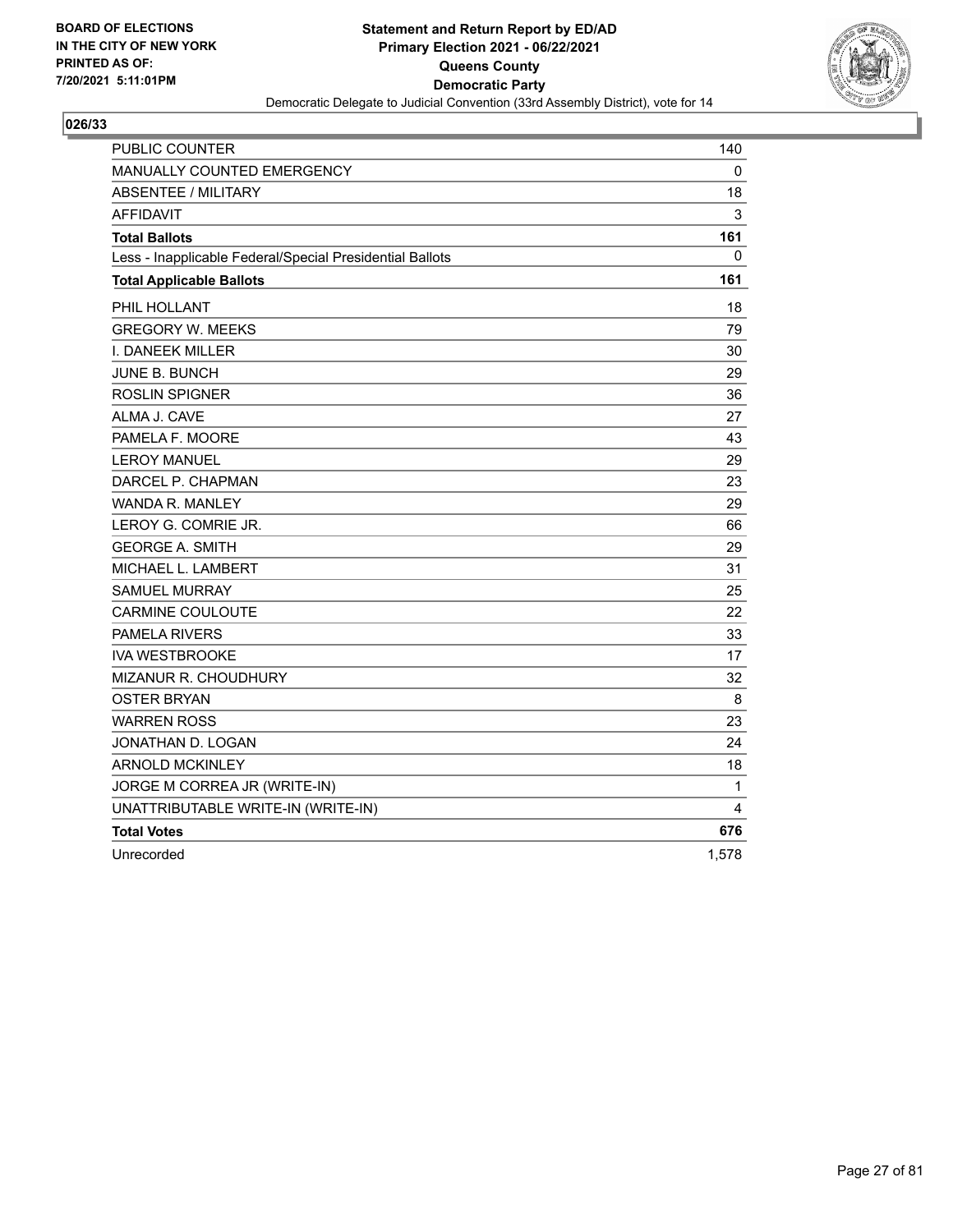BOARD OF ELECTIONS
IN THE CITY OF NEW YORK
PRINTED AS OF:
7/20/2021 5:11:01PM

**Statement and Return Report by ED/AD**
**Primary Election 2021 - 06/22/2021**
**Queens County**
**Democratic Party**
Democratic Delegate to Judicial Convention (33rd Assembly District), vote for 14

**026/33**

| | |
|---|---|
| PUBLIC COUNTER | 140 |
| MANUALLY COUNTED EMERGENCY | 0 |
| ABSENTEE / MILITARY | 18 |
| AFFIDAVIT | 3 |
| **Total Ballots** | **161** |
| Less - Inapplicable Federal/Special Presidential Ballots | 0 |
| **Total Applicable Ballots** | **161** |
| PHIL HOLLANT | 18 |
| GREGORY W. MEEKS | 79 |
| I. DANEEK MILLER | 30 |
| JUNE B. BUNCH | 29 |
| ROSLIN SPIGNER | 36 |
| ALMA J. CAVE | 27 |
| PAMELA F. MOORE | 43 |
| LEROY MANUEL | 29 |
| DARCEL P. CHAPMAN | 23 |
| WANDA R. MANLEY | 29 |
| LEROY G. COMRIE JR. | 66 |
| GEORGE A. SMITH | 29 |
| MICHAEL L. LAMBERT | 31 |
| SAMUEL MURRAY | 25 |
| CARMINE COULOUTE | 22 |
| PAMELA RIVERS | 33 |
| IVA WESTBROOKE | 17 |
| MIZANUR R. CHOUDHURY | 32 |
| OSTER BRYAN | 8 |
| WARREN ROSS | 23 |
| JONATHAN D. LOGAN | 24 |
| ARNOLD MCKINLEY | 18 |
| JORGE M CORREA JR (WRITE-IN) | 1 |
| UNATTRIBUTABLE WRITE-IN (WRITE-IN) | 4 |
| **Total Votes** | **676** |
| Unrecorded | 1,578 |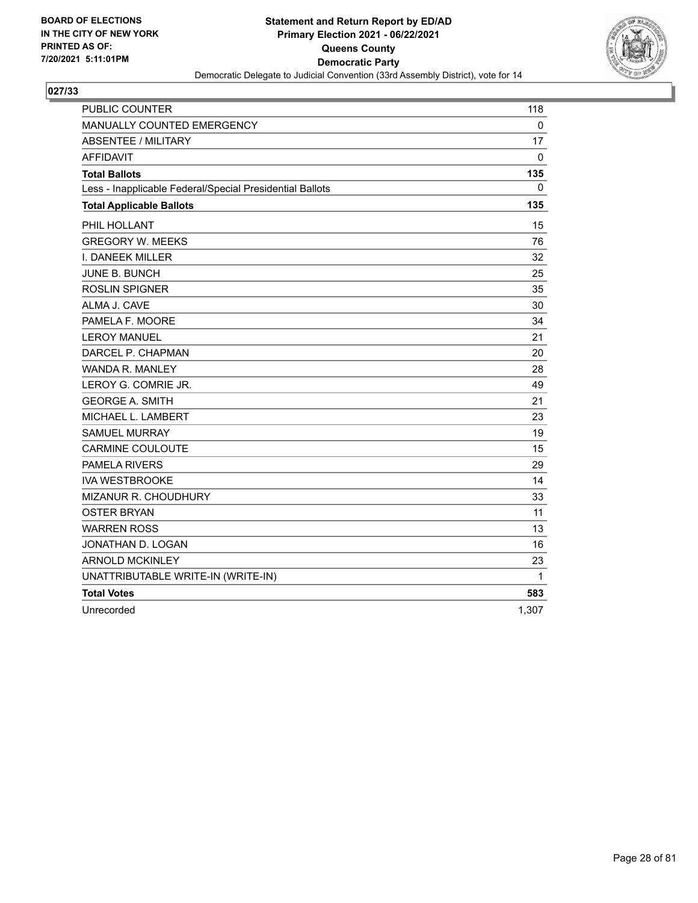BOARD OF ELECTIONS
IN THE CITY OF NEW YORK
PRINTED AS OF:
7/20/2021 5:11:01PM

**Statement and Return Report by ED/AD**
**Primary Election 2021 - 06/22/2021**
**Queens County**
**Democratic Party**
Democratic Delegate to Judicial Convention (33rd Assembly District), vote for 14

**027/33**

| | |
|---|---|
| PUBLIC COUNTER | 118 |
| MANUALLY COUNTED EMERGENCY | 0 |
| ABSENTEE / MILITARY | 17 |
| AFFIDAVIT | 0 |
| **Total Ballots** | **135** |
| Less - Inapplicable Federal/Special Presidential Ballots | 0 |
| **Total Applicable Ballots** | **135** |
| PHIL HOLLANT | 15 |
| GREGORY W. MEEKS | 76 |
| I. DANEEK MILLER | 32 |
| JUNE B. BUNCH | 25 |
| ROSLIN SPIGNER | 35 |
| ALMA J. CAVE | 30 |
| PAMELA F. MOORE | 34 |
| LEROY MANUEL | 21 |
| DARCEL P. CHAPMAN | 20 |
| WANDA R. MANLEY | 28 |
| LEROY G. COMRIE JR. | 49 |
| GEORGE A. SMITH | 21 |
| MICHAEL L. LAMBERT | 23 |
| SAMUEL MURRAY | 19 |
| CARMINE COULOUTE | 15 |
| PAMELA RIVERS | 29 |
| IVA WESTBROOKE | 14 |
| MIZANUR R. CHOUDHURY | 33 |
| OSTER BRYAN | 11 |
| WARREN ROSS | 13 |
| JONATHAN D. LOGAN | 16 |
| ARNOLD MCKINLEY | 23 |
| UNATTRIBUTABLE WRITE-IN (WRITE-IN) | 1 |
| **Total Votes** | **583** |
| Unrecorded | 1,307 |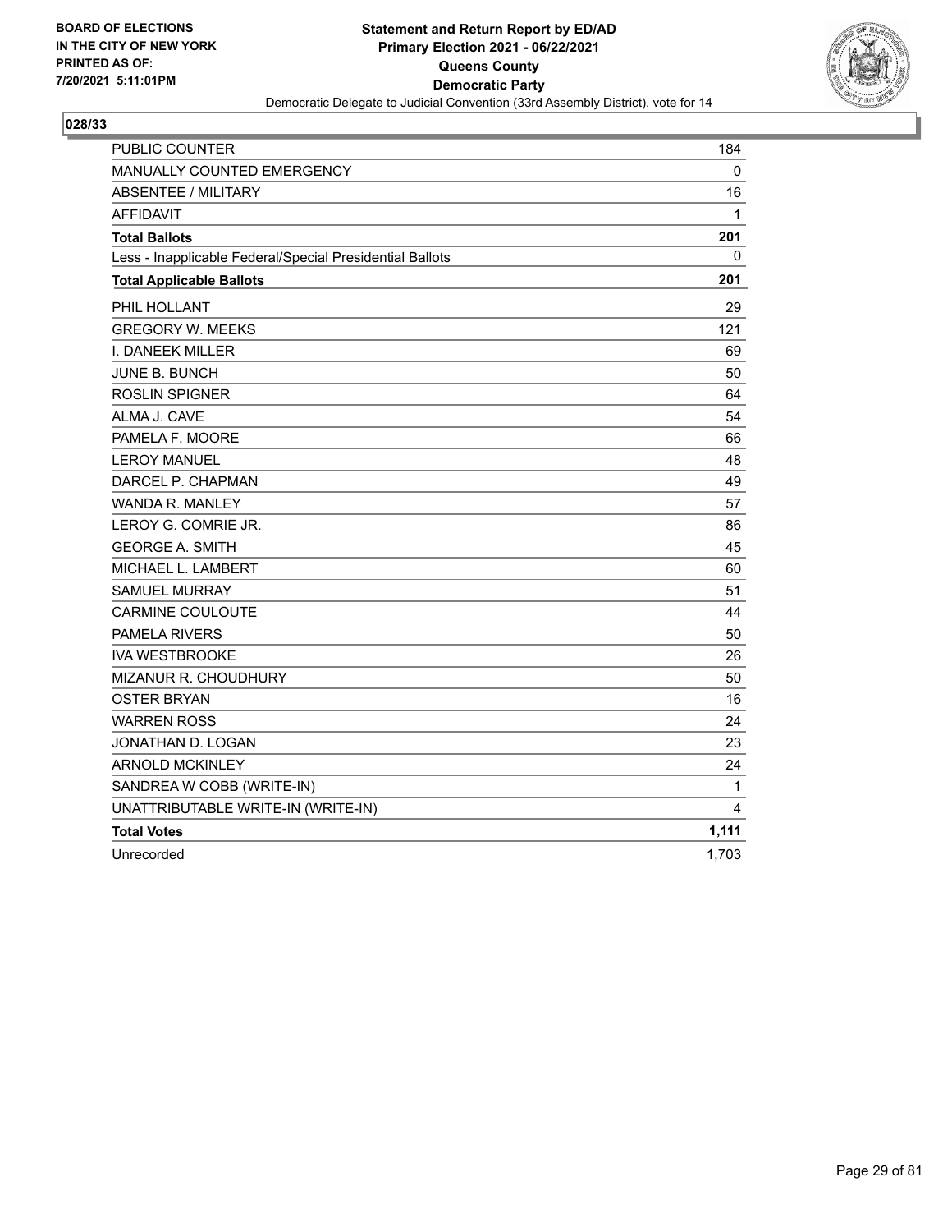**BOARD OF ELECTIONS IN THE CITY OF NEW YORK PRINTED AS OF: 7/20/2021 5:11:01PM**

# Statement and Return Report by ED/AD
## Primary Election 2021 - 06/22/2021
## Queens County
## Democratic Party
### Democratic Delegate to Judicial Convention (33rd Assembly District), vote for 14

**028/33**

| | |
|---|---|
| PUBLIC COUNTER | 184 |
| MANUALLY COUNTED EMERGENCY | 0 |
| ABSENTEE / MILITARY | 16 |
| AFFIDAVIT | 1 |
| **Total Ballots** | **201** |
| Less - Inapplicable Federal/Special Presidential Ballots | 0 |
| **Total Applicable Ballots** | **201** |
| PHIL HOLLANT | 29 |
| GREGORY W. MEEKS | 121 |
| I. DANEEK MILLER | 69 |
| JUNE B. BUNCH | 50 |
| ROSLIN SPIGNER | 64 |
| ALMA J. CAVE | 54 |
| PAMELA F. MOORE | 66 |
| LEROY MANUEL | 48 |
| DARCEL P. CHAPMAN | 49 |
| WANDA R. MANLEY | 57 |
| LEROY G. COMRIE JR. | 86 |
| GEORGE A. SMITH | 45 |
| MICHAEL L. LAMBERT | 60 |
| SAMUEL MURRAY | 51 |
| CARMINE COULOUTE | 44 |
| PAMELA RIVERS | 50 |
| IVA WESTBROOKE | 26 |
| MIZANUR R. CHOUDHURY | 50 |
| OSTER BRYAN | 16 |
| WARREN ROSS | 24 |
| JONATHAN D. LOGAN | 23 |
| ARNOLD MCKINLEY | 24 |
| SANDREA W COBB (WRITE-IN) | 1 |
| UNATTRIBUTABLE WRITE-IN (WRITE-IN) | 4 |
| **Total Votes** | **1,111** |
| Unrecorded | 1,703 |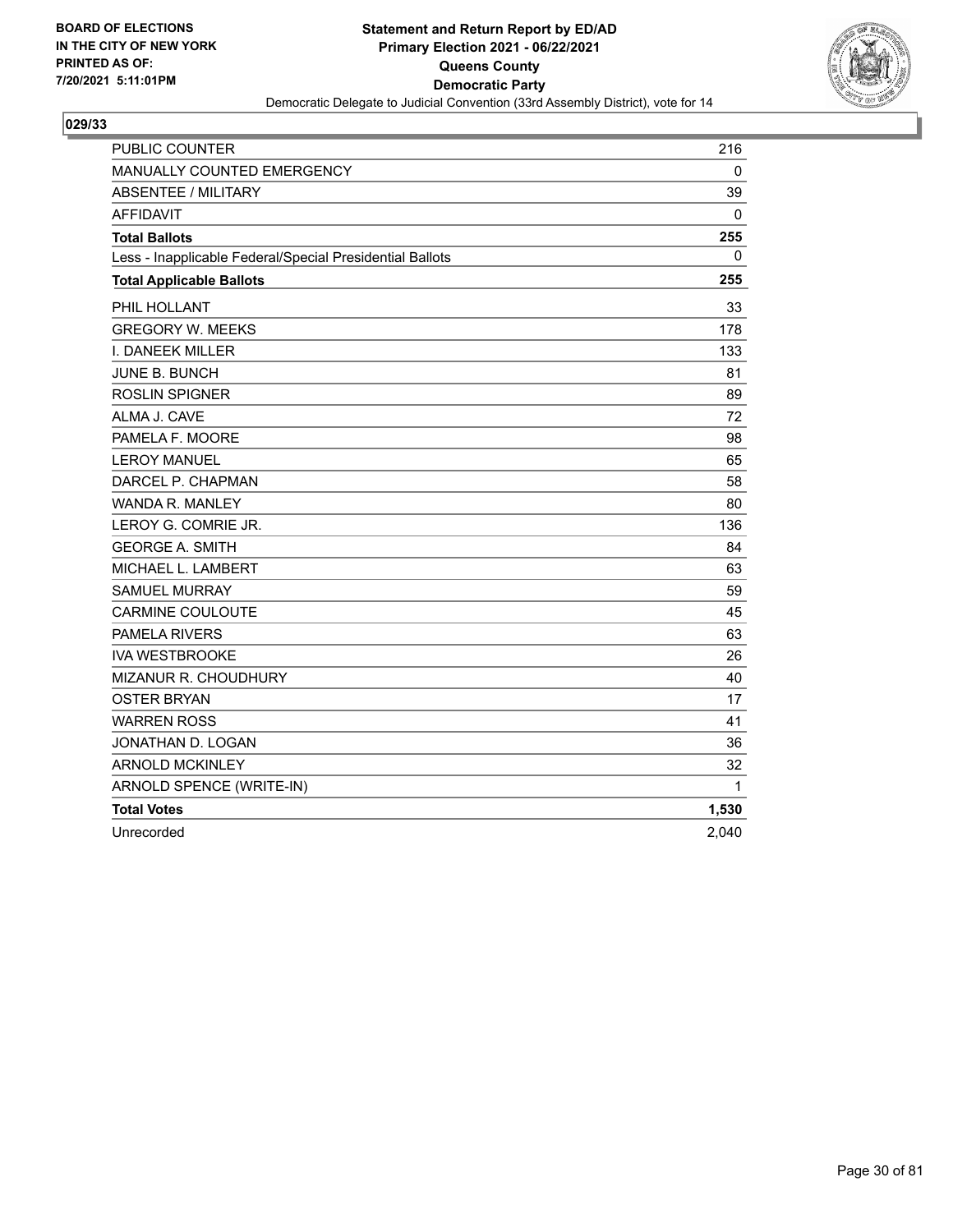BOARD OF ELECTIONS
IN THE CITY OF NEW YORK
PRINTED AS OF:
7/20/2021 5:11:01PM

**Statement and Return Report by ED/AD**
**Primary Election 2021 - 06/22/2021**
**Queens County**
**Democratic Party**
Democratic Delegate to Judicial Convention (33rd Assembly District), vote for 14

**029/33**

| | |
|---|---|
| PUBLIC COUNTER | 216 |
| MANUALLY COUNTED EMERGENCY | 0 |
| ABSENTEE / MILITARY | 39 |
| AFFIDAVIT | 0 |
| **Total Ballots** | **255** |
| Less - Inapplicable Federal/Special Presidential Ballots | 0 |
| **Total Applicable Ballots** | **255** |
| PHIL HOLLANT | 33 |
| GREGORY W. MEEKS | 178 |
| I. DANEEK MILLER | 133 |
| JUNE B. BUNCH | 81 |
| ROSLIN SPIGNER | 89 |
| ALMA J. CAVE | 72 |
| PAMELA F. MOORE | 98 |
| LEROY MANUEL | 65 |
| DARCEL P. CHAPMAN | 58 |
| WANDA R. MANLEY | 80 |
| LEROY G. COMRIE JR. | 136 |
| GEORGE A. SMITH | 84 |
| MICHAEL L. LAMBERT | 63 |
| SAMUEL MURRAY | 59 |
| CARMINE COULOUTE | 45 |
| PAMELA RIVERS | 63 |
| IVA WESTBROOKE | 26 |
| MIZANUR R. CHOUDHURY | 40 |
| OSTER BRYAN | 17 |
| WARREN ROSS | 41 |
| JONATHAN D. LOGAN | 36 |
| ARNOLD MCKINLEY | 32 |
| ARNOLD SPENCE (WRITE-IN) | 1 |
| **Total Votes** | **1,530** |
| Unrecorded | 2,040 |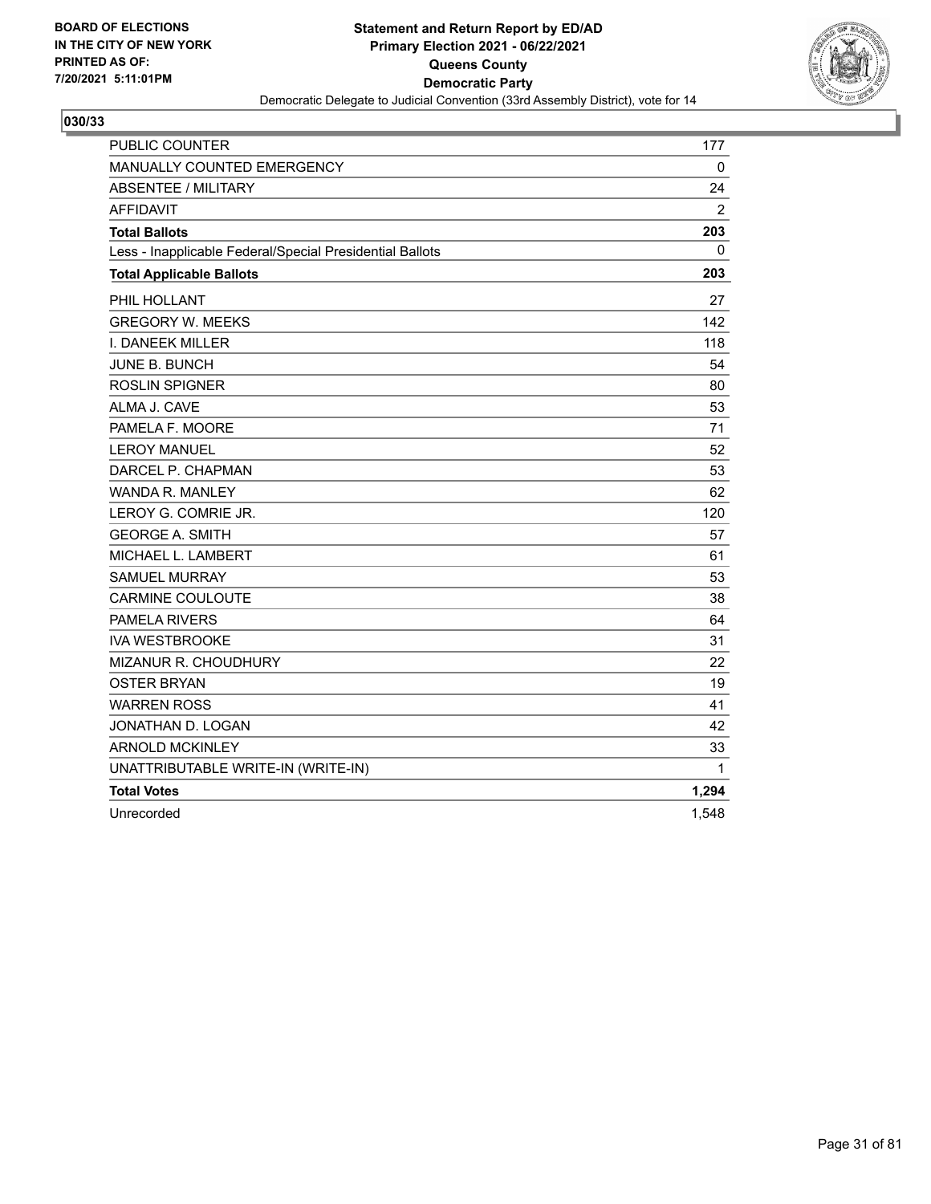BOARD OF ELECTIONS
IN THE CITY OF NEW YORK
PRINTED AS OF:
7/20/2021 5:11:01PM

**Statement and Return Report by ED/AD**
**Primary Election 2021 - 06/22/2021**
**Queens County**
**Democratic Party**
Democratic Delegate to Judicial Convention (33rd Assembly District), vote for 14

## 030/33

| | |
|---|---|
| PUBLIC COUNTER | 177 |
| MANUALLY COUNTED EMERGENCY | 0 |
| ABSENTEE / MILITARY | 24 |
| AFFIDAVIT | 2 |
| **Total Ballots** | **203** |
| Less - Inapplicable Federal/Special Presidential Ballots | 0 |
| **Total Applicable Ballots** | **203** |
| PHIL HOLLANT | 27 |
| GREGORY W. MEEKS | 142 |
| I. DANEEK MILLER | 118 |
| JUNE B. BUNCH | 54 |
| ROSLIN SPIGNER | 80 |
| ALMA J. CAVE | 53 |
| PAMELA F. MOORE | 71 |
| LEROY MANUEL | 52 |
| DARCEL P. CHAPMAN | 53 |
| WANDA R. MANLEY | 62 |
| LEROY G. COMRIE JR. | 120 |
| GEORGE A. SMITH | 57 |
| MICHAEL L. LAMBERT | 61 |
| SAMUEL MURRAY | 53 |
| CARMINE COULOUTE | 38 |
| PAMELA RIVERS | 64 |
| IVA WESTBROOKE | 31 |
| MIZANUR R. CHOUDHURY | 22 |
| OSTER BRYAN | 19 |
| WARREN ROSS | 41 |
| JONATHAN D. LOGAN | 42 |
| ARNOLD MCKINLEY | 33 |
| UNATTRIBUTABLE WRITE-IN (WRITE-IN) | 1 |
| **Total Votes** | **1,294** |
| Unrecorded | 1,548 |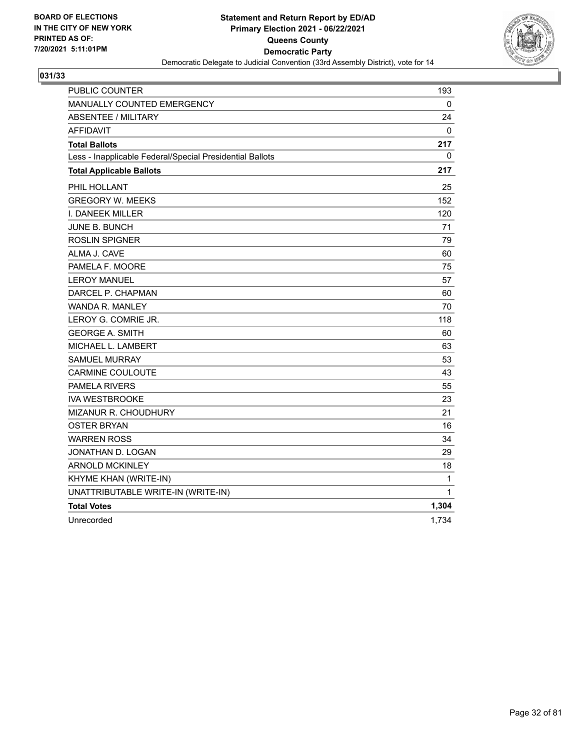BOARD OF ELECTIONS
IN THE CITY OF NEW YORK
PRINTED AS OF:
7/20/2021 5:11:01PM

**Statement and Return Report by ED/AD**
**Primary Election 2021 - 06/22/2021**
**Queens County**
**Democratic Party**
Democratic Delegate to Judicial Convention (33rd Assembly District), vote for 14

**031/33**

| | |
|---|---|
| PUBLIC COUNTER | 193 |
| MANUALLY COUNTED EMERGENCY | 0 |
| ABSENTEE / MILITARY | 24 |
| AFFIDAVIT | 0 |
| **Total Ballots** | **217** |
| Less - Inapplicable Federal/Special Presidential Ballots | 0 |
| **Total Applicable Ballots** | **217** |
| PHIL HOLLANT | 25 |
| GREGORY W. MEEKS | 152 |
| I. DANEEK MILLER | 120 |
| JUNE B. BUNCH | 71 |
| ROSLIN SPIGNER | 79 |
| ALMA J. CAVE | 60 |
| PAMELA F. MOORE | 75 |
| LEROY MANUEL | 57 |
| DARCEL P. CHAPMAN | 60 |
| WANDA R. MANLEY | 70 |
| LEROY G. COMRIE JR. | 118 |
| GEORGE A. SMITH | 60 |
| MICHAEL L. LAMBERT | 63 |
| SAMUEL MURRAY | 53 |
| CARMINE COULOUTE | 43 |
| PAMELA RIVERS | 55 |
| IVA WESTBROOKE | 23 |
| MIZANUR R. CHOUDHURY | 21 |
| OSTER BRYAN | 16 |
| WARREN ROSS | 34 |
| JONATHAN D. LOGAN | 29 |
| ARNOLD MCKINLEY | 18 |
| KHYME KHAN (WRITE-IN) | 1 |
| UNATTRIBUTABLE WRITE-IN (WRITE-IN) | 1 |
| **Total Votes** | **1,304** |
| Unrecorded | 1,734 |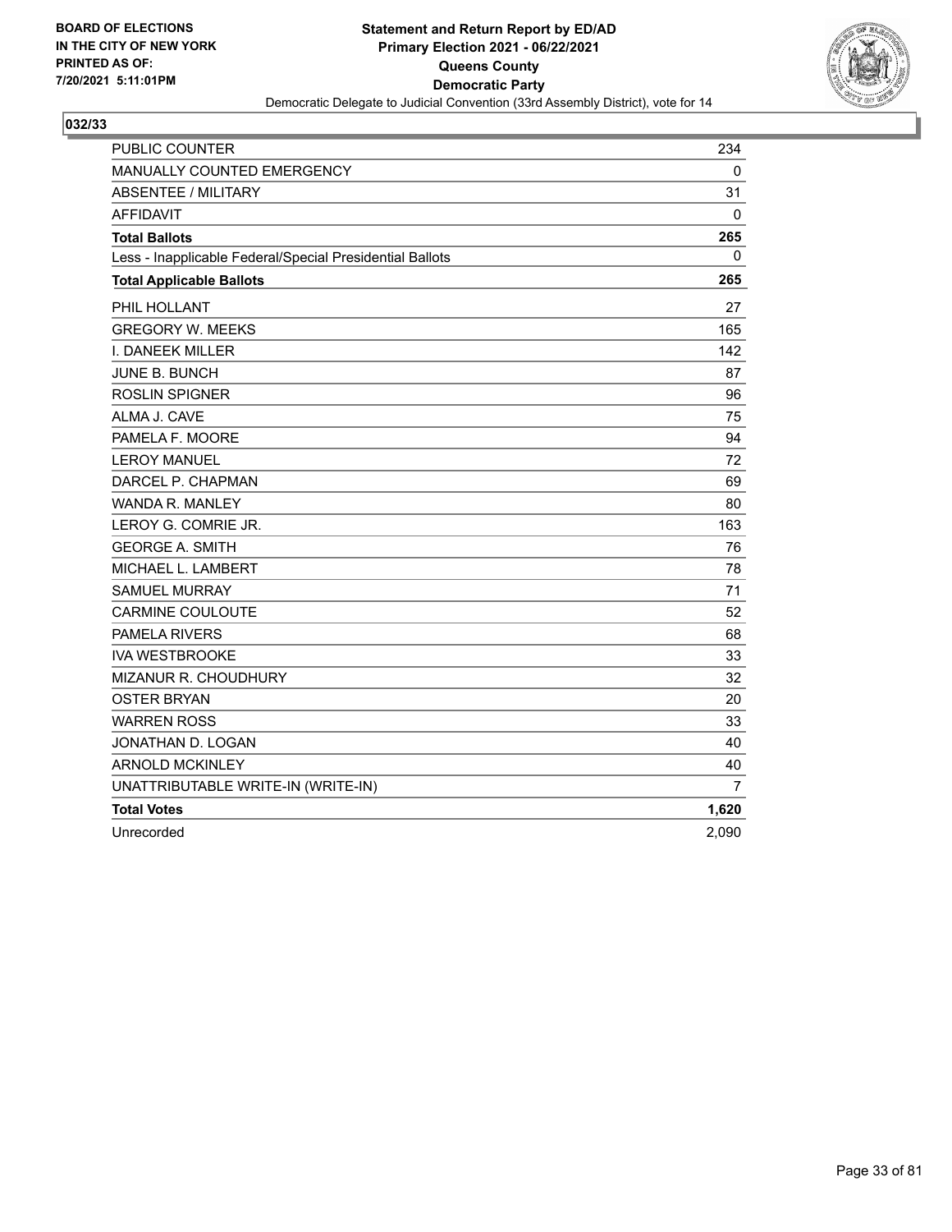**BOARD OF ELECTIONS IN THE CITY OF NEW YORK PRINTED AS OF: 7/20/2021 5:11:01PM**

**Statement and Return Report by ED/AD**
**Primary Election 2021 - 06/22/2021**
**Queens County**
**Democratic Party**
Democratic Delegate to Judicial Convention (33rd Assembly District), vote for 14

**032/33**

| | |
|---|---|
| PUBLIC COUNTER | 234 |
| MANUALLY COUNTED EMERGENCY | 0 |
| ABSENTEE / MILITARY | 31 |
| AFFIDAVIT | 0 |
| **Total Ballots** | **265** |
| Less - Inapplicable Federal/Special Presidential Ballots | 0 |
| **Total Applicable Ballots** | **265** |
| PHIL HOLLANT | 27 |
| GREGORY W. MEEKS | 165 |
| I. DANEEK MILLER | 142 |
| JUNE B. BUNCH | 87 |
| ROSLIN SPIGNER | 96 |
| ALMA J. CAVE | 75 |
| PAMELA F. MOORE | 94 |
| LEROY MANUEL | 72 |
| DARCEL P. CHAPMAN | 69 |
| WANDA R. MANLEY | 80 |
| LEROY G. COMRIE JR. | 163 |
| GEORGE A. SMITH | 76 |
| MICHAEL L. LAMBERT | 78 |
| SAMUEL MURRAY | 71 |
| CARMINE COULOUTE | 52 |
| PAMELA RIVERS | 68 |
| IVA WESTBROOKE | 33 |
| MIZANUR R. CHOUDHURY | 32 |
| OSTER BRYAN | 20 |
| WARREN ROSS | 33 |
| JONATHAN D. LOGAN | 40 |
| ARNOLD MCKINLEY | 40 |
| UNATTRIBUTABLE WRITE-IN (WRITE-IN) | 7 |
| **Total Votes** | **1,620** |
| Unrecorded | 2,090 |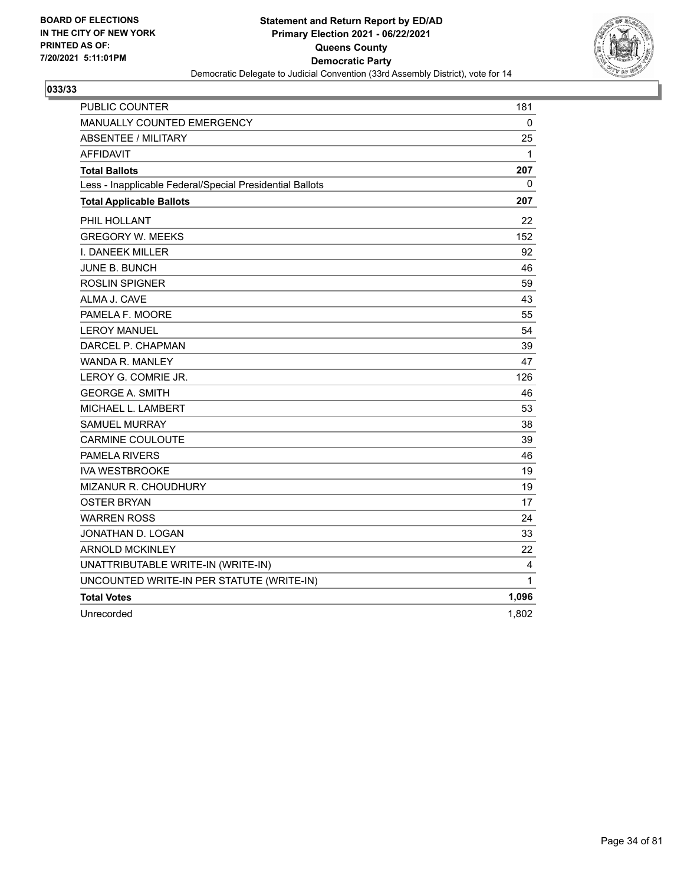**BOARD OF ELECTIONS IN THE CITY OF NEW YORK PRINTED AS OF: 7/20/2021 5:11:01PM**

**Statement and Return Report by ED/AD**
**Primary Election 2021 - 06/22/2021**
**Queens County**
**Democratic Party**
Democratic Delegate to Judicial Convention (33rd Assembly District), vote for 14

**033/33**

| | |
|---|---|
| PUBLIC COUNTER | 181 |
| MANUALLY COUNTED EMERGENCY | 0 |
| ABSENTEE / MILITARY | 25 |
| AFFIDAVIT | 1 |
| **Total Ballots** | **207** |
| Less - Inapplicable Federal/Special Presidential Ballots | 0 |
| **Total Applicable Ballots** | **207** |
| PHIL HOLLANT | 22 |
| GREGORY W. MEEKS | 152 |
| I. DANEEK MILLER | 92 |
| JUNE B. BUNCH | 46 |
| ROSLIN SPIGNER | 59 |
| ALMA J. CAVE | 43 |
| PAMELA F. MOORE | 55 |
| LEROY MANUEL | 54 |
| DARCEL P. CHAPMAN | 39 |
| WANDA R. MANLEY | 47 |
| LEROY G. COMRIE JR. | 126 |
| GEORGE A. SMITH | 46 |
| MICHAEL L. LAMBERT | 53 |
| SAMUEL MURRAY | 38 |
| CARMINE COULOUTE | 39 |
| PAMELA RIVERS | 46 |
| IVA WESTBROOKE | 19 |
| MIZANUR R. CHOUDHURY | 19 |
| OSTER BRYAN | 17 |
| WARREN ROSS | 24 |
| JONATHAN D. LOGAN | 33 |
| ARNOLD MCKINLEY | 22 |
| UNATTRIBUTABLE WRITE-IN (WRITE-IN) | 4 |
| UNCOUNTED WRITE-IN PER STATUTE (WRITE-IN) | 1 |
| **Total Votes** | **1,096** |
| Unrecorded | 1,802 |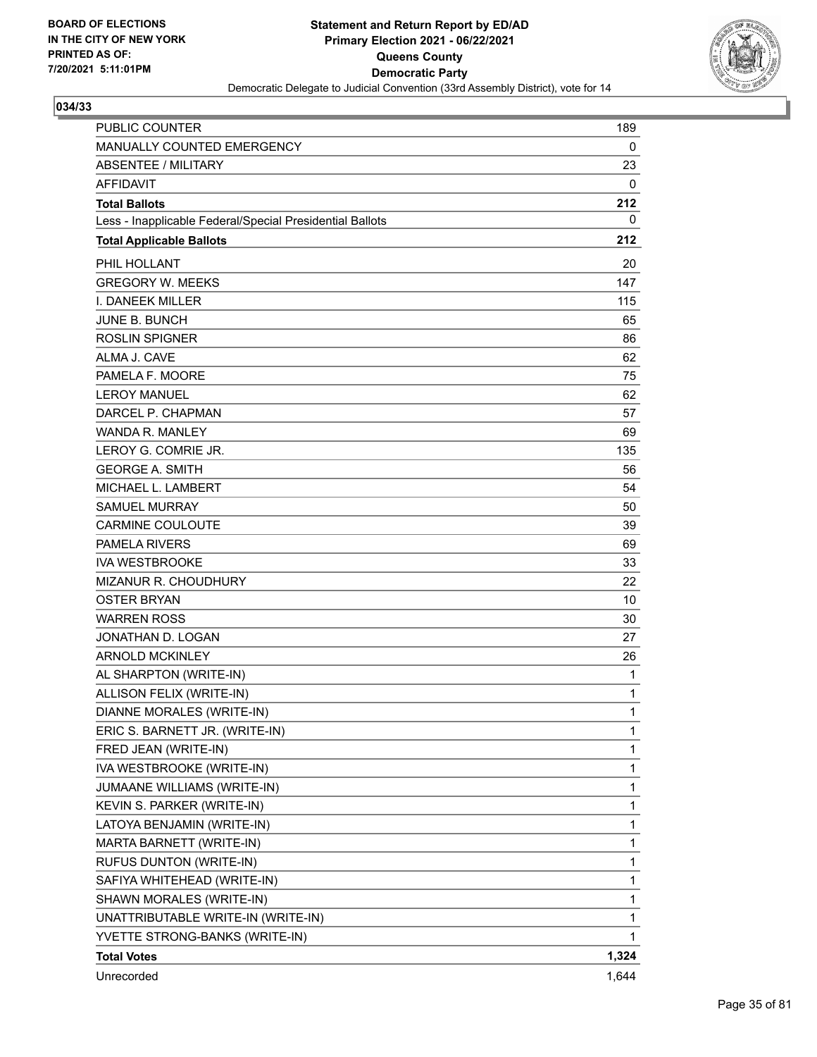**BOARD OF ELECTIONS IN THE CITY OF NEW YORK PRINTED AS OF: 7/20/2021 5:11:01PM**

**Statement and Return Report by ED/AD**
**Primary Election 2021 - 06/22/2021**
**Queens County**
**Democratic Party**
Democratic Delegate to Judicial Convention (33rd Assembly District), vote for 14

**034/33**

| | |
|---|---|
| PUBLIC COUNTER | 189 |
| MANUALLY COUNTED EMERGENCY | 0 |
| ABSENTEE / MILITARY | 23 |
| AFFIDAVIT | 0 |
| **Total Ballots** | **212** |
| Less - Inapplicable Federal/Special Presidential Ballots | 0 |
| **Total Applicable Ballots** | **212** |
| PHIL HOLLANT | 20 |
| GREGORY W. MEEKS | 147 |
| I. DANEEK MILLER | 115 |
| JUNE B. BUNCH | 65 |
| ROSLIN SPIGNER | 86 |
| ALMA J. CAVE | 62 |
| PAMELA F. MOORE | 75 |
| LEROY MANUEL | 62 |
| DARCEL P. CHAPMAN | 57 |
| WANDA R. MANLEY | 69 |
| LEROY G. COMRIE JR. | 135 |
| GEORGE A. SMITH | 56 |
| MICHAEL L. LAMBERT | 54 |
| SAMUEL MURRAY | 50 |
| CARMINE COULOUTE | 39 |
| PAMELA RIVERS | 69 |
| IVA WESTBROOKE | 33 |
| MIZANUR R. CHOUDHURY | 22 |
| OSTER BRYAN | 10 |
| WARREN ROSS | 30 |
| JONATHAN D. LOGAN | 27 |
| ARNOLD MCKINLEY | 26 |
| AL SHARPTON (WRITE-IN) | 1 |
| ALLISON FELIX (WRITE-IN) | 1 |
| DIANNE MORALES (WRITE-IN) | 1 |
| ERIC S. BARNETT JR. (WRITE-IN) | 1 |
| FRED JEAN (WRITE-IN) | 1 |
| IVA WESTBROOKE (WRITE-IN) | 1 |
| JUMAANE WILLIAMS (WRITE-IN) | 1 |
| KEVIN S. PARKER (WRITE-IN) | 1 |
| LATOYA BENJAMIN (WRITE-IN) | 1 |
| MARTA BARNETT (WRITE-IN) | 1 |
| RUFUS DUNTON (WRITE-IN) | 1 |
| SAFIYA WHITEHEAD (WRITE-IN) | 1 |
| SHAWN MORALES (WRITE-IN) | 1 |
| UNATTRIBUTABLE WRITE-IN (WRITE-IN) | 1 |
| YVETTE STRONG-BANKS (WRITE-IN) | 1 |
| **Total Votes** | **1,324** |
| Unrecorded | 1,644 |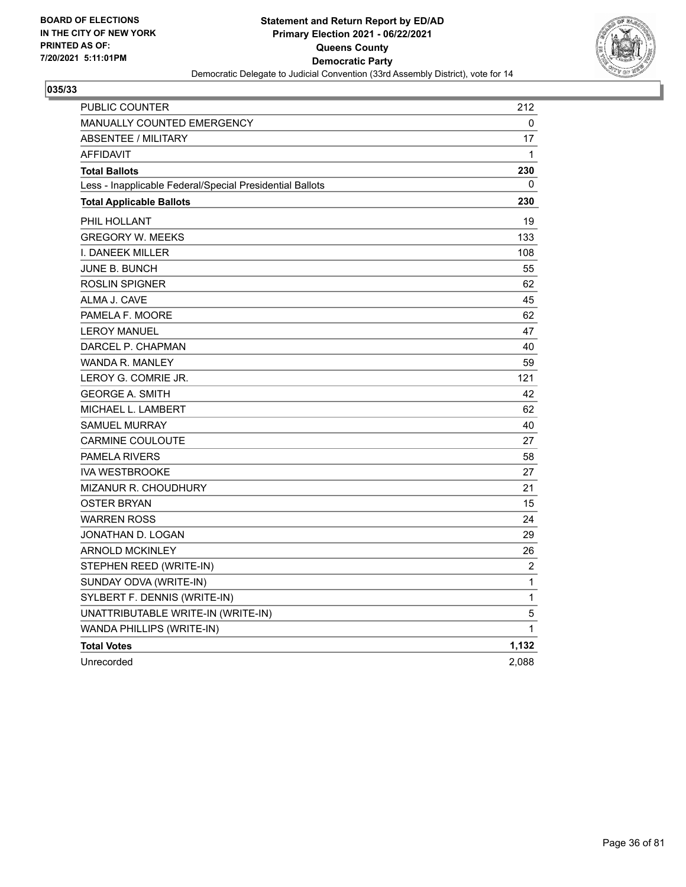BOARD OF ELECTIONS
IN THE CITY OF NEW YORK
PRINTED AS OF:
7/20/2021 5:11:01PM

**Statement and Return Report by ED/AD**
**Primary Election 2021 - 06/22/2021**
**Queens County**
**Democratic Party**
Democratic Delegate to Judicial Convention (33rd Assembly District), vote for 14

## 035/33

| | |
|---|---|
| PUBLIC COUNTER | 212 |
| MANUALLY COUNTED EMERGENCY | 0 |
| ABSENTEE / MILITARY | 17 |
| AFFIDAVIT | 1 |
| **Total Ballots** | **230** |
| Less - Inapplicable Federal/Special Presidential Ballots | 0 |
| **Total Applicable Ballots** | **230** |
| PHIL HOLLANT | 19 |
| GREGORY W. MEEKS | 133 |
| I. DANEEK MILLER | 108 |
| JUNE B. BUNCH | 55 |
| ROSLIN SPIGNER | 62 |
| ALMA J. CAVE | 45 |
| PAMELA F. MOORE | 62 |
| LEROY MANUEL | 47 |
| DARCEL P. CHAPMAN | 40 |
| WANDA R. MANLEY | 59 |
| LEROY G. COMRIE JR. | 121 |
| GEORGE A. SMITH | 42 |
| MICHAEL L. LAMBERT | 62 |
| SAMUEL MURRAY | 40 |
| CARMINE COULOUTE | 27 |
| PAMELA RIVERS | 58 |
| IVA WESTBROOKE | 27 |
| MIZANUR R. CHOUDHURY | 21 |
| OSTER BRYAN | 15 |
| WARREN ROSS | 24 |
| JONATHAN D. LOGAN | 29 |
| ARNOLD MCKINLEY | 26 |
| STEPHEN REED (WRITE-IN) | 2 |
| SUNDAY ODVA (WRITE-IN) | 1 |
| SYLBERT F. DENNIS (WRITE-IN) | 1 |
| UNATTRIBUTABLE WRITE-IN (WRITE-IN) | 5 |
| WANDA PHILLIPS (WRITE-IN) | 1 |
| **Total Votes** | **1,132** |
| Unrecorded | 2,088 |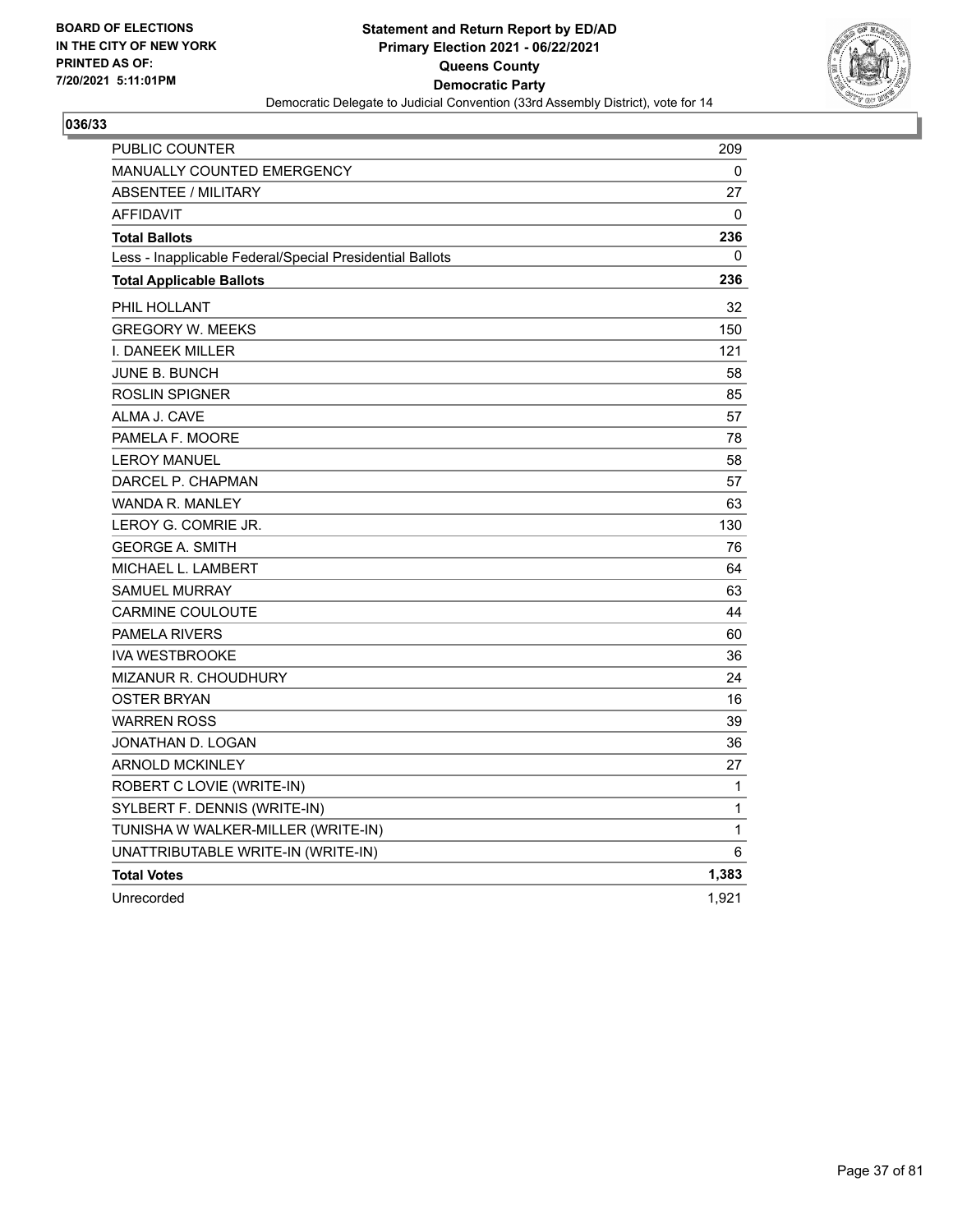BOARD OF ELECTIONS
IN THE CITY OF NEW YORK
PRINTED AS OF:
7/20/2021 5:11:01PM

**Statement and Return Report by ED/AD**
**Primary Election 2021 - 06/22/2021**
**Queens County**
**Democratic Party**
Democratic Delegate to Judicial Convention (33rd Assembly District), vote for 14

**036/33**

| | |
|---|---|
| PUBLIC COUNTER | 209 |
| MANUALLY COUNTED EMERGENCY | 0 |
| ABSENTEE / MILITARY | 27 |
| AFFIDAVIT | 0 |
| **Total Ballots** | **236** |
| Less - Inapplicable Federal/Special Presidential Ballots | 0 |
| **Total Applicable Ballots** | **236** |
| PHIL HOLLANT | 32 |
| GREGORY W. MEEKS | 150 |
| I. DANEEK MILLER | 121 |
| JUNE B. BUNCH | 58 |
| ROSLIN SPIGNER | 85 |
| ALMA J. CAVE | 57 |
| PAMELA F. MOORE | 78 |
| LEROY MANUEL | 58 |
| DARCEL P. CHAPMAN | 57 |
| WANDA R. MANLEY | 63 |
| LEROY G. COMRIE JR. | 130 |
| GEORGE A. SMITH | 76 |
| MICHAEL L. LAMBERT | 64 |
| SAMUEL MURRAY | 63 |
| CARMINE COULOUTE | 44 |
| PAMELA RIVERS | 60 |
| IVA WESTBROOKE | 36 |
| MIZANUR R. CHOUDHURY | 24 |
| OSTER BRYAN | 16 |
| WARREN ROSS | 39 |
| JONATHAN D. LOGAN | 36 |
| ARNOLD MCKINLEY | 27 |
| ROBERT C LOVIE (WRITE-IN) | 1 |
| SYLBERT F. DENNIS (WRITE-IN) | 1 |
| TUNISHA W WALKER-MILLER (WRITE-IN) | 1 |
| UNATTRIBUTABLE WRITE-IN (WRITE-IN) | 6 |
| **Total Votes** | **1,383** |
| Unrecorded | 1,921 |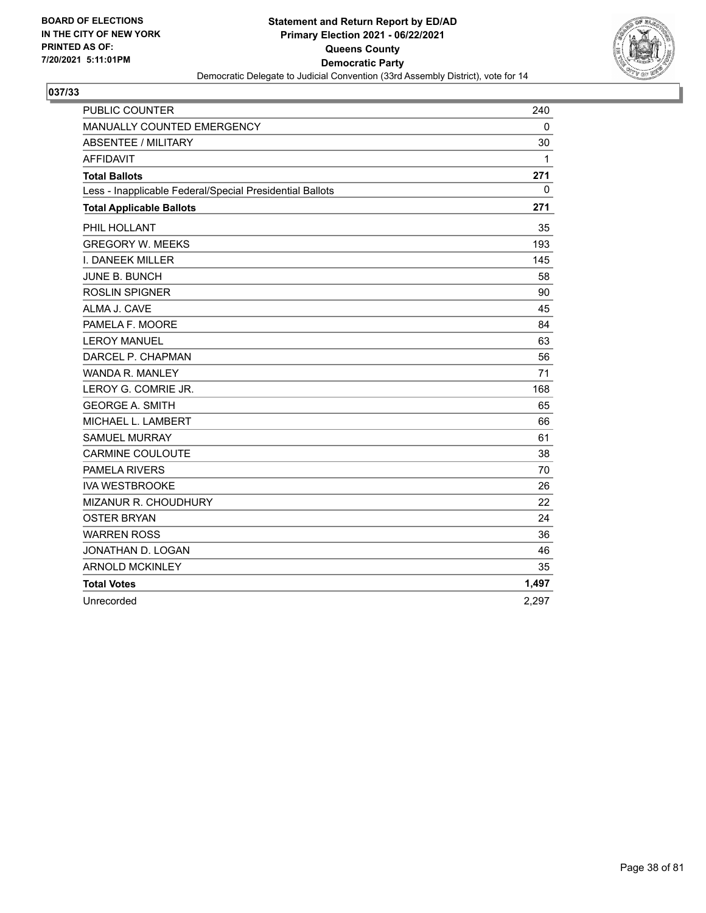BOARD OF ELECTIONS
IN THE CITY OF NEW YORK
PRINTED AS OF:
7/20/2021 5:11:01PM

**Statement and Return Report by ED/AD**
**Primary Election 2021 - 06/22/2021**
**Queens County**
**Democratic Party**
Democratic Delegate to Judicial Convention (33rd Assembly District), vote for 14

**037/33**

| | |
|---|---|
| PUBLIC COUNTER | 240 |
| MANUALLY COUNTED EMERGENCY | 0 |
| ABSENTEE / MILITARY | 30 |
| AFFIDAVIT | 1 |
| **Total Ballots** | **271** |
| Less - Inapplicable Federal/Special Presidential Ballots | 0 |
| **Total Applicable Ballots** | **271** |
| PHIL HOLLANT | 35 |
| GREGORY W. MEEKS | 193 |
| I. DANEEK MILLER | 145 |
| JUNE B. BUNCH | 58 |
| ROSLIN SPIGNER | 90 |
| ALMA J. CAVE | 45 |
| PAMELA F. MOORE | 84 |
| LEROY MANUEL | 63 |
| DARCEL P. CHAPMAN | 56 |
| WANDA R. MANLEY | 71 |
| LEROY G. COMRIE JR. | 168 |
| GEORGE A. SMITH | 65 |
| MICHAEL L. LAMBERT | 66 |
| SAMUEL MURRAY | 61 |
| CARMINE COULOUTE | 38 |
| PAMELA RIVERS | 70 |
| IVA WESTBROOKE | 26 |
| MIZANUR R. CHOUDHURY | 22 |
| OSTER BRYAN | 24 |
| WARREN ROSS | 36 |
| JONATHAN D. LOGAN | 46 |
| ARNOLD MCKINLEY | 35 |
| **Total Votes** | **1,497** |
| Unrecorded | 2,297 |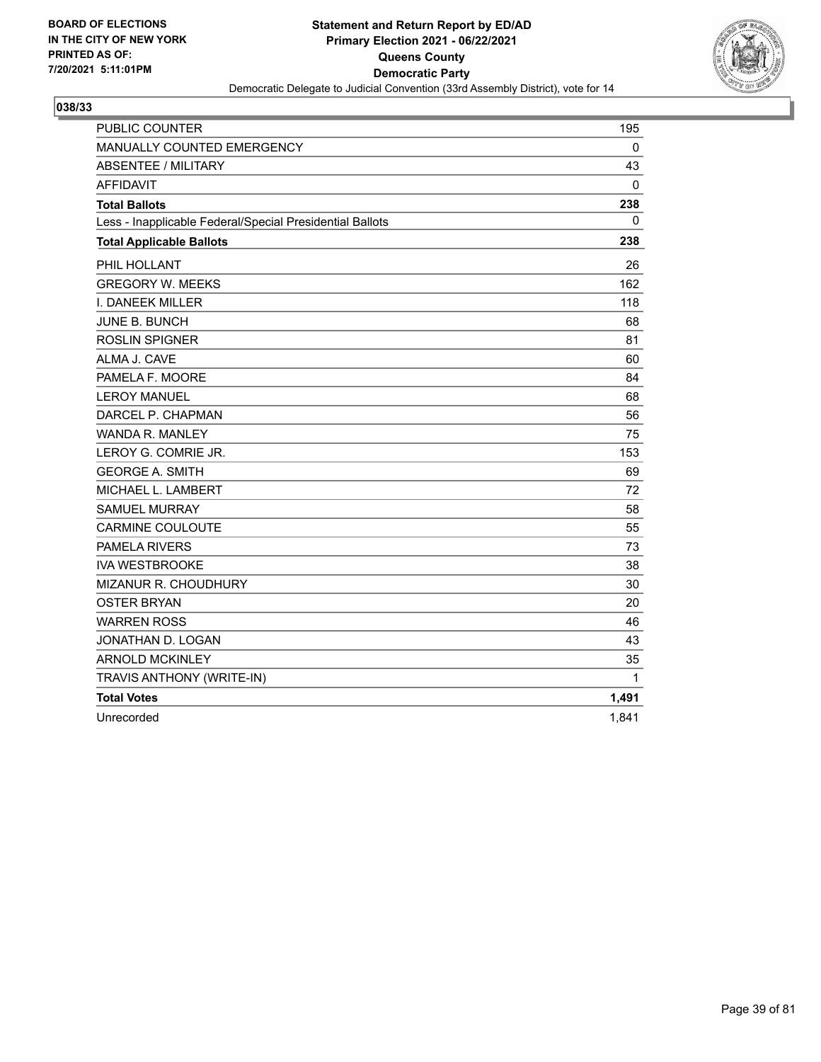BOARD OF ELECTIONS
IN THE CITY OF NEW YORK
PRINTED AS OF:
7/20/2021 5:11:01PM

**Statement and Return Report by ED/AD**
**Primary Election 2021 - 06/22/2021**
**Queens County**
**Democratic Party**
Democratic Delegate to Judicial Convention (33rd Assembly District), vote for 14

**038/33**

| | |
|---|---|
| PUBLIC COUNTER | 195 |
| MANUALLY COUNTED EMERGENCY | 0 |
| ABSENTEE / MILITARY | 43 |
| AFFIDAVIT | 0 |
| **Total Ballots** | **238** |
| Less - Inapplicable Federal/Special Presidential Ballots | 0 |
| **Total Applicable Ballots** | **238** |
| PHIL HOLLANT | 26 |
| GREGORY W. MEEKS | 162 |
| I. DANEEK MILLER | 118 |
| JUNE B. BUNCH | 68 |
| ROSLIN SPIGNER | 81 |
| ALMA J. CAVE | 60 |
| PAMELA F. MOORE | 84 |
| LEROY MANUEL | 68 |
| DARCEL P. CHAPMAN | 56 |
| WANDA R. MANLEY | 75 |
| LEROY G. COMRIE JR. | 153 |
| GEORGE A. SMITH | 69 |
| MICHAEL L. LAMBERT | 72 |
| SAMUEL MURRAY | 58 |
| CARMINE COULOUTE | 55 |
| PAMELA RIVERS | 73 |
| IVA WESTBROOKE | 38 |
| MIZANUR R. CHOUDHURY | 30 |
| OSTER BRYAN | 20 |
| WARREN ROSS | 46 |
| JONATHAN D. LOGAN | 43 |
| ARNOLD MCKINLEY | 35 |
| TRAVIS ANTHONY (WRITE-IN) | 1 |
| **Total Votes** | **1,491** |
| Unrecorded | 1,841 |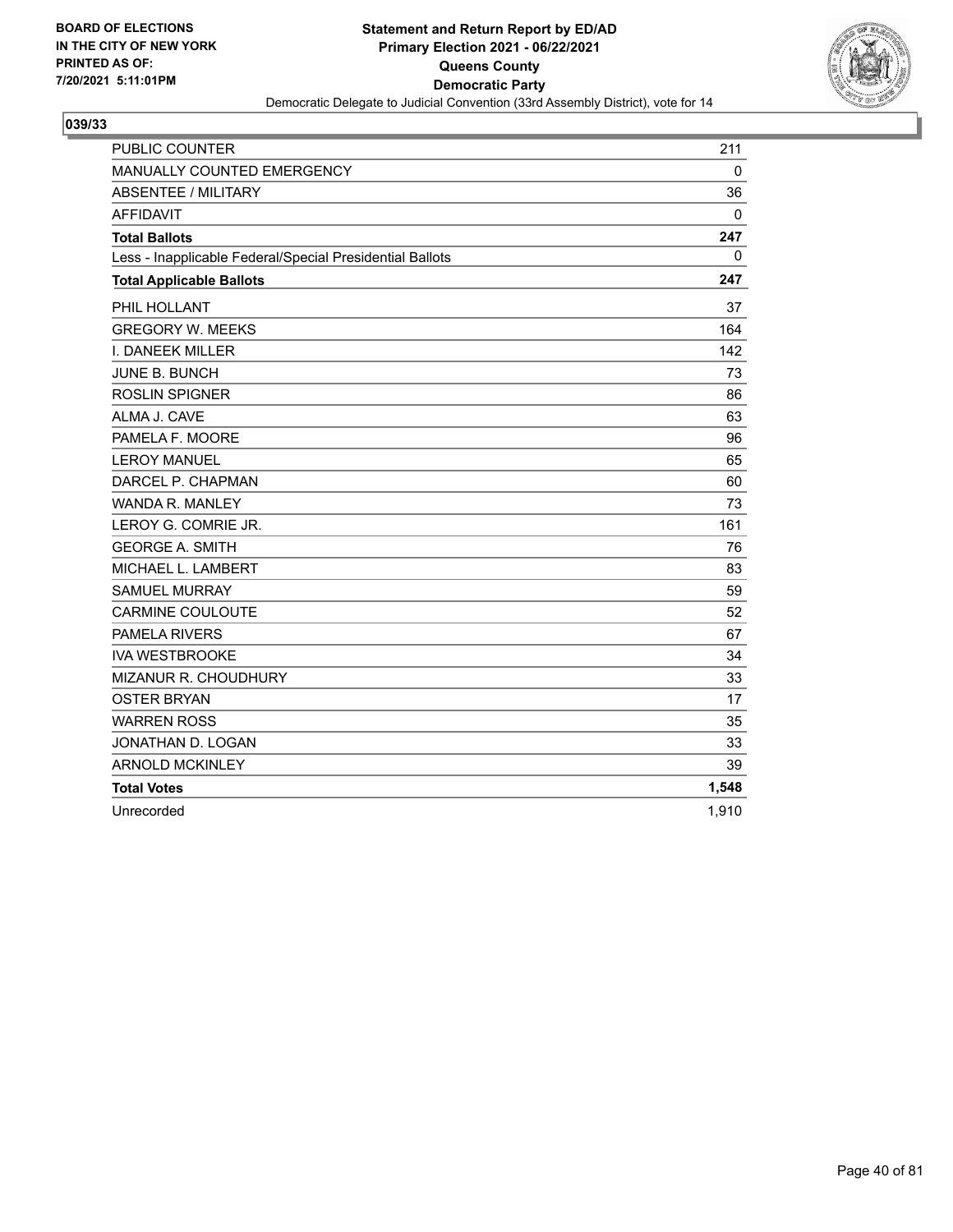BOARD OF ELECTIONS
IN THE CITY OF NEW YORK
PRINTED AS OF:
7/20/2021 5:11:01PM

**Statement and Return Report by ED/AD**
**Primary Election 2021 - 06/22/2021**
**Queens County**
**Democratic Party**
Democratic Delegate to Judicial Convention (33rd Assembly District), vote for 14

## 039/33

| | |
|---|---|
| PUBLIC COUNTER | 211 |
| MANUALLY COUNTED EMERGENCY | 0 |
| ABSENTEE / MILITARY | 36 |
| AFFIDAVIT | 0 |
| **Total Ballots** | **247** |
| Less - Inapplicable Federal/Special Presidential Ballots | 0 |
| **Total Applicable Ballots** | **247** |
| PHIL HOLLANT | 37 |
| GREGORY W. MEEKS | 164 |
| I. DANEEK MILLER | 142 |
| JUNE B. BUNCH | 73 |
| ROSLIN SPIGNER | 86 |
| ALMA J. CAVE | 63 |
| PAMELA F. MOORE | 96 |
| LEROY MANUEL | 65 |
| DARCEL P. CHAPMAN | 60 |
| WANDA R. MANLEY | 73 |
| LEROY G. COMRIE JR. | 161 |
| GEORGE A. SMITH | 76 |
| MICHAEL L. LAMBERT | 83 |
| SAMUEL MURRAY | 59 |
| CARMINE COULOUTE | 52 |
| PAMELA RIVERS | 67 |
| IVA WESTBROOKE | 34 |
| MIZANUR R. CHOUDHURY | 33 |
| OSTER BRYAN | 17 |
| WARREN ROSS | 35 |
| JONATHAN D. LOGAN | 33 |
| ARNOLD MCKINLEY | 39 |
| **Total Votes** | **1,548** |
| Unrecorded | 1,910 |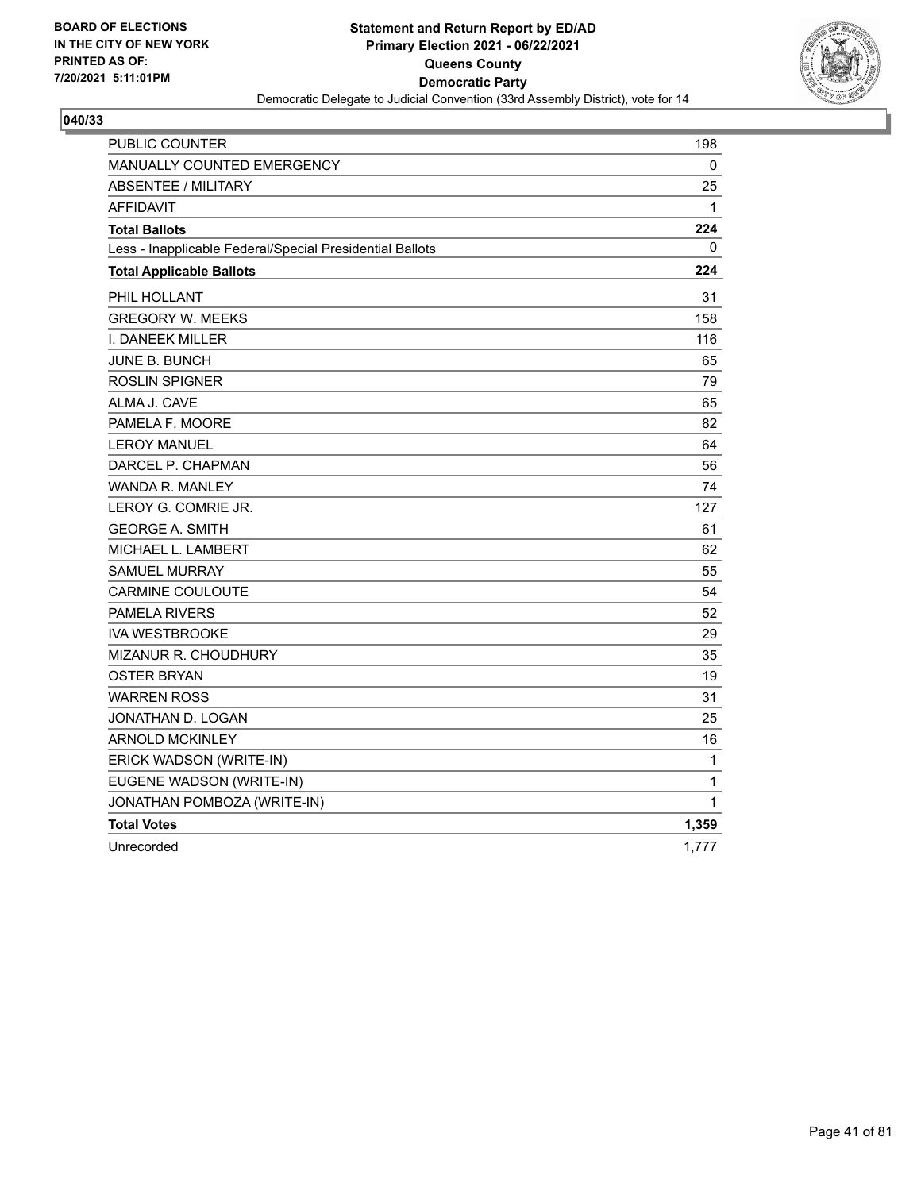BOARD OF ELECTIONS
IN THE CITY OF NEW YORK
PRINTED AS OF:
7/20/2021 5:11:01PM

**Statement and Return Report by ED/AD**
**Primary Election 2021 - 06/22/2021**
**Queens County**
**Democratic Party**
Democratic Delegate to Judicial Convention (33rd Assembly District), vote for 14

## 040/33

| | |
|---|---|
| PUBLIC COUNTER | 198 |
| MANUALLY COUNTED EMERGENCY | 0 |
| ABSENTEE / MILITARY | 25 |
| AFFIDAVIT | 1 |
| **Total Ballots** | **224** |
| Less - Inapplicable Federal/Special Presidential Ballots | 0 |
| **Total Applicable Ballots** | **224** |
| PHIL HOLLANT | 31 |
| GREGORY W. MEEKS | 158 |
| I. DANEEK MILLER | 116 |
| JUNE B. BUNCH | 65 |
| ROSLIN SPIGNER | 79 |
| ALMA J. CAVE | 65 |
| PAMELA F. MOORE | 82 |
| LEROY MANUEL | 64 |
| DARCEL P. CHAPMAN | 56 |
| WANDA R. MANLEY | 74 |
| LEROY G. COMRIE JR. | 127 |
| GEORGE A. SMITH | 61 |
| MICHAEL L. LAMBERT | 62 |
| SAMUEL MURRAY | 55 |
| CARMINE COULOUTE | 54 |
| PAMELA RIVERS | 52 |
| IVA WESTBROOKE | 29 |
| MIZANUR R. CHOUDHURY | 35 |
| OSTER BRYAN | 19 |
| WARREN ROSS | 31 |
| JONATHAN D. LOGAN | 25 |
| ARNOLD MCKINLEY | 16 |
| ERICK WADSON (WRITE-IN) | 1 |
| EUGENE WADSON (WRITE-IN) | 1 |
| JONATHAN POMBOZA (WRITE-IN) | 1 |
| **Total Votes** | **1,359** |
| Unrecorded | 1,777 |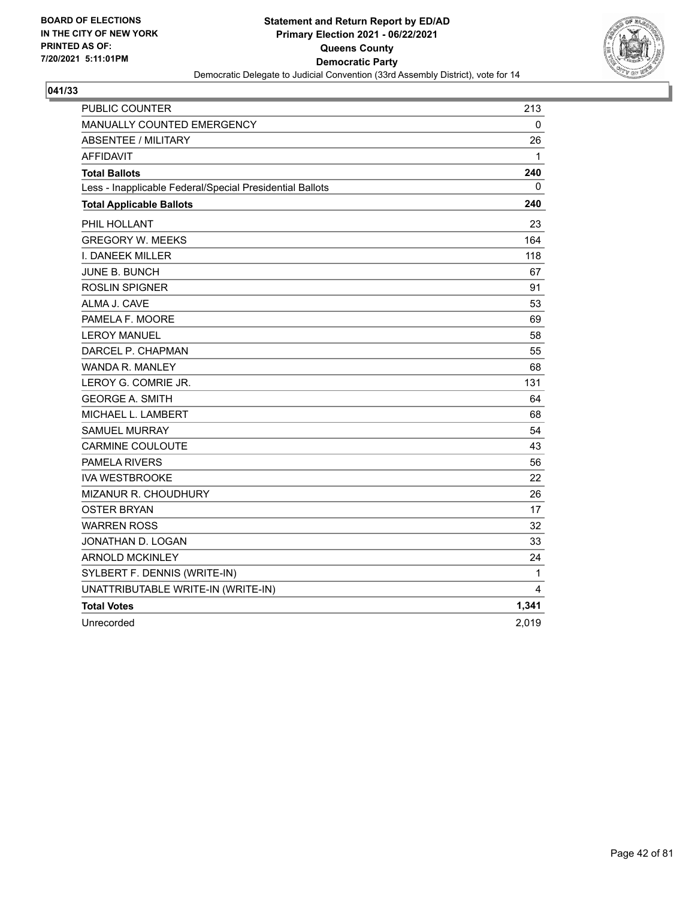**BOARD OF ELECTIONS IN THE CITY OF NEW YORK PRINTED AS OF: 7/20/2021 5:11:01PM**

**Statement and Return Report by ED/AD**
**Primary Election 2021 - 06/22/2021**
**Queens County**
**Democratic Party**
Democratic Delegate to Judicial Convention (33rd Assembly District), vote for 14

## 041/33

| | |
|---|---|
| PUBLIC COUNTER | 213 |
| MANUALLY COUNTED EMERGENCY | 0 |
| ABSENTEE / MILITARY | 26 |
| AFFIDAVIT | 1 |
| **Total Ballots** | **240** |
| Less - Inapplicable Federal/Special Presidential Ballots | 0 |
| **Total Applicable Ballots** | **240** |
| PHIL HOLLANT | 23 |
| GREGORY W. MEEKS | 164 |
| I. DANEEK MILLER | 118 |
| JUNE B. BUNCH | 67 |
| ROSLIN SPIGNER | 91 |
| ALMA J. CAVE | 53 |
| PAMELA F. MOORE | 69 |
| LEROY MANUEL | 58 |
| DARCEL P. CHAPMAN | 55 |
| WANDA R. MANLEY | 68 |
| LEROY G. COMRIE JR. | 131 |
| GEORGE A. SMITH | 64 |
| MICHAEL L. LAMBERT | 68 |
| SAMUEL MURRAY | 54 |
| CARMINE COULOUTE | 43 |
| PAMELA RIVERS | 56 |
| IVA WESTBROOKE | 22 |
| MIZANUR R. CHOUDHURY | 26 |
| OSTER BRYAN | 17 |
| WARREN ROSS | 32 |
| JONATHAN D. LOGAN | 33 |
| ARNOLD MCKINLEY | 24 |
| SYLBERT F. DENNIS (WRITE-IN) | 1 |
| UNATTRIBUTABLE WRITE-IN (WRITE-IN) | 4 |
| **Total Votes** | **1,341** |
| Unrecorded | 2,019 |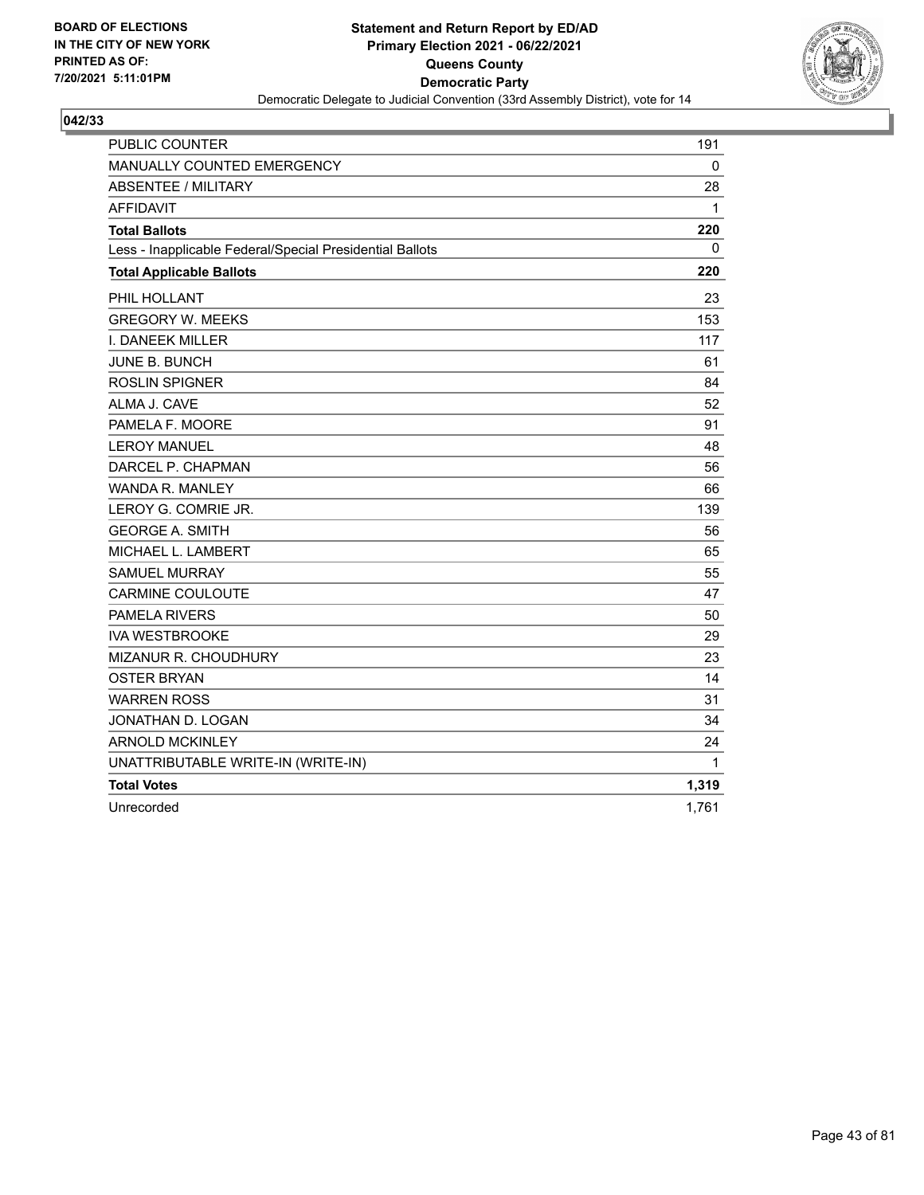**BOARD OF ELECTIONS IN THE CITY OF NEW YORK PRINTED AS OF: 7/20/2021 5:11:01PM**

**Statement and Return Report by ED/AD**
**Primary Election 2021 - 06/22/2021**
**Queens County**
**Democratic Party**
Democratic Delegate to Judicial Convention (33rd Assembly District), vote for 14

## 042/33

| | |
|---|---|
| PUBLIC COUNTER | 191 |
| MANUALLY COUNTED EMERGENCY | 0 |
| ABSENTEE / MILITARY | 28 |
| AFFIDAVIT | 1 |
| **Total Ballots** | **220** |
| Less - Inapplicable Federal/Special Presidential Ballots | 0 |
| **Total Applicable Ballots** | **220** |
| PHIL HOLLANT | 23 |
| GREGORY W. MEEKS | 153 |
| I. DANEEK MILLER | 117 |
| JUNE B. BUNCH | 61 |
| ROSLIN SPIGNER | 84 |
| ALMA J. CAVE | 52 |
| PAMELA F. MOORE | 91 |
| LEROY MANUEL | 48 |
| DARCEL P. CHAPMAN | 56 |
| WANDA R. MANLEY | 66 |
| LEROY G. COMRIE JR. | 139 |
| GEORGE A. SMITH | 56 |
| MICHAEL L. LAMBERT | 65 |
| SAMUEL MURRAY | 55 |
| CARMINE COULOUTE | 47 |
| PAMELA RIVERS | 50 |
| IVA WESTBROOKE | 29 |
| MIZANUR R. CHOUDHURY | 23 |
| OSTER BRYAN | 14 |
| WARREN ROSS | 31 |
| JONATHAN D. LOGAN | 34 |
| ARNOLD MCKINLEY | 24 |
| UNATTRIBUTABLE WRITE-IN (WRITE-IN) | 1 |
| **Total Votes** | **1,319** |
| Unrecorded | 1,761 |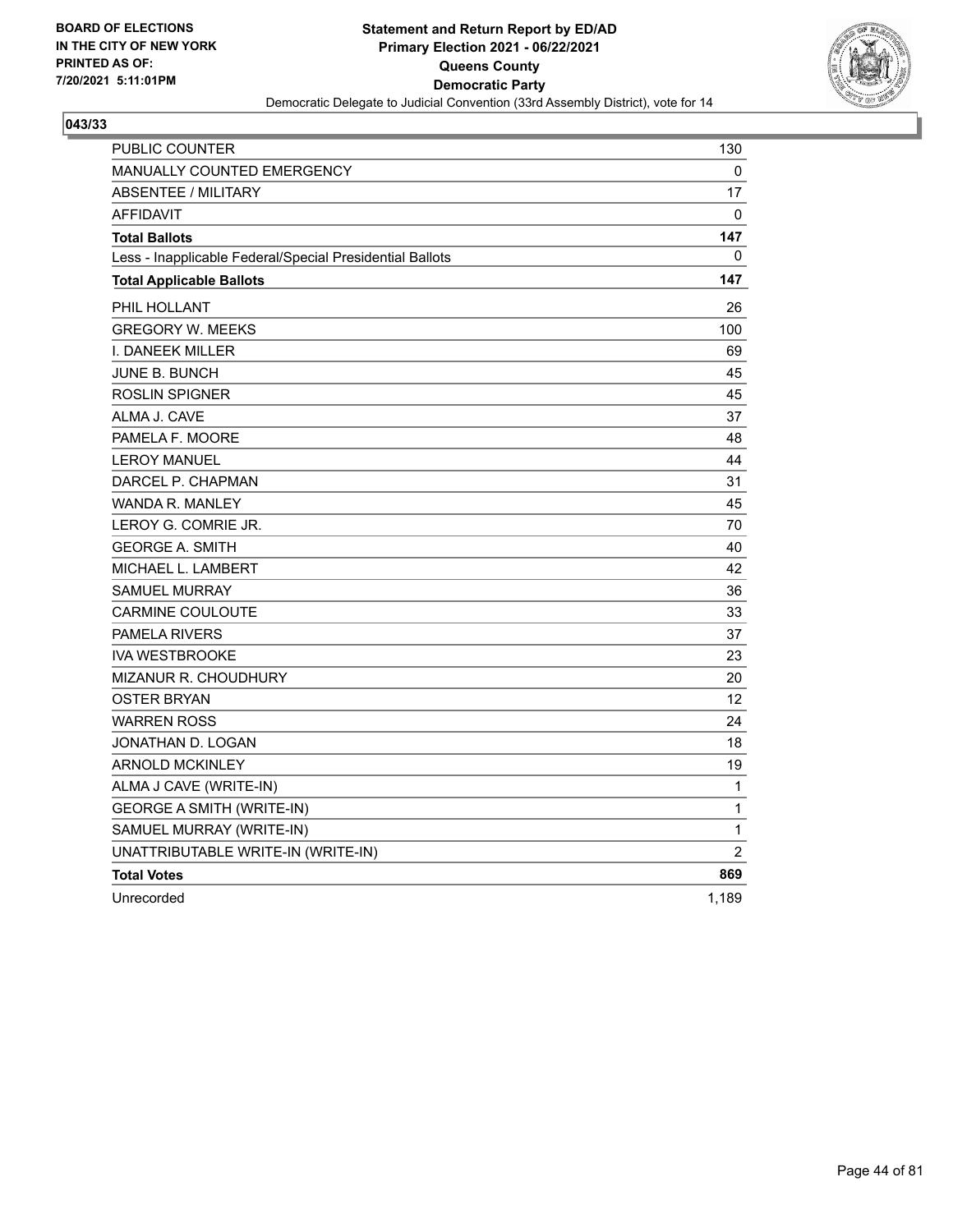**BOARD OF ELECTIONS IN THE CITY OF NEW YORK PRINTED AS OF: 7/20/2021 5:11:01PM**

**Statement and Return Report by ED/AD Primary Election 2021 - 06/22/2021 Queens County Democratic Party**

Democratic Delegate to Judicial Convention (33rd Assembly District), vote for 14

**043/33**

| | |
|---|---|
| PUBLIC COUNTER | 130 |
| MANUALLY COUNTED EMERGENCY | 0 |
| ABSENTEE / MILITARY | 17 |
| AFFIDAVIT | 0 |
| **Total Ballots** | **147** |
| Less - Inapplicable Federal/Special Presidential Ballots | 0 |
| **Total Applicable Ballots** | **147** |
| PHIL HOLLANT | 26 |
| GREGORY W. MEEKS | 100 |
| I. DANEEK MILLER | 69 |
| JUNE B. BUNCH | 45 |
| ROSLIN SPIGNER | 45 |
| ALMA J. CAVE | 37 |
| PAMELA F. MOORE | 48 |
| LEROY MANUEL | 44 |
| DARCEL P. CHAPMAN | 31 |
| WANDA R. MANLEY | 45 |
| LEROY G. COMRIE JR. | 70 |
| GEORGE A. SMITH | 40 |
| MICHAEL L. LAMBERT | 42 |
| SAMUEL MURRAY | 36 |
| CARMINE COULOUTE | 33 |
| PAMELA RIVERS | 37 |
| IVA WESTBROOKE | 23 |
| MIZANUR R. CHOUDHURY | 20 |
| OSTER BRYAN | 12 |
| WARREN ROSS | 24 |
| JONATHAN D. LOGAN | 18 |
| ARNOLD MCKINLEY | 19 |
| ALMA J CAVE (WRITE-IN) | 1 |
| GEORGE A SMITH (WRITE-IN) | 1 |
| SAMUEL MURRAY (WRITE-IN) | 1 |
| UNATTRIBUTABLE WRITE-IN (WRITE-IN) | 2 |
| **Total Votes** | **869** |
| Unrecorded | 1,189 |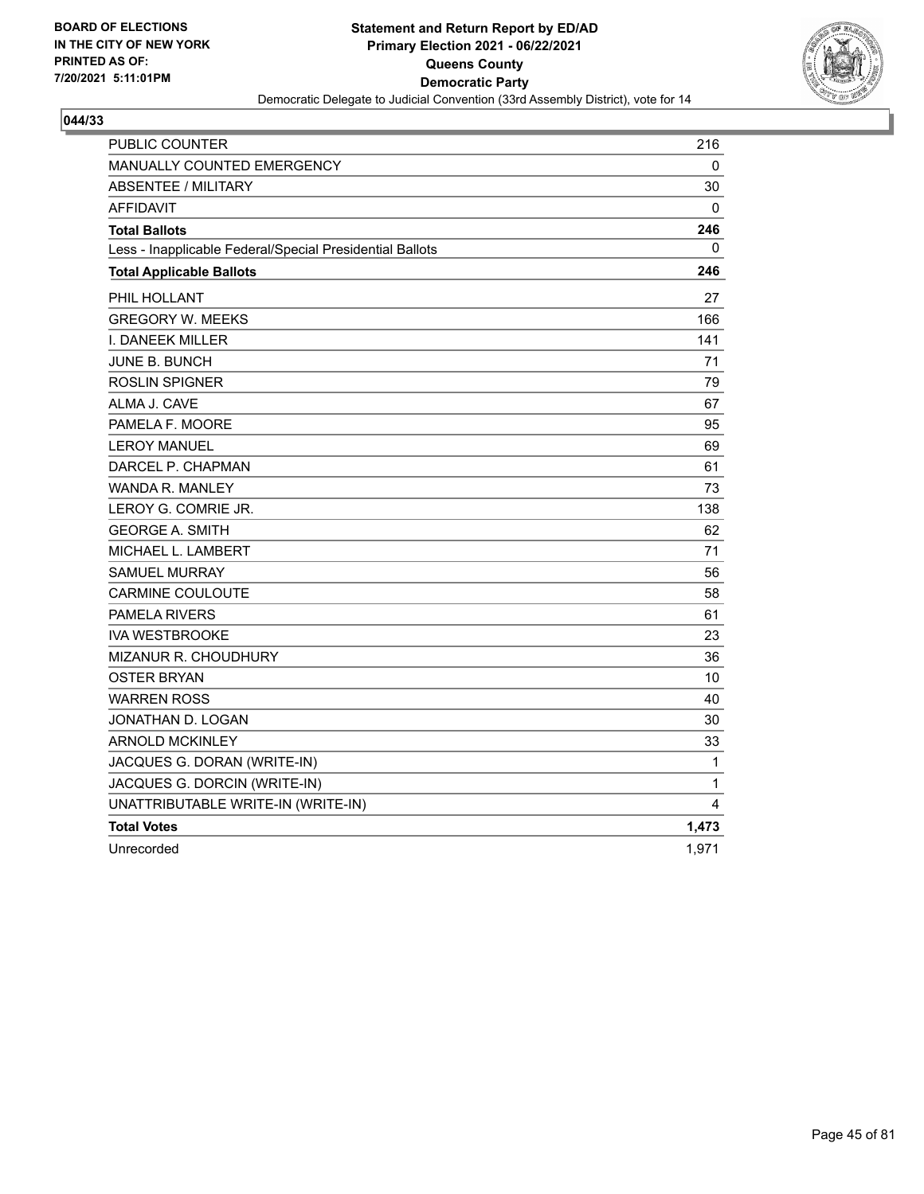**BOARD OF ELECTIONS**
**IN THE CITY OF NEW YORK**
**PRINTED AS OF:**
**7/20/2021 5:11:01PM**

**Statement and Return Report by ED/AD**
**Primary Election 2021 - 06/22/2021**
**Queens County**
**Democratic Party**
Democratic Delegate to Judicial Convention (33rd Assembly District), vote for 14

**044/33**

| | |
|---|---|
| PUBLIC COUNTER | 216 |
| MANUALLY COUNTED EMERGENCY | 0 |
| ABSENTEE / MILITARY | 30 |
| AFFIDAVIT | 0 |
| **Total Ballots** | **246** |
| Less - Inapplicable Federal/Special Presidential Ballots | 0 |
| **Total Applicable Ballots** | **246** |
| PHIL HOLLANT | 27 |
| GREGORY W. MEEKS | 166 |
| I. DANEEK MILLER | 141 |
| JUNE B. BUNCH | 71 |
| ROSLIN SPIGNER | 79 |
| ALMA J. CAVE | 67 |
| PAMELA F. MOORE | 95 |
| LEROY MANUEL | 69 |
| DARCEL P. CHAPMAN | 61 |
| WANDA R. MANLEY | 73 |
| LEROY G. COMRIE JR. | 138 |
| GEORGE A. SMITH | 62 |
| MICHAEL L. LAMBERT | 71 |
| SAMUEL MURRAY | 56 |
| CARMINE COULOUTE | 58 |
| PAMELA RIVERS | 61 |
| IVA WESTBROOKE | 23 |
| MIZANUR R. CHOUDHURY | 36 |
| OSTER BRYAN | 10 |
| WARREN ROSS | 40 |
| JONATHAN D. LOGAN | 30 |
| ARNOLD MCKINLEY | 33 |
| JACQUES G. DORAN (WRITE-IN) | 1 |
| JACQUES G. DORCIN (WRITE-IN) | 1 |
| UNATTRIBUTABLE WRITE-IN (WRITE-IN) | 4 |
| **Total Votes** | **1,473** |
| Unrecorded | 1,971 |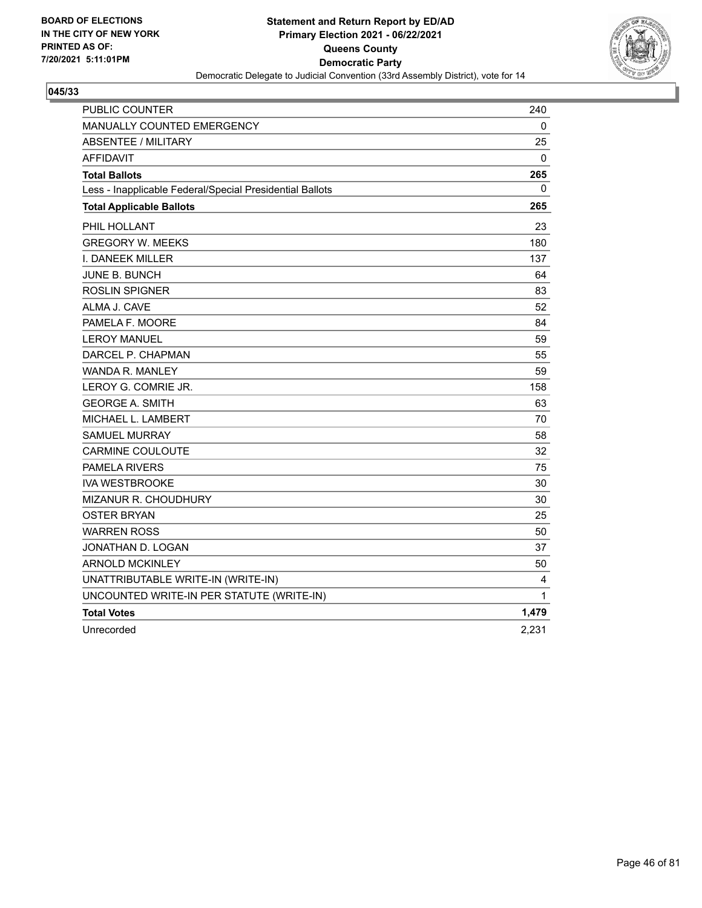BOARD OF ELECTIONS
IN THE CITY OF NEW YORK
PRINTED AS OF:
7/20/2021 5:11:01PM

**Statement and Return Report by ED/AD**
**Primary Election 2021 - 06/22/2021**
**Queens County**
**Democratic Party**
Democratic Delegate to Judicial Convention (33rd Assembly District), vote for 14

**045/33**

| | |
|---|---|
| PUBLIC COUNTER | 240 |
| MANUALLY COUNTED EMERGENCY | 0 |
| ABSENTEE / MILITARY | 25 |
| AFFIDAVIT | 0 |
| **Total Ballots** | **265** |
| Less - Inapplicable Federal/Special Presidential Ballots | 0 |
| **Total Applicable Ballots** | **265** |
| PHIL HOLLANT | 23 |
| GREGORY W. MEEKS | 180 |
| I. DANEEK MILLER | 137 |
| JUNE B. BUNCH | 64 |
| ROSLIN SPIGNER | 83 |
| ALMA J. CAVE | 52 |
| PAMELA F. MOORE | 84 |
| LEROY MANUEL | 59 |
| DARCEL P. CHAPMAN | 55 |
| WANDA R. MANLEY | 59 |
| LEROY G. COMRIE JR. | 158 |
| GEORGE A. SMITH | 63 |
| MICHAEL L. LAMBERT | 70 |
| SAMUEL MURRAY | 58 |
| CARMINE COULOUTE | 32 |
| PAMELA RIVERS | 75 |
| IVA WESTBROOKE | 30 |
| MIZANUR R. CHOUDHURY | 30 |
| OSTER BRYAN | 25 |
| WARREN ROSS | 50 |
| JONATHAN D. LOGAN | 37 |
| ARNOLD MCKINLEY | 50 |
| UNATTRIBUTABLE WRITE-IN (WRITE-IN) | 4 |
| UNCOUNTED WRITE-IN PER STATUTE (WRITE-IN) | 1 |
| **Total Votes** | **1,479** |
| Unrecorded | 2,231 |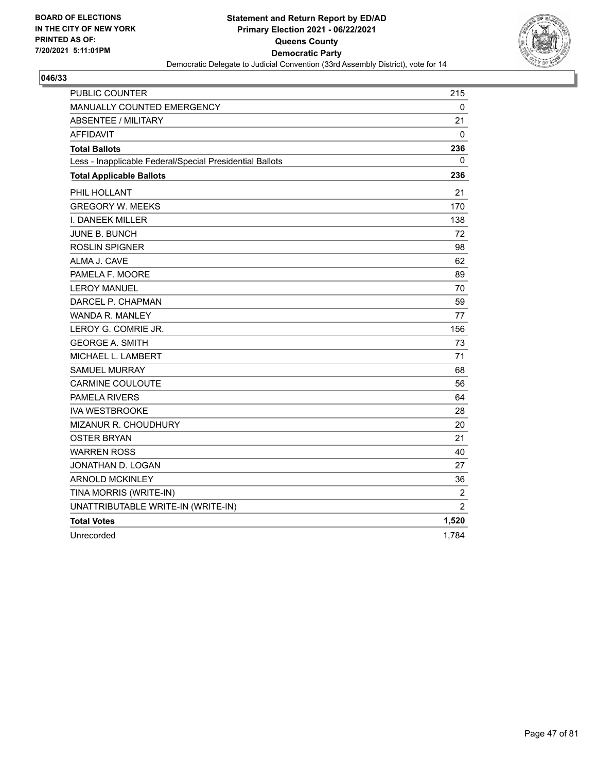BOARD OF ELECTIONS
IN THE CITY OF NEW YORK
PRINTED AS OF:
7/20/2021 5:11:01PM

**Statement and Return Report by ED/AD**
**Primary Election 2021 - 06/22/2021**
**Queens County**
**Democratic Party**
Democratic Delegate to Judicial Convention (33rd Assembly District), vote for 14

**046/33**

| | |
|---|---|
| PUBLIC COUNTER | 215 |
| MANUALLY COUNTED EMERGENCY | 0 |
| ABSENTEE / MILITARY | 21 |
| AFFIDAVIT | 0 |
| **Total Ballots** | **236** |
| Less - Inapplicable Federal/Special Presidential Ballots | 0 |
| **Total Applicable Ballots** | **236** |
| PHIL HOLLANT | 21 |
| GREGORY W. MEEKS | 170 |
| I. DANEEK MILLER | 138 |
| JUNE B. BUNCH | 72 |
| ROSLIN SPIGNER | 98 |
| ALMA J. CAVE | 62 |
| PAMELA F. MOORE | 89 |
| LEROY MANUEL | 70 |
| DARCEL P. CHAPMAN | 59 |
| WANDA R. MANLEY | 77 |
| LEROY G. COMRIE JR. | 156 |
| GEORGE A. SMITH | 73 |
| MICHAEL L. LAMBERT | 71 |
| SAMUEL MURRAY | 68 |
| CARMINE COULOUTE | 56 |
| PAMELA RIVERS | 64 |
| IVA WESTBROOKE | 28 |
| MIZANUR R. CHOUDHURY | 20 |
| OSTER BRYAN | 21 |
| WARREN ROSS | 40 |
| JONATHAN D. LOGAN | 27 |
| ARNOLD MCKINLEY | 36 |
| TINA MORRIS (WRITE-IN) | 2 |
| UNATTRIBUTABLE WRITE-IN (WRITE-IN) | 2 |
| **Total Votes** | **1,520** |
| Unrecorded | 1,784 |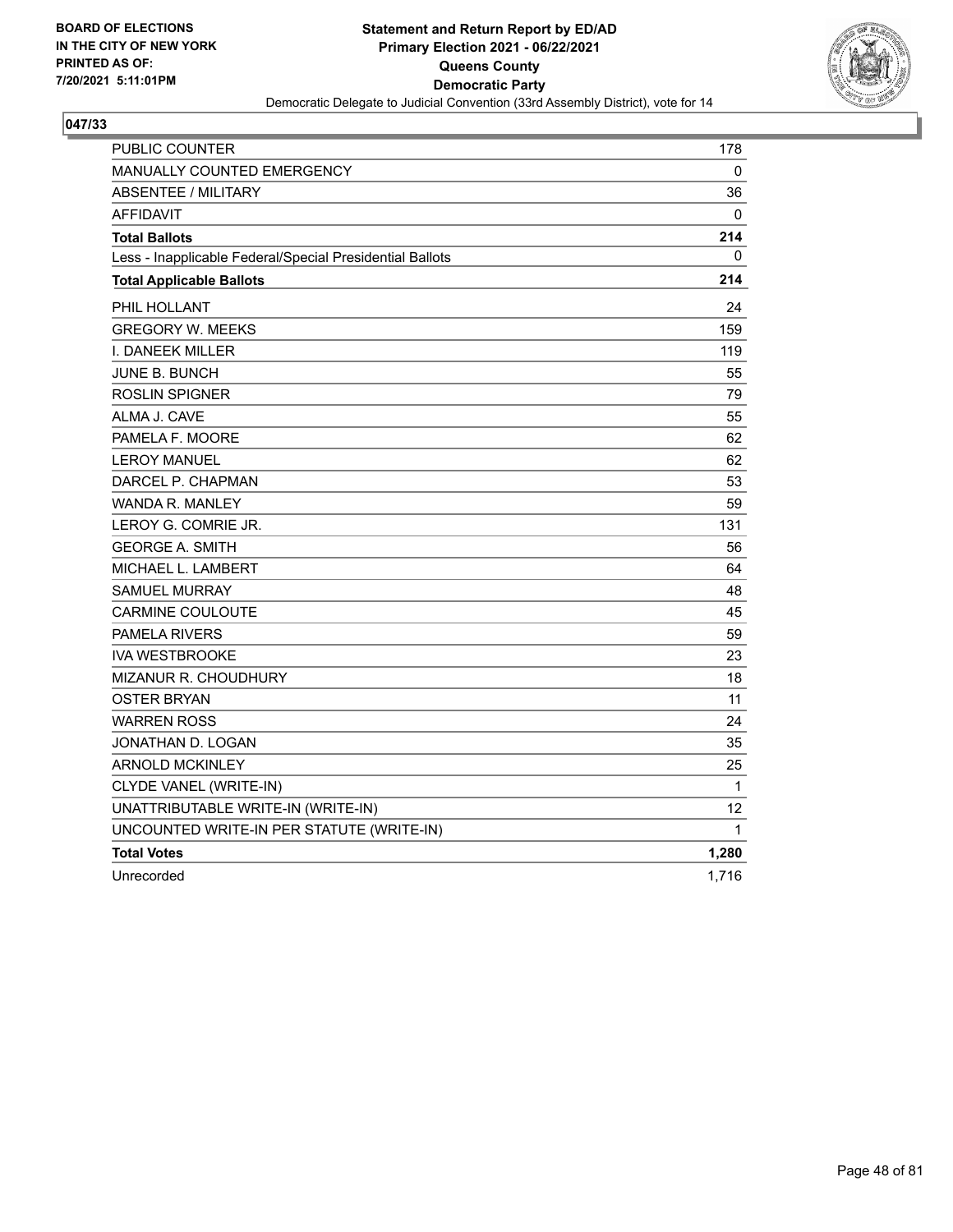**BOARD OF ELECTIONS IN THE CITY OF NEW YORK PRINTED AS OF: 7/20/2021 5:11:01PM**

**Statement and Return Report by ED/AD**
**Primary Election 2021 - 06/22/2021**
**Queens County**
**Democratic Party**
Democratic Delegate to Judicial Convention (33rd Assembly District), vote for 14

**047/33**

| | |
|---|---|
| PUBLIC COUNTER | 178 |
| MANUALLY COUNTED EMERGENCY | 0 |
| ABSENTEE / MILITARY | 36 |
| AFFIDAVIT | 0 |
| **Total Ballots** | **214** |
| Less - Inapplicable Federal/Special Presidential Ballots | 0 |
| **Total Applicable Ballots** | **214** |
| PHIL HOLLANT | 24 |
| GREGORY W. MEEKS | 159 |
| I. DANEEK MILLER | 119 |
| JUNE B. BUNCH | 55 |
| ROSLIN SPIGNER | 79 |
| ALMA J. CAVE | 55 |
| PAMELA F. MOORE | 62 |
| LEROY MANUEL | 62 |
| DARCEL P. CHAPMAN | 53 |
| WANDA R. MANLEY | 59 |
| LEROY G. COMRIE JR. | 131 |
| GEORGE A. SMITH | 56 |
| MICHAEL L. LAMBERT | 64 |
| SAMUEL MURRAY | 48 |
| CARMINE COULOUTE | 45 |
| PAMELA RIVERS | 59 |
| IVA WESTBROOKE | 23 |
| MIZANUR R. CHOUDHURY | 18 |
| OSTER BRYAN | 11 |
| WARREN ROSS | 24 |
| JONATHAN D. LOGAN | 35 |
| ARNOLD MCKINLEY | 25 |
| CLYDE VANEL (WRITE-IN) | 1 |
| UNATTRIBUTABLE WRITE-IN (WRITE-IN) | 12 |
| UNCOUNTED WRITE-IN PER STATUTE (WRITE-IN) | 1 |
| **Total Votes** | **1,280** |
| Unrecorded | 1,716 |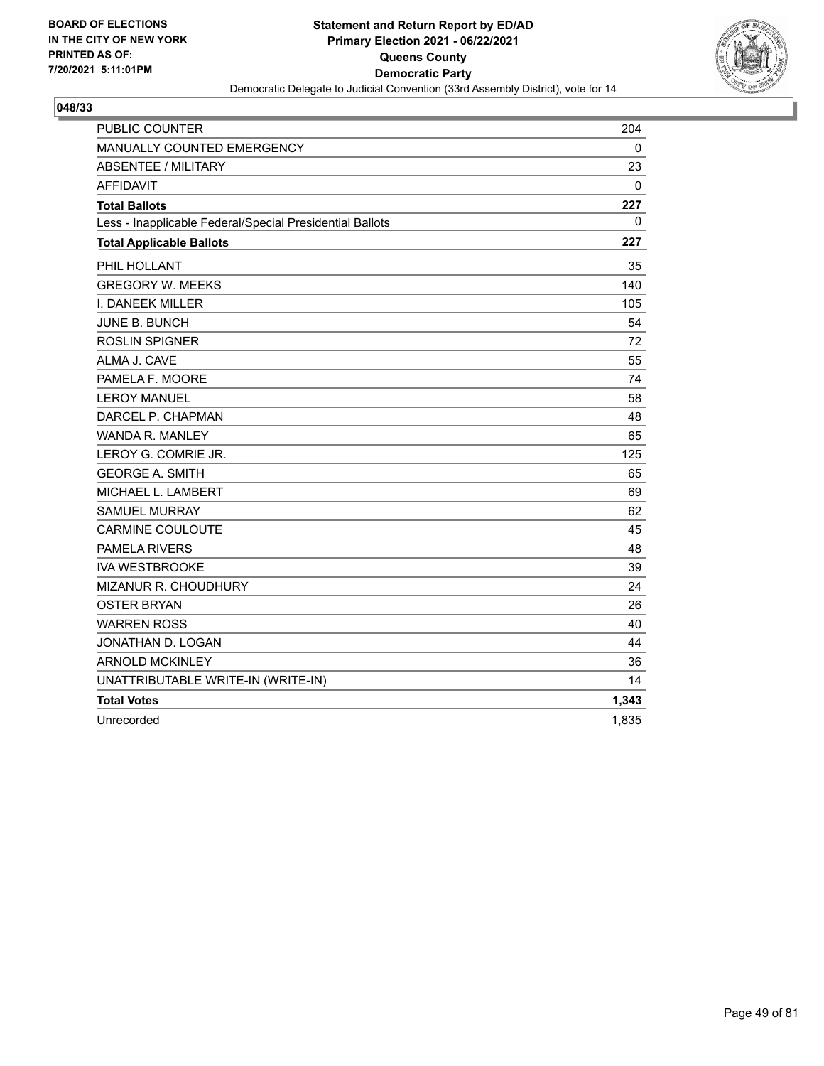**BOARD OF ELECTIONS IN THE CITY OF NEW YORK PRINTED AS OF: 7/20/2021 5:11:01PM**

**Statement and Return Report by ED/AD**
**Primary Election 2021 - 06/22/2021**
**Queens County**
**Democratic Party**
Democratic Delegate to Judicial Convention (33rd Assembly District), vote for 14

**048/33**

| | |
|---|---|
| PUBLIC COUNTER | 204 |
| MANUALLY COUNTED EMERGENCY | 0 |
| ABSENTEE / MILITARY | 23 |
| AFFIDAVIT | 0 |
| **Total Ballots** | **227** |
| Less - Inapplicable Federal/Special Presidential Ballots | 0 |
| **Total Applicable Ballots** | **227** |
| PHIL HOLLANT | 35 |
| GREGORY W. MEEKS | 140 |
| I. DANEEK MILLER | 105 |
| JUNE B. BUNCH | 54 |
| ROSLIN SPIGNER | 72 |
| ALMA J. CAVE | 55 |
| PAMELA F. MOORE | 74 |
| LEROY MANUEL | 58 |
| DARCEL P. CHAPMAN | 48 |
| WANDA R. MANLEY | 65 |
| LEROY G. COMRIE JR. | 125 |
| GEORGE A. SMITH | 65 |
| MICHAEL L. LAMBERT | 69 |
| SAMUEL MURRAY | 62 |
| CARMINE COULOUTE | 45 |
| PAMELA RIVERS | 48 |
| IVA WESTBROOKE | 39 |
| MIZANUR R. CHOUDHURY | 24 |
| OSTER BRYAN | 26 |
| WARREN ROSS | 40 |
| JONATHAN D. LOGAN | 44 |
| ARNOLD MCKINLEY | 36 |
| UNATTRIBUTABLE WRITE-IN (WRITE-IN) | 14 |
| **Total Votes** | **1,343** |
| Unrecorded | 1,835 |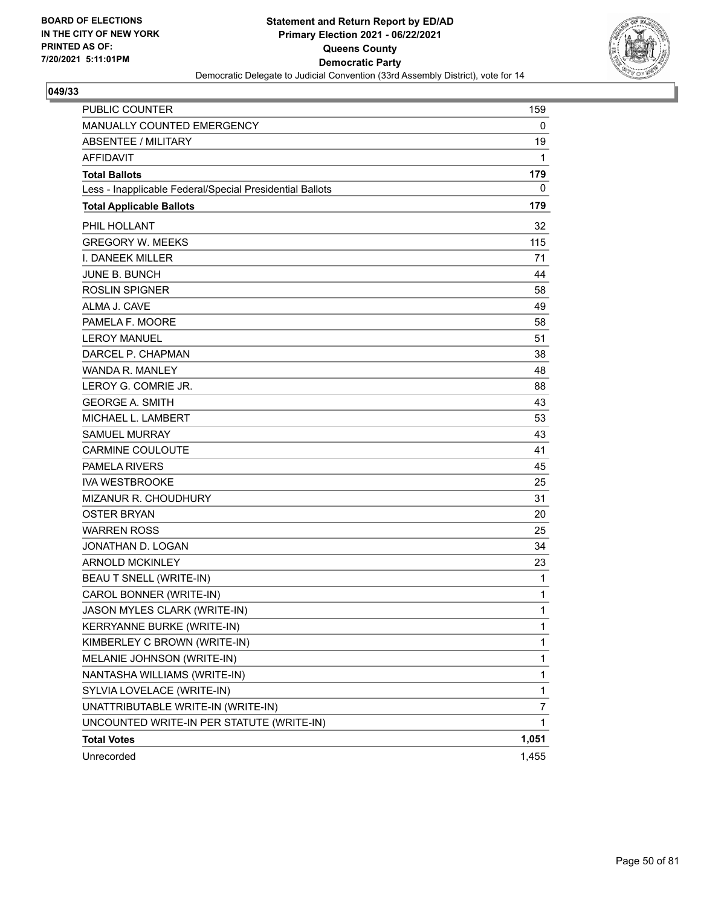BOARD OF ELECTIONS
IN THE CITY OF NEW YORK
PRINTED AS OF:
7/20/2021 5:11:01PM

**Statement and Return Report by ED/AD**
**Primary Election 2021 - 06/22/2021**
**Queens County**
**Democratic Party**
Democratic Delegate to Judicial Convention (33rd Assembly District), vote for 14

**049/33**

| | |
|---|---|
| PUBLIC COUNTER | 159 |
| MANUALLY COUNTED EMERGENCY | 0 |
| ABSENTEE / MILITARY | 19 |
| AFFIDAVIT | 1 |
| **Total Ballots** | **179** |
| Less - Inapplicable Federal/Special Presidential Ballots | 0 |
| **Total Applicable Ballots** | **179** |
| PHIL HOLLANT | 32 |
| GREGORY W. MEEKS | 115 |
| I. DANEEK MILLER | 71 |
| JUNE B. BUNCH | 44 |
| ROSLIN SPIGNER | 58 |
| ALMA J. CAVE | 49 |
| PAMELA F. MOORE | 58 |
| LEROY MANUEL | 51 |
| DARCEL P. CHAPMAN | 38 |
| WANDA R. MANLEY | 48 |
| LEROY G. COMRIE JR. | 88 |
| GEORGE A. SMITH | 43 |
| MICHAEL L. LAMBERT | 53 |
| SAMUEL MURRAY | 43 |
| CARMINE COULOUTE | 41 |
| PAMELA RIVERS | 45 |
| IVA WESTBROOKE | 25 |
| MIZANUR R. CHOUDHURY | 31 |
| OSTER BRYAN | 20 |
| WARREN ROSS | 25 |
| JONATHAN D. LOGAN | 34 |
| ARNOLD MCKINLEY | 23 |
| BEAU T SNELL (WRITE-IN) | 1 |
| CAROL BONNER (WRITE-IN) | 1 |
| JASON MYLES CLARK (WRITE-IN) | 1 |
| KERRYANNE BURKE (WRITE-IN) | 1 |
| KIMBERLEY C BROWN (WRITE-IN) | 1 |
| MELANIE JOHNSON (WRITE-IN) | 1 |
| NANTASHA WILLIAMS (WRITE-IN) | 1 |
| SYLVIA LOVELACE (WRITE-IN) | 1 |
| UNATTRIBUTABLE WRITE-IN (WRITE-IN) | 7 |
| UNCOUNTED WRITE-IN PER STATUTE (WRITE-IN) | 1 |
| **Total Votes** | **1,051** |
| Unrecorded | 1,455 |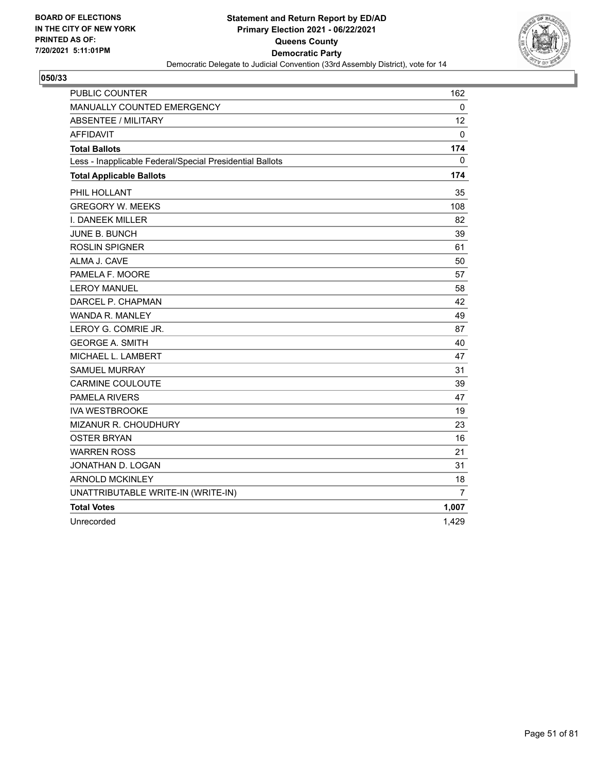BOARD OF ELECTIONS
IN THE CITY OF NEW YORK
PRINTED AS OF:
7/20/2021 5:11:01PM

**Statement and Return Report by ED/AD**
**Primary Election 2021 - 06/22/2021**
**Queens County**
**Democratic Party**
Democratic Delegate to Judicial Convention (33rd Assembly District), vote for 14

## 050/33

| | |
|---|---|
| PUBLIC COUNTER | 162 |
| MANUALLY COUNTED EMERGENCY | 0 |
| ABSENTEE / MILITARY | 12 |
| AFFIDAVIT | 0 |
| **Total Ballots** | **174** |
| Less - Inapplicable Federal/Special Presidential Ballots | 0 |
| **Total Applicable Ballots** | **174** |
| PHIL HOLLANT | 35 |
| GREGORY W. MEEKS | 108 |
| I. DANEEK MILLER | 82 |
| JUNE B. BUNCH | 39 |
| ROSLIN SPIGNER | 61 |
| ALMA J. CAVE | 50 |
| PAMELA F. MOORE | 57 |
| LEROY MANUEL | 58 |
| DARCEL P. CHAPMAN | 42 |
| WANDA R. MANLEY | 49 |
| LEROY G. COMRIE JR. | 87 |
| GEORGE A. SMITH | 40 |
| MICHAEL L. LAMBERT | 47 |
| SAMUEL MURRAY | 31 |
| CARMINE COULOUTE | 39 |
| PAMELA RIVERS | 47 |
| IVA WESTBROOKE | 19 |
| MIZANUR R. CHOUDHURY | 23 |
| OSTER BRYAN | 16 |
| WARREN ROSS | 21 |
| JONATHAN D. LOGAN | 31 |
| ARNOLD MCKINLEY | 18 |
| UNATTRIBUTABLE WRITE-IN (WRITE-IN) | 7 |
| **Total Votes** | **1,007** |
| Unrecorded | 1,429 |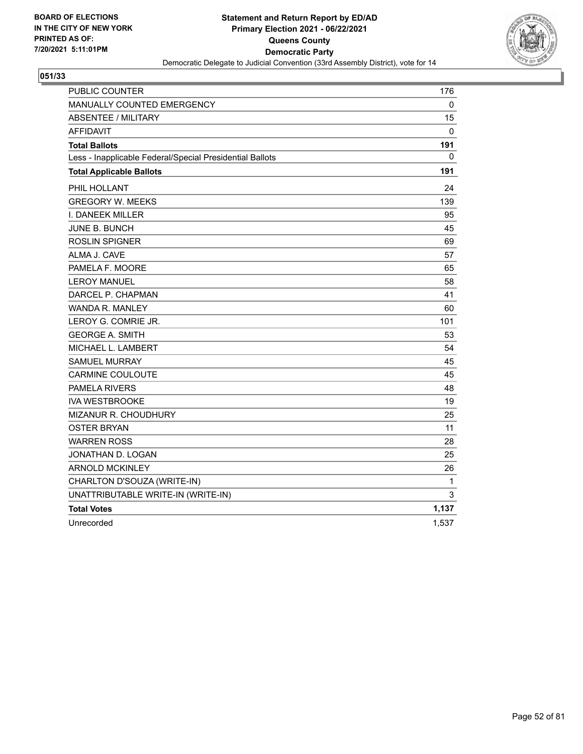BOARD OF ELECTIONS
IN THE CITY OF NEW YORK
PRINTED AS OF:
7/20/2021 5:11:01PM

**Statement and Return Report by ED/AD**
**Primary Election 2021 - 06/22/2021**
**Queens County**
**Democratic Party**
Democratic Delegate to Judicial Convention (33rd Assembly District), vote for 14

## 051/33

| | |
|---|---|
| PUBLIC COUNTER | 176 |
| MANUALLY COUNTED EMERGENCY | 0 |
| ABSENTEE / MILITARY | 15 |
| AFFIDAVIT | 0 |
| **Total Ballots** | **191** |
| Less - Inapplicable Federal/Special Presidential Ballots | 0 |
| **Total Applicable Ballots** | **191** |
| PHIL HOLLANT | 24 |
| GREGORY W. MEEKS | 139 |
| I. DANEEK MILLER | 95 |
| JUNE B. BUNCH | 45 |
| ROSLIN SPIGNER | 69 |
| ALMA J. CAVE | 57 |
| PAMELA F. MOORE | 65 |
| LEROY MANUEL | 58 |
| DARCEL P. CHAPMAN | 41 |
| WANDA R. MANLEY | 60 |
| LEROY G. COMRIE JR. | 101 |
| GEORGE A. SMITH | 53 |
| MICHAEL L. LAMBERT | 54 |
| SAMUEL MURRAY | 45 |
| CARMINE COULOUTE | 45 |
| PAMELA RIVERS | 48 |
| IVA WESTBROOKE | 19 |
| MIZANUR R. CHOUDHURY | 25 |
| OSTER BRYAN | 11 |
| WARREN ROSS | 28 |
| JONATHAN D. LOGAN | 25 |
| ARNOLD MCKINLEY | 26 |
| CHARLTON D'SOUZA (WRITE-IN) | 1 |
| UNATTRIBUTABLE WRITE-IN (WRITE-IN) | 3 |
| **Total Votes** | **1,137** |
| Unrecorded | 1,537 |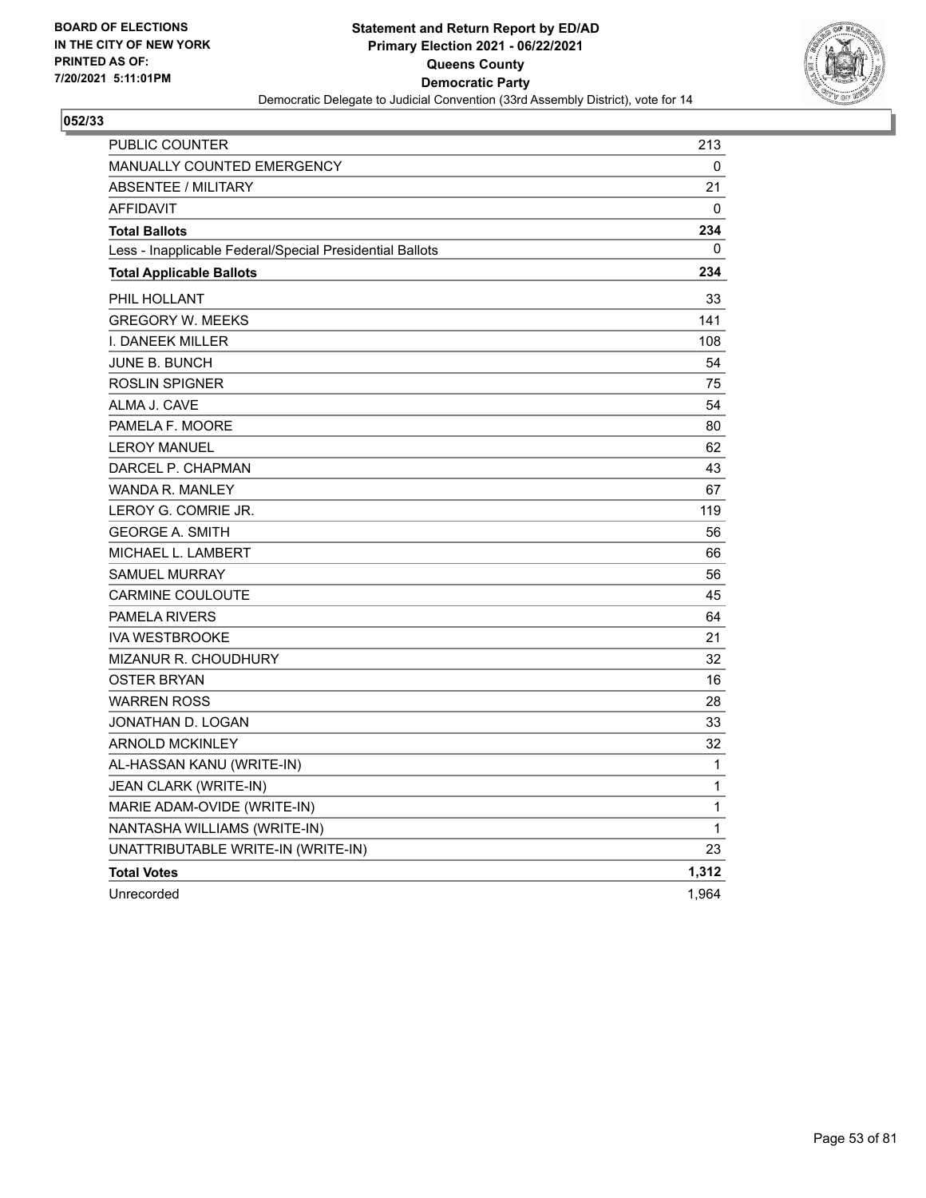**BOARD OF ELECTIONS IN THE CITY OF NEW YORK PRINTED AS OF: 7/20/2021 5:11:01PM**

**Statement and Return Report by ED/AD**
**Primary Election 2021 - 06/22/2021**
**Queens County**
**Democratic Party**
Democratic Delegate to Judicial Convention (33rd Assembly District), vote for 14

**052/33**

| | |
|---|---|
| PUBLIC COUNTER | 213 |
| MANUALLY COUNTED EMERGENCY | 0 |
| ABSENTEE / MILITARY | 21 |
| AFFIDAVIT | 0 |
| **Total Ballots** | **234** |
| Less - Inapplicable Federal/Special Presidential Ballots | 0 |
| **Total Applicable Ballots** | **234** |
| PHIL HOLLANT | 33 |
| GREGORY W. MEEKS | 141 |
| I. DANEEK MILLER | 108 |
| JUNE B. BUNCH | 54 |
| ROSLIN SPIGNER | 75 |
| ALMA J. CAVE | 54 |
| PAMELA F. MOORE | 80 |
| LEROY MANUEL | 62 |
| DARCEL P. CHAPMAN | 43 |
| WANDA R. MANLEY | 67 |
| LEROY G. COMRIE JR. | 119 |
| GEORGE A. SMITH | 56 |
| MICHAEL L. LAMBERT | 66 |
| SAMUEL MURRAY | 56 |
| CARMINE COULOUTE | 45 |
| PAMELA RIVERS | 64 |
| IVA WESTBROOKE | 21 |
| MIZANUR R. CHOUDHURY | 32 |
| OSTER BRYAN | 16 |
| WARREN ROSS | 28 |
| JONATHAN D. LOGAN | 33 |
| ARNOLD MCKINLEY | 32 |
| AL-HASSAN KANU (WRITE-IN) | 1 |
| JEAN CLARK (WRITE-IN) | 1 |
| MARIE ADAM-OVIDE (WRITE-IN) | 1 |
| NANTASHA WILLIAMS (WRITE-IN) | 1 |
| UNATTRIBUTABLE WRITE-IN (WRITE-IN) | 23 |
| **Total Votes** | **1,312** |
| Unrecorded | 1,964 |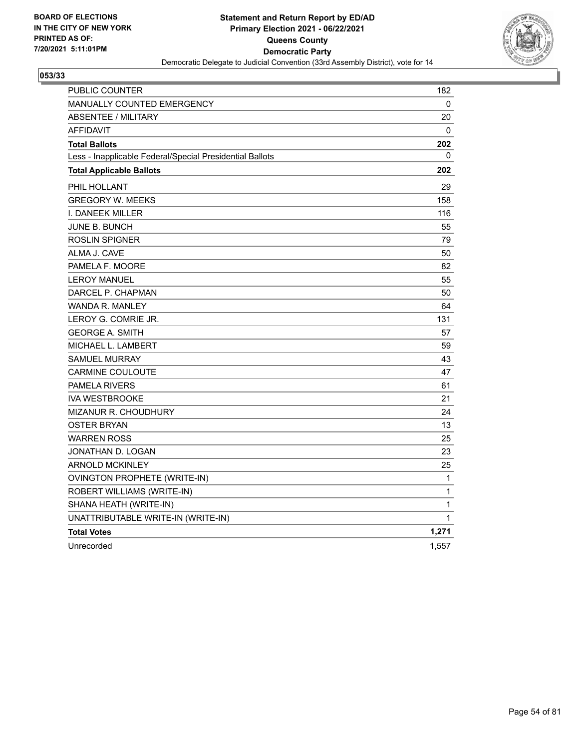BOARD OF ELECTIONS
IN THE CITY OF NEW YORK
PRINTED AS OF:
7/20/2021 5:11:01PM

**Statement and Return Report by ED/AD**
**Primary Election 2021 - 06/22/2021**
**Queens County**
**Democratic Party**
Democratic Delegate to Judicial Convention (33rd Assembly District), vote for 14

**053/33**

| | |
|---|---|
| PUBLIC COUNTER | 182 |
| MANUALLY COUNTED EMERGENCY | 0 |
| ABSENTEE / MILITARY | 20 |
| AFFIDAVIT | 0 |
| **Total Ballots** | **202** |
| Less - Inapplicable Federal/Special Presidential Ballots | 0 |
| **Total Applicable Ballots** | **202** |
| PHIL HOLLANT | 29 |
| GREGORY W. MEEKS | 158 |
| I. DANEEK MILLER | 116 |
| JUNE B. BUNCH | 55 |
| ROSLIN SPIGNER | 79 |
| ALMA J. CAVE | 50 |
| PAMELA F. MOORE | 82 |
| LEROY MANUEL | 55 |
| DARCEL P. CHAPMAN | 50 |
| WANDA R. MANLEY | 64 |
| LEROY G. COMRIE JR. | 131 |
| GEORGE A. SMITH | 57 |
| MICHAEL L. LAMBERT | 59 |
| SAMUEL MURRAY | 43 |
| CARMINE COULOUTE | 47 |
| PAMELA RIVERS | 61 |
| IVA WESTBROOKE | 21 |
| MIZANUR R. CHOUDHURY | 24 |
| OSTER BRYAN | 13 |
| WARREN ROSS | 25 |
| JONATHAN D. LOGAN | 23 |
| ARNOLD MCKINLEY | 25 |
| OVINGTON PROPHETE (WRITE-IN) | 1 |
| ROBERT WILLIAMS (WRITE-IN) | 1 |
| SHANA HEATH (WRITE-IN) | 1 |
| UNATTRIBUTABLE WRITE-IN (WRITE-IN) | 1 |
| **Total Votes** | **1,271** |
| Unrecorded | 1,557 |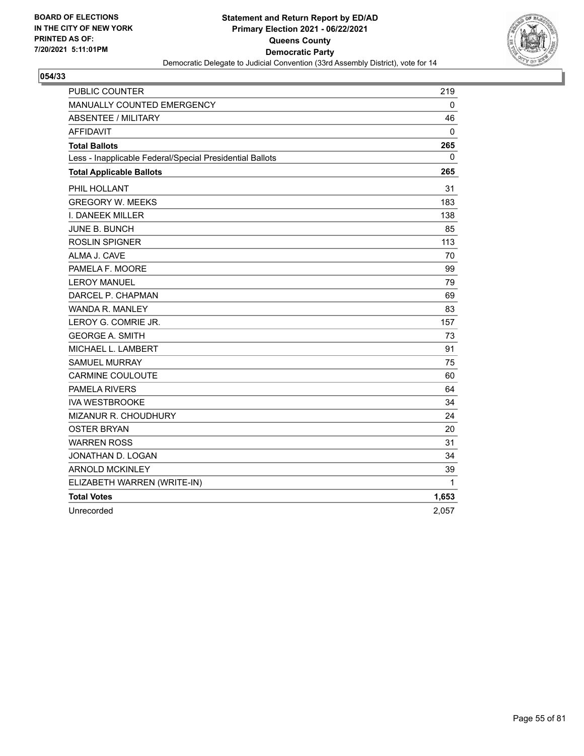**BOARD OF ELECTIONS IN THE CITY OF NEW YORK PRINTED AS OF: 7/20/2021 5:11:01PM**

**Statement and Return Report by ED/AD Primary Election 2021 - 06/22/2021 Queens County Democratic Party**

Democratic Delegate to Judicial Convention (33rd Assembly District), vote for 14

**054/33**

| | |
|---|---|
| PUBLIC COUNTER | 219 |
| MANUALLY COUNTED EMERGENCY | 0 |
| ABSENTEE / MILITARY | 46 |
| AFFIDAVIT | 0 |
| **Total Ballots** | **265** |
| Less - Inapplicable Federal/Special Presidential Ballots | 0 |
| **Total Applicable Ballots** | **265** |
| PHIL HOLLANT | 31 |
| GREGORY W. MEEKS | 183 |
| I. DANEEK MILLER | 138 |
| JUNE B. BUNCH | 85 |
| ROSLIN SPIGNER | 113 |
| ALMA J. CAVE | 70 |
| PAMELA F. MOORE | 99 |
| LEROY MANUEL | 79 |
| DARCEL P. CHAPMAN | 69 |
| WANDA R. MANLEY | 83 |
| LEROY G. COMRIE JR. | 157 |
| GEORGE A. SMITH | 73 |
| MICHAEL L. LAMBERT | 91 |
| SAMUEL MURRAY | 75 |
| CARMINE COULOUTE | 60 |
| PAMELA RIVERS | 64 |
| IVA WESTBROOKE | 34 |
| MIZANUR R. CHOUDHURY | 24 |
| OSTER BRYAN | 20 |
| WARREN ROSS | 31 |
| JONATHAN D. LOGAN | 34 |
| ARNOLD MCKINLEY | 39 |
| ELIZABETH WARREN (WRITE-IN) | 1 |
| **Total Votes** | **1,653** |
| Unrecorded | 2,057 |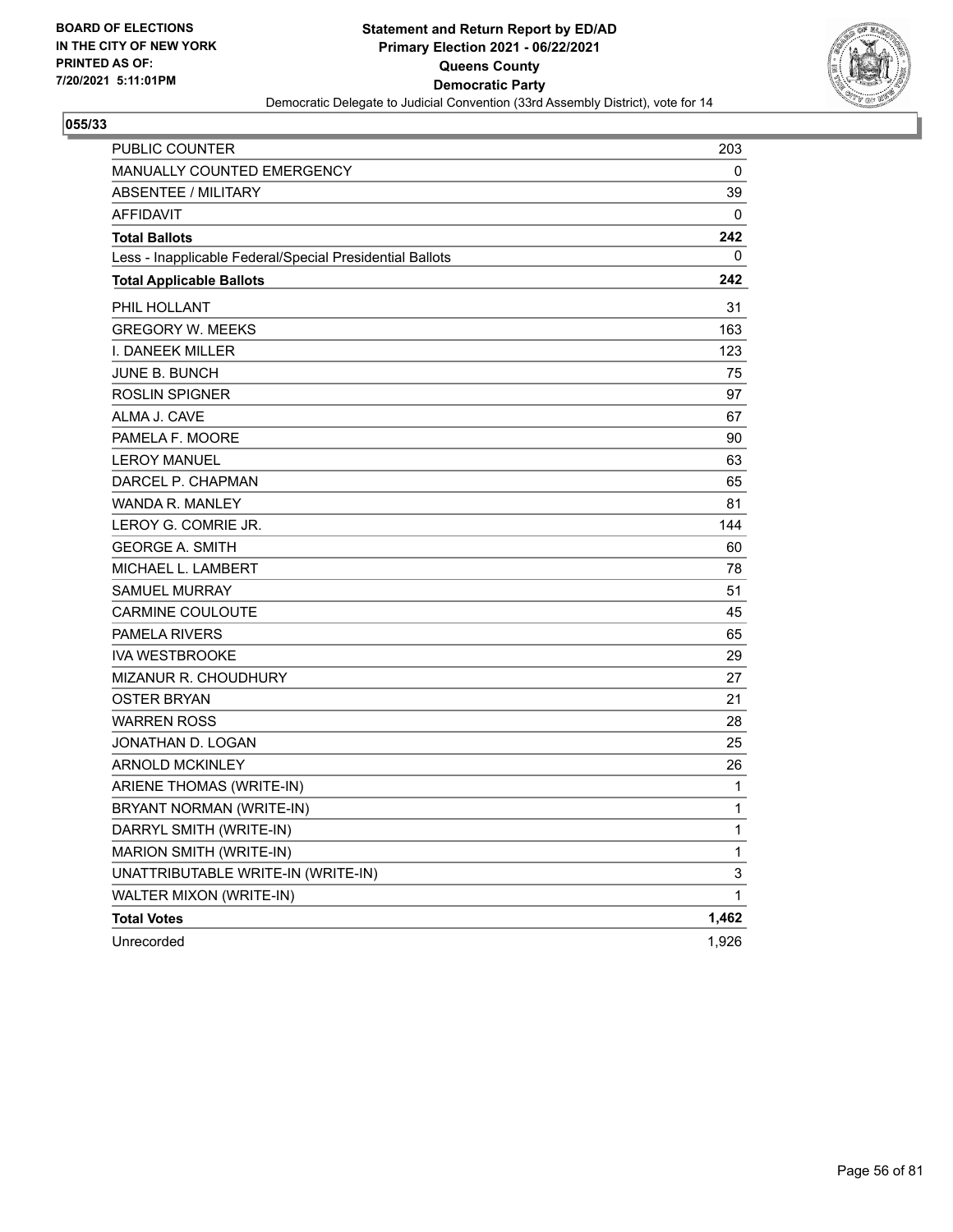BOARD OF ELECTIONS
IN THE CITY OF NEW YORK
PRINTED AS OF:
7/20/2021 5:11:01PM

**Statement and Return Report by ED/AD**
**Primary Election 2021 - 06/22/2021**
**Queens County**
**Democratic Party**
Democratic Delegate to Judicial Convention (33rd Assembly District), vote for 14

**055/33**

| | |
|---|---|
| PUBLIC COUNTER | 203 |
| MANUALLY COUNTED EMERGENCY | 0 |
| ABSENTEE / MILITARY | 39 |
| AFFIDAVIT | 0 |
| **Total Ballots** | **242** |
| Less - Inapplicable Federal/Special Presidential Ballots | 0 |
| **Total Applicable Ballots** | **242** |
| PHIL HOLLANT | 31 |
| GREGORY W. MEEKS | 163 |
| I. DANEEK MILLER | 123 |
| JUNE B. BUNCH | 75 |
| ROSLIN SPIGNER | 97 |
| ALMA J. CAVE | 67 |
| PAMELA F. MOORE | 90 |
| LEROY MANUEL | 63 |
| DARCEL P. CHAPMAN | 65 |
| WANDA R. MANLEY | 81 |
| LEROY G. COMRIE JR. | 144 |
| GEORGE A. SMITH | 60 |
| MICHAEL L. LAMBERT | 78 |
| SAMUEL MURRAY | 51 |
| CARMINE COULOUTE | 45 |
| PAMELA RIVERS | 65 |
| IVA WESTBROOKE | 29 |
| MIZANUR R. CHOUDHURY | 27 |
| OSTER BRYAN | 21 |
| WARREN ROSS | 28 |
| JONATHAN D. LOGAN | 25 |
| ARNOLD MCKINLEY | 26 |
| ARIENE THOMAS (WRITE-IN) | 1 |
| BRYANT NORMAN (WRITE-IN) | 1 |
| DARRYL SMITH (WRITE-IN) | 1 |
| MARION SMITH (WRITE-IN) | 1 |
| UNATTRIBUTABLE WRITE-IN (WRITE-IN) | 3 |
| WALTER MIXON (WRITE-IN) | 1 |
| **Total Votes** | **1,462** |
| Unrecorded | 1,926 |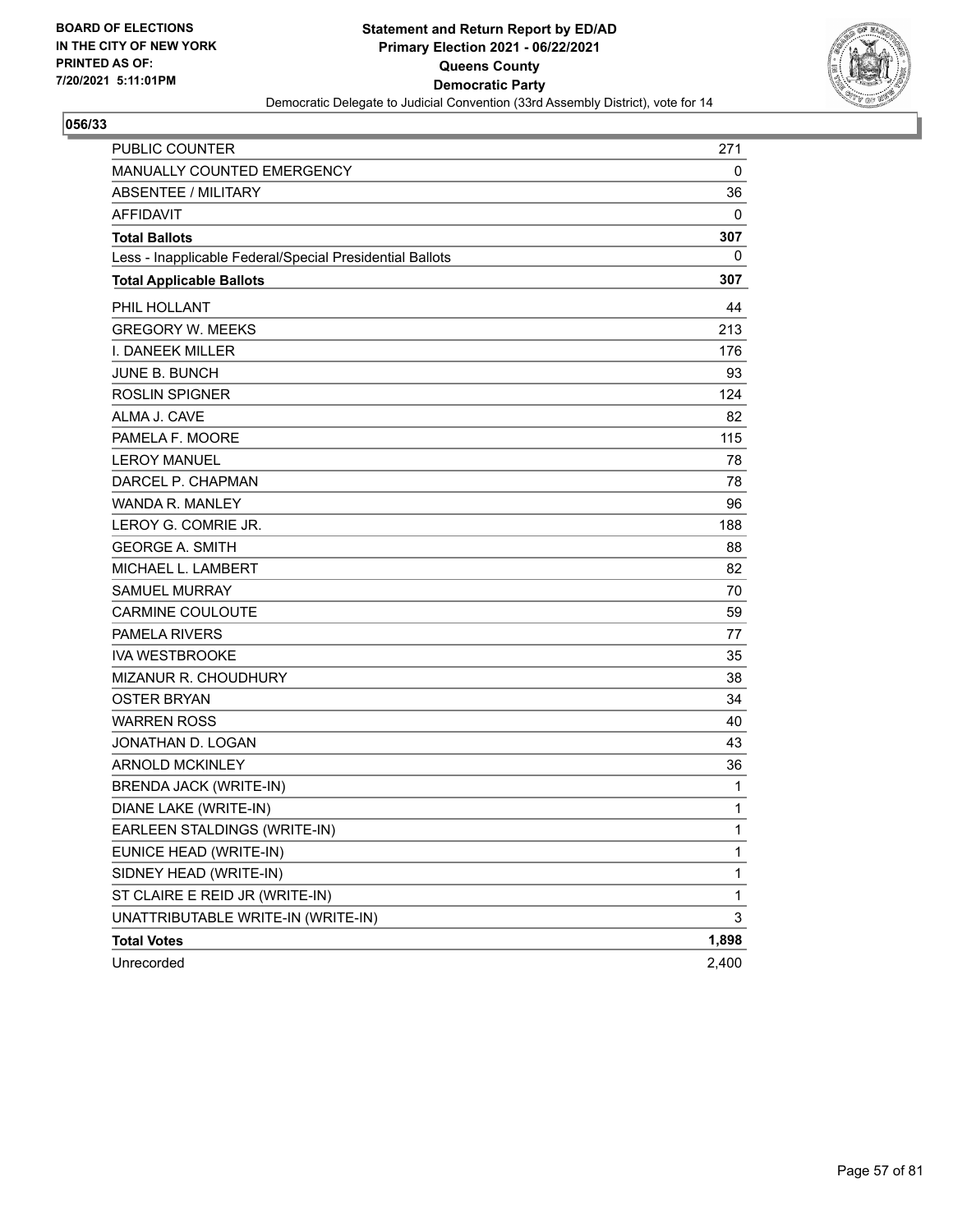BOARD OF ELECTIONS
IN THE CITY OF NEW YORK
PRINTED AS OF:
7/20/2021 5:11:01PM

**Statement and Return Report by ED/AD**
**Primary Election 2021 - 06/22/2021**
**Queens County**
**Democratic Party**
Democratic Delegate to Judicial Convention (33rd Assembly District), vote for 14

## 056/33

| | |
|---|---|
| PUBLIC COUNTER | 271 |
| MANUALLY COUNTED EMERGENCY | 0 |
| ABSENTEE / MILITARY | 36 |
| AFFIDAVIT | 0 |
| **Total Ballots** | **307** |
| Less - Inapplicable Federal/Special Presidential Ballots | 0 |
| **Total Applicable Ballots** | **307** |
| PHIL HOLLANT | 44 |
| GREGORY W. MEEKS | 213 |
| I. DANEEK MILLER | 176 |
| JUNE B. BUNCH | 93 |
| ROSLIN SPIGNER | 124 |
| ALMA J. CAVE | 82 |
| PAMELA F. MOORE | 115 |
| LEROY MANUEL | 78 |
| DARCEL P. CHAPMAN | 78 |
| WANDA R. MANLEY | 96 |
| LEROY G. COMRIE JR. | 188 |
| GEORGE A. SMITH | 88 |
| MICHAEL L. LAMBERT | 82 |
| SAMUEL MURRAY | 70 |
| CARMINE COULOUTE | 59 |
| PAMELA RIVERS | 77 |
| IVA WESTBROOKE | 35 |
| MIZANUR R. CHOUDHURY | 38 |
| OSTER BRYAN | 34 |
| WARREN ROSS | 40 |
| JONATHAN D. LOGAN | 43 |
| ARNOLD MCKINLEY | 36 |
| BRENDA JACK (WRITE-IN) | 1 |
| DIANE LAKE (WRITE-IN) | 1 |
| EARLEEN STALDINGS (WRITE-IN) | 1 |
| EUNICE HEAD (WRITE-IN) | 1 |
| SIDNEY HEAD (WRITE-IN) | 1 |
| ST CLAIRE E REID JR (WRITE-IN) | 1 |
| UNATTRIBUTABLE WRITE-IN (WRITE-IN) | 3 |
| **Total Votes** | **1,898** |
| Unrecorded | 2,400 |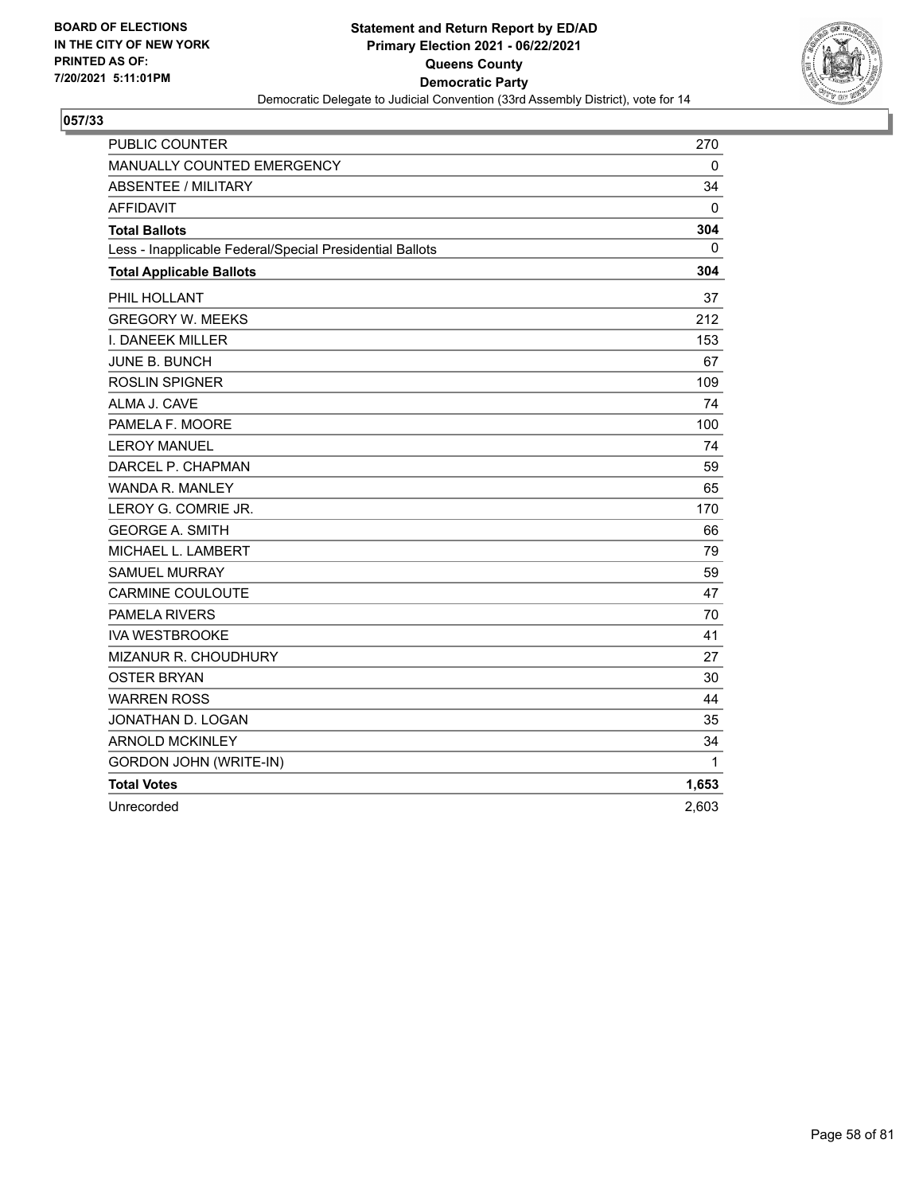BOARD OF ELECTIONS
IN THE CITY OF NEW YORK
PRINTED AS OF:
7/20/2021 5:11:01PM

**Statement and Return Report by ED/AD**
**Primary Election 2021 - 06/22/2021**
**Queens County**
**Democratic Party**
Democratic Delegate to Judicial Convention (33rd Assembly District), vote for 14

**057/33**

| | |
|---|---|
| PUBLIC COUNTER | 270 |
| MANUALLY COUNTED EMERGENCY | 0 |
| ABSENTEE / MILITARY | 34 |
| AFFIDAVIT | 0 |
| **Total Ballots** | **304** |
| Less - Inapplicable Federal/Special Presidential Ballots | 0 |
| **Total Applicable Ballots** | **304** |
| PHIL HOLLANT | 37 |
| GREGORY W. MEEKS | 212 |
| I. DANEEK MILLER | 153 |
| JUNE B. BUNCH | 67 |
| ROSLIN SPIGNER | 109 |
| ALMA J. CAVE | 74 |
| PAMELA F. MOORE | 100 |
| LEROY MANUEL | 74 |
| DARCEL P. CHAPMAN | 59 |
| WANDA R. MANLEY | 65 |
| LEROY G. COMRIE JR. | 170 |
| GEORGE A. SMITH | 66 |
| MICHAEL L. LAMBERT | 79 |
| SAMUEL MURRAY | 59 |
| CARMINE COULOUTE | 47 |
| PAMELA RIVERS | 70 |
| IVA WESTBROOKE | 41 |
| MIZANUR R. CHOUDHURY | 27 |
| OSTER BRYAN | 30 |
| WARREN ROSS | 44 |
| JONATHAN D. LOGAN | 35 |
| ARNOLD MCKINLEY | 34 |
| GORDON JOHN (WRITE-IN) | 1 |
| **Total Votes** | **1,653** |
| Unrecorded | 2,603 |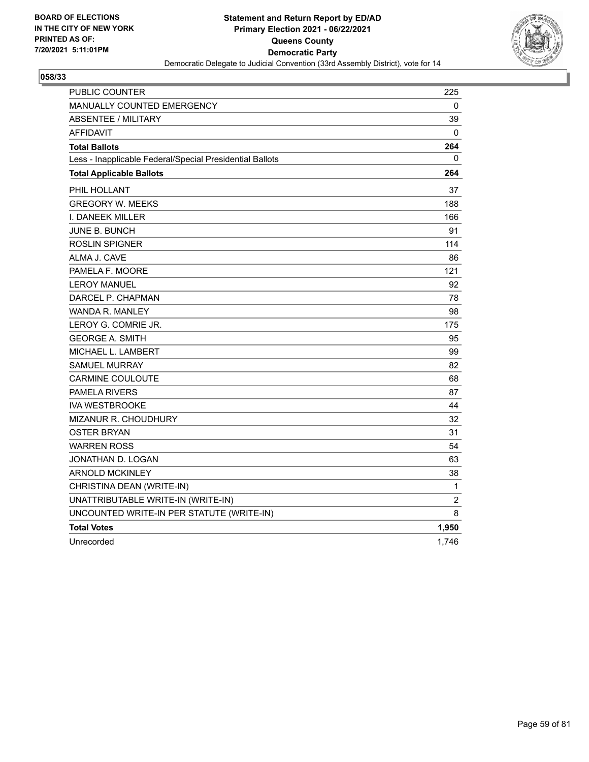BOARD OF ELECTIONS
IN THE CITY OF NEW YORK
PRINTED AS OF:
7/20/2021 5:11:01PM

**Statement and Return Report by ED/AD**
**Primary Election 2021 - 06/22/2021**
**Queens County**
**Democratic Party**
Democratic Delegate to Judicial Convention (33rd Assembly District), vote for 14

## 058/33

| | |
|---|---|
| PUBLIC COUNTER | 225 |
| MANUALLY COUNTED EMERGENCY | 0 |
| ABSENTEE / MILITARY | 39 |
| AFFIDAVIT | 0 |
| **Total Ballots** | **264** |
| Less - Inapplicable Federal/Special Presidential Ballots | 0 |
| **Total Applicable Ballots** | **264** |
| PHIL HOLLANT | 37 |
| GREGORY W. MEEKS | 188 |
| I. DANEEK MILLER | 166 |
| JUNE B. BUNCH | 91 |
| ROSLIN SPIGNER | 114 |
| ALMA J. CAVE | 86 |
| PAMELA F. MOORE | 121 |
| LEROY MANUEL | 92 |
| DARCEL P. CHAPMAN | 78 |
| WANDA R. MANLEY | 98 |
| LEROY G. COMRIE JR. | 175 |
| GEORGE A. SMITH | 95 |
| MICHAEL L. LAMBERT | 99 |
| SAMUEL MURRAY | 82 |
| CARMINE COULOUTE | 68 |
| PAMELA RIVERS | 87 |
| IVA WESTBROOKE | 44 |
| MIZANUR R. CHOUDHURY | 32 |
| OSTER BRYAN | 31 |
| WARREN ROSS | 54 |
| JONATHAN D. LOGAN | 63 |
| ARNOLD MCKINLEY | 38 |
| CHRISTINA DEAN (WRITE-IN) | 1 |
| UNATTRIBUTABLE WRITE-IN (WRITE-IN) | 2 |
| UNCOUNTED WRITE-IN PER STATUTE (WRITE-IN) | 8 |
| **Total Votes** | **1,950** |
| Unrecorded | 1,746 |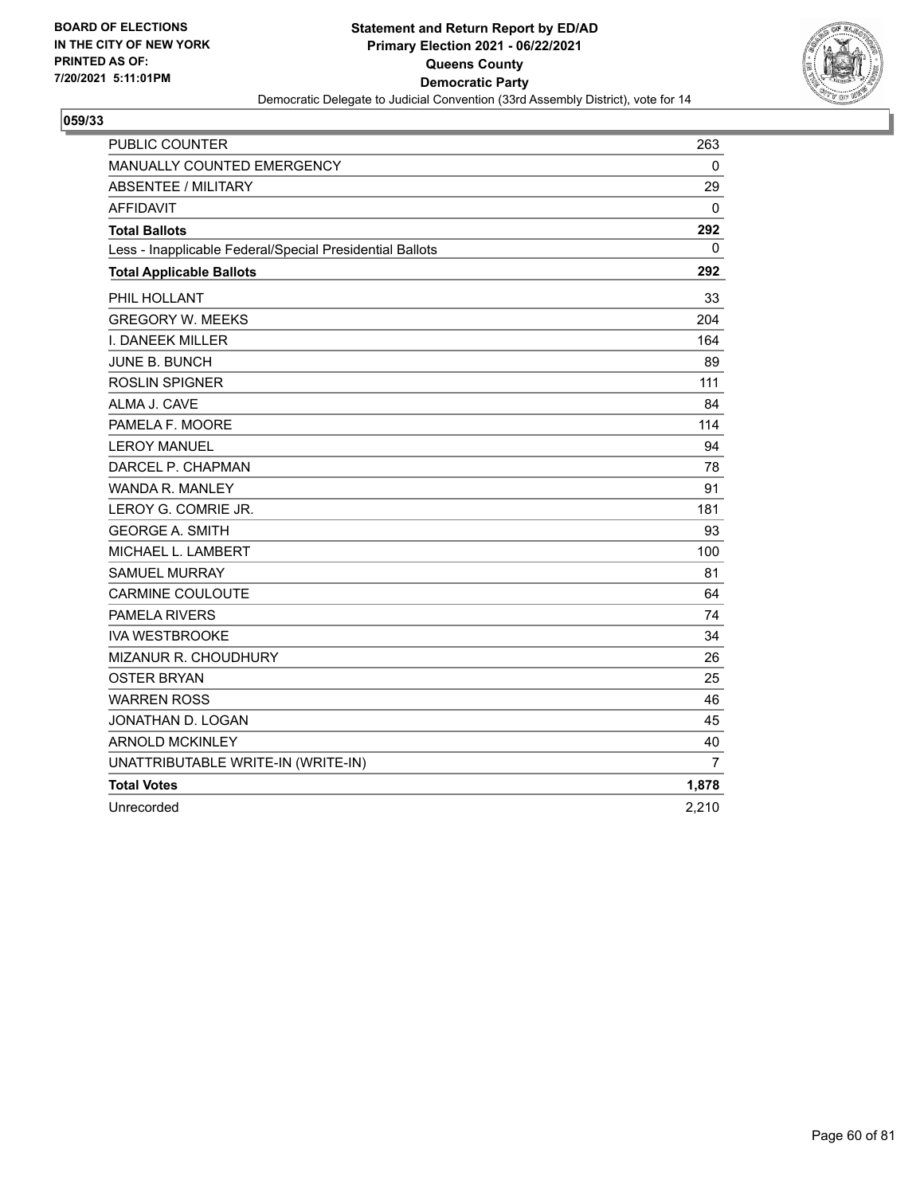BOARD OF ELECTIONS
IN THE CITY OF NEW YORK
PRINTED AS OF:
7/20/2021 5:11:01PM

**Statement and Return Report by ED/AD**
**Primary Election 2021 - 06/22/2021**
**Queens County**
**Democratic Party**
Democratic Delegate to Judicial Convention (33rd Assembly District), vote for 14

**059/33**

| | |
|---|---|
| PUBLIC COUNTER | 263 |
| MANUALLY COUNTED EMERGENCY | 0 |
| ABSENTEE / MILITARY | 29 |
| AFFIDAVIT | 0 |
| **Total Ballots** | **292** |
| Less - Inapplicable Federal/Special Presidential Ballots | 0 |
| **Total Applicable Ballots** | **292** |
| PHIL HOLLANT | 33 |
| GREGORY W. MEEKS | 204 |
| I. DANEEK MILLER | 164 |
| JUNE B. BUNCH | 89 |
| ROSLIN SPIGNER | 111 |
| ALMA J. CAVE | 84 |
| PAMELA F. MOORE | 114 |
| LEROY MANUEL | 94 |
| DARCEL P. CHAPMAN | 78 |
| WANDA R. MANLEY | 91 |
| LEROY G. COMRIE JR. | 181 |
| GEORGE A. SMITH | 93 |
| MICHAEL L. LAMBERT | 100 |
| SAMUEL MURRAY | 81 |
| CARMINE COULOUTE | 64 |
| PAMELA RIVERS | 74 |
| IVA WESTBROOKE | 34 |
| MIZANUR R. CHOUDHURY | 26 |
| OSTER BRYAN | 25 |
| WARREN ROSS | 46 |
| JONATHAN D. LOGAN | 45 |
| ARNOLD MCKINLEY | 40 |
| UNATTRIBUTABLE WRITE-IN (WRITE-IN) | 7 |
| **Total Votes** | **1,878** |
| Unrecorded | 2,210 |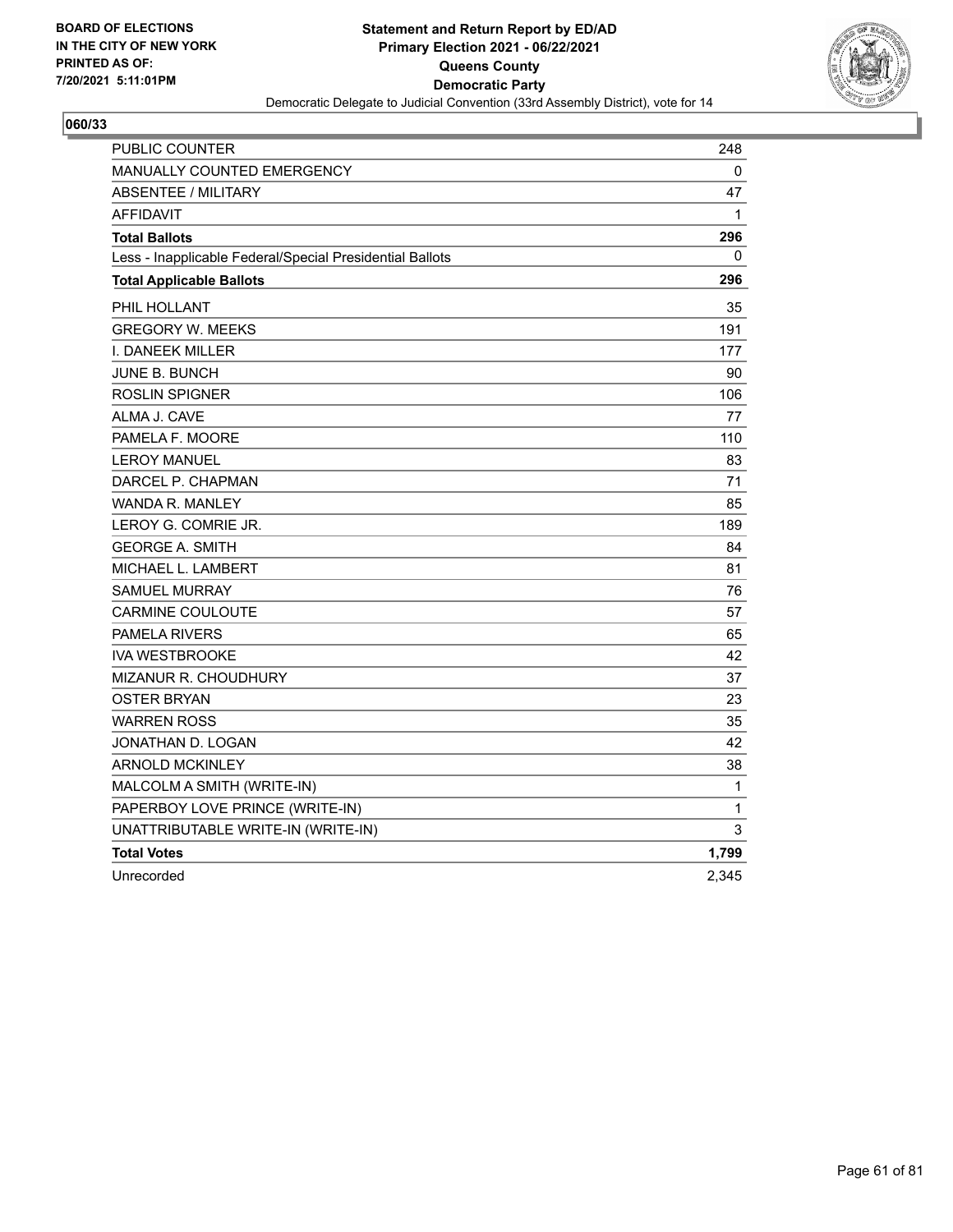BOARD OF ELECTIONS
IN THE CITY OF NEW YORK
PRINTED AS OF:
7/20/2021 5:11:01PM

**Statement and Return Report by ED/AD**
**Primary Election 2021 - 06/22/2021**
**Queens County**
**Democratic Party**
Democratic Delegate to Judicial Convention (33rd Assembly District), vote for 14

## 060/33

| | |
|---|---|
| PUBLIC COUNTER | 248 |
| MANUALLY COUNTED EMERGENCY | 0 |
| ABSENTEE / MILITARY | 47 |
| AFFIDAVIT | 1 |
| **Total Ballots** | **296** |
| Less - Inapplicable Federal/Special Presidential Ballots | 0 |
| **Total Applicable Ballots** | **296** |
| PHIL HOLLANT | 35 |
| GREGORY W. MEEKS | 191 |
| I. DANEEK MILLER | 177 |
| JUNE B. BUNCH | 90 |
| ROSLIN SPIGNER | 106 |
| ALMA J. CAVE | 77 |
| PAMELA F. MOORE | 110 |
| LEROY MANUEL | 83 |
| DARCEL P. CHAPMAN | 71 |
| WANDA R. MANLEY | 85 |
| LEROY G. COMRIE JR. | 189 |
| GEORGE A. SMITH | 84 |
| MICHAEL L. LAMBERT | 81 |
| SAMUEL MURRAY | 76 |
| CARMINE COULOUTE | 57 |
| PAMELA RIVERS | 65 |
| IVA WESTBROOKE | 42 |
| MIZANUR R. CHOUDHURY | 37 |
| OSTER BRYAN | 23 |
| WARREN ROSS | 35 |
| JONATHAN D. LOGAN | 42 |
| ARNOLD MCKINLEY | 38 |
| MALCOLM A SMITH (WRITE-IN) | 1 |
| PAPERBOY LOVE PRINCE (WRITE-IN) | 1 |
| UNATTRIBUTABLE WRITE-IN (WRITE-IN) | 3 |
| **Total Votes** | **1,799** |
| Unrecorded | 2,345 |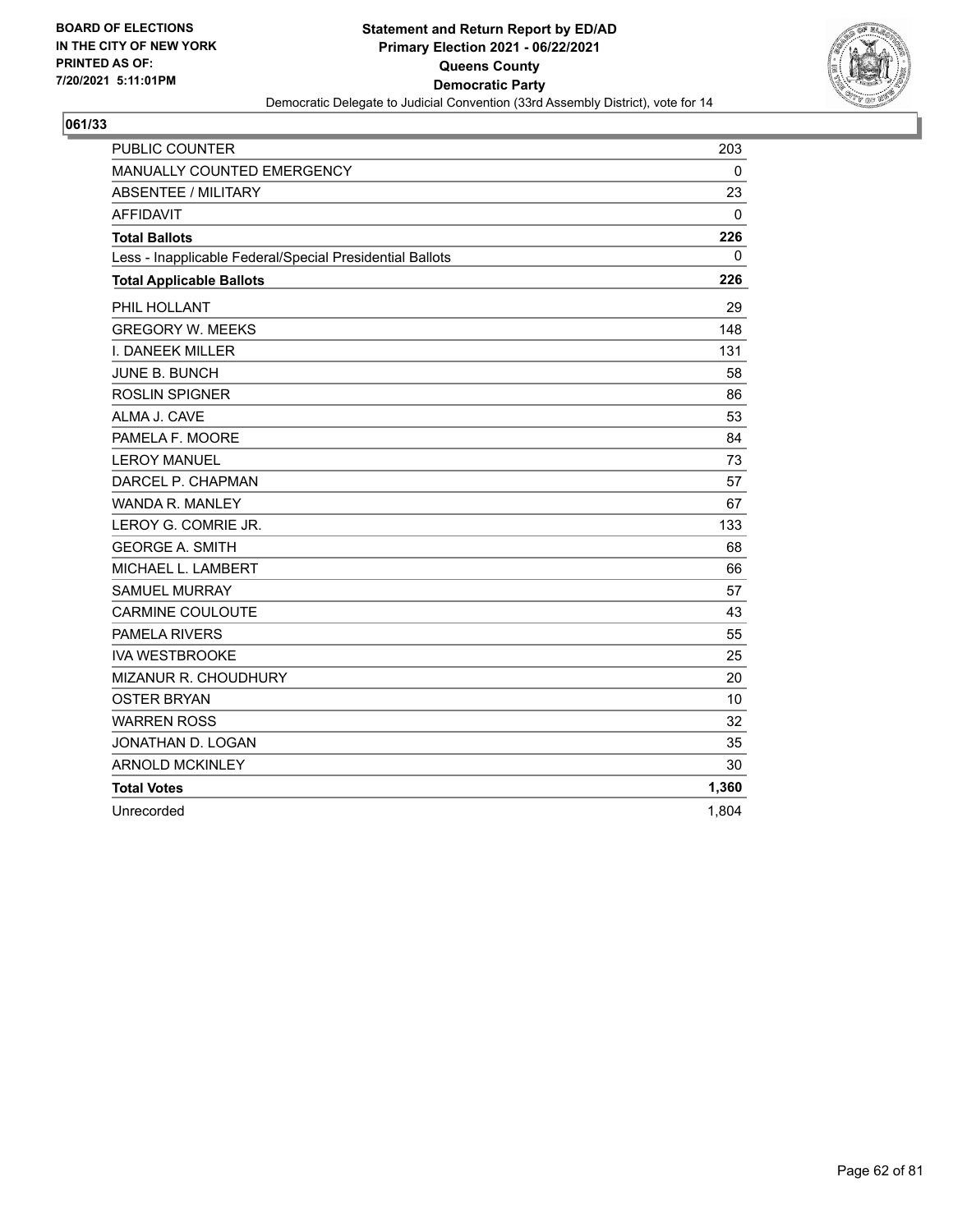BOARD OF ELECTIONS
IN THE CITY OF NEW YORK
PRINTED AS OF:
7/20/2021 5:11:01PM

**Statement and Return Report by ED/AD**
**Primary Election 2021 - 06/22/2021**
**Queens County**
**Democratic Party**
Democratic Delegate to Judicial Convention (33rd Assembly District), vote for 14

**061/33**

| | |
|---|---|
| PUBLIC COUNTER | 203 |
| MANUALLY COUNTED EMERGENCY | 0 |
| ABSENTEE / MILITARY | 23 |
| AFFIDAVIT | 0 |
| **Total Ballots** | **226** |
| Less - Inapplicable Federal/Special Presidential Ballots | 0 |
| **Total Applicable Ballots** | **226** |
| PHIL HOLLANT | 29 |
| GREGORY W. MEEKS | 148 |
| I. DANEEK MILLER | 131 |
| JUNE B. BUNCH | 58 |
| ROSLIN SPIGNER | 86 |
| ALMA J. CAVE | 53 |
| PAMELA F. MOORE | 84 |
| LEROY MANUEL | 73 |
| DARCEL P. CHAPMAN | 57 |
| WANDA R. MANLEY | 67 |
| LEROY G. COMRIE JR. | 133 |
| GEORGE A. SMITH | 68 |
| MICHAEL L. LAMBERT | 66 |
| SAMUEL MURRAY | 57 |
| CARMINE COULOUTE | 43 |
| PAMELA RIVERS | 55 |
| IVA WESTBROOKE | 25 |
| MIZANUR R. CHOUDHURY | 20 |
| OSTER BRYAN | 10 |
| WARREN ROSS | 32 |
| JONATHAN D. LOGAN | 35 |
| ARNOLD MCKINLEY | 30 |
| **Total Votes** | **1,360** |
| Unrecorded | 1,804 |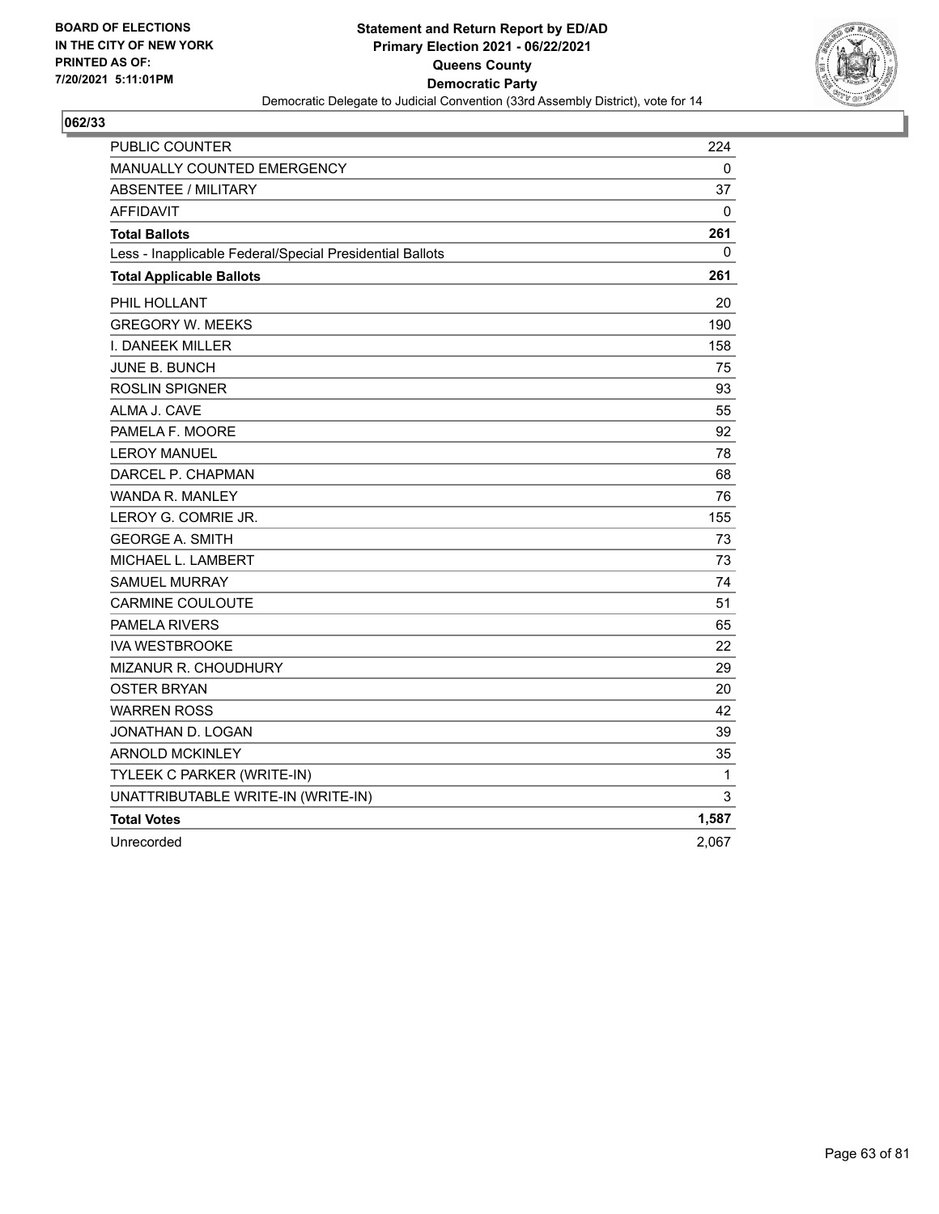BOARD OF ELECTIONS
IN THE CITY OF NEW YORK
PRINTED AS OF:
7/20/2021 5:11:01PM

**Statement and Return Report by ED/AD**
**Primary Election 2021 - 06/22/2021**
**Queens County**
**Democratic Party**
Democratic Delegate to Judicial Convention (33rd Assembly District), vote for 14

**062/33**

| | |
|---|---|
| PUBLIC COUNTER | 224 |
| MANUALLY COUNTED EMERGENCY | 0 |
| ABSENTEE / MILITARY | 37 |
| AFFIDAVIT | 0 |
| **Total Ballots** | **261** |
| Less - Inapplicable Federal/Special Presidential Ballots | 0 |
| **Total Applicable Ballots** | **261** |
| PHIL HOLLANT | 20 |
| GREGORY W. MEEKS | 190 |
| I. DANEEK MILLER | 158 |
| JUNE B. BUNCH | 75 |
| ROSLIN SPIGNER | 93 |
| ALMA J. CAVE | 55 |
| PAMELA F. MOORE | 92 |
| LEROY MANUEL | 78 |
| DARCEL P. CHAPMAN | 68 |
| WANDA R. MANLEY | 76 |
| LEROY G. COMRIE JR. | 155 |
| GEORGE A. SMITH | 73 |
| MICHAEL L. LAMBERT | 73 |
| SAMUEL MURRAY | 74 |
| CARMINE COULOUTE | 51 |
| PAMELA RIVERS | 65 |
| IVA WESTBROOKE | 22 |
| MIZANUR R. CHOUDHURY | 29 |
| OSTER BRYAN | 20 |
| WARREN ROSS | 42 |
| JONATHAN D. LOGAN | 39 |
| ARNOLD MCKINLEY | 35 |
| TYLEEK C PARKER (WRITE-IN) | 1 |
| UNATTRIBUTABLE WRITE-IN (WRITE-IN) | 3 |
| **Total Votes** | **1,587** |
| Unrecorded | 2,067 |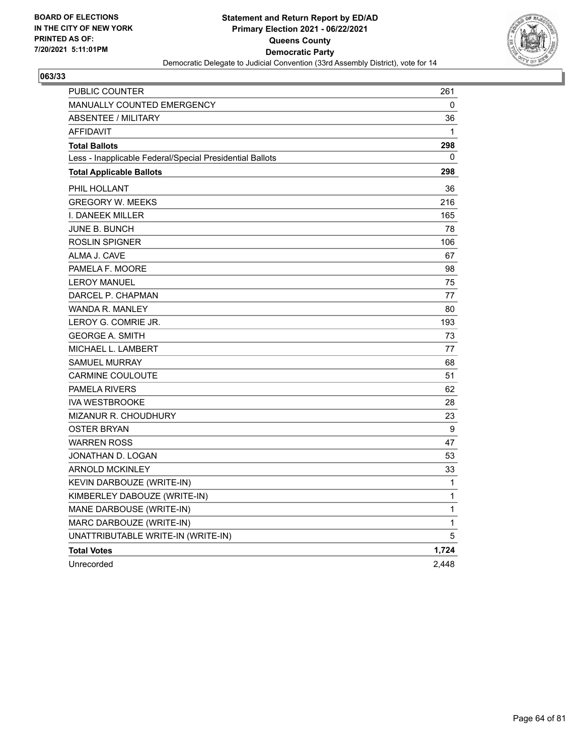BOARD OF ELECTIONS
IN THE CITY OF NEW YORK
PRINTED AS OF:
7/20/2021 5:11:01PM

**Statement and Return Report by ED/AD**
**Primary Election 2021 - 06/22/2021**
**Queens County**
**Democratic Party**
Democratic Delegate to Judicial Convention (33rd Assembly District), vote for 14

## 063/33

| | |
|---|---|
| PUBLIC COUNTER | 261 |
| MANUALLY COUNTED EMERGENCY | 0 |
| ABSENTEE / MILITARY | 36 |
| AFFIDAVIT | 1 |
| **Total Ballots** | **298** |
| Less - Inapplicable Federal/Special Presidential Ballots | 0 |
| **Total Applicable Ballots** | **298** |
| PHIL HOLLANT | 36 |
| GREGORY W. MEEKS | 216 |
| I. DANEEK MILLER | 165 |
| JUNE B. BUNCH | 78 |
| ROSLIN SPIGNER | 106 |
| ALMA J. CAVE | 67 |
| PAMELA F. MOORE | 98 |
| LEROY MANUEL | 75 |
| DARCEL P. CHAPMAN | 77 |
| WANDA R. MANLEY | 80 |
| LEROY G. COMRIE JR. | 193 |
| GEORGE A. SMITH | 73 |
| MICHAEL L. LAMBERT | 77 |
| SAMUEL MURRAY | 68 |
| CARMINE COULOUTE | 51 |
| PAMELA RIVERS | 62 |
| IVA WESTBROOKE | 28 |
| MIZANUR R. CHOUDHURY | 23 |
| OSTER BRYAN | 9 |
| WARREN ROSS | 47 |
| JONATHAN D. LOGAN | 53 |
| ARNOLD MCKINLEY | 33 |
| KEVIN DARBOUZE (WRITE-IN) | 1 |
| KIMBERLEY DABOUZE (WRITE-IN) | 1 |
| MANE DARBOUSE (WRITE-IN) | 1 |
| MARC DARBOUZE (WRITE-IN) | 1 |
| UNATTRIBUTABLE WRITE-IN (WRITE-IN) | 5 |
| **Total Votes** | **1,724** |
| Unrecorded | 2,448 |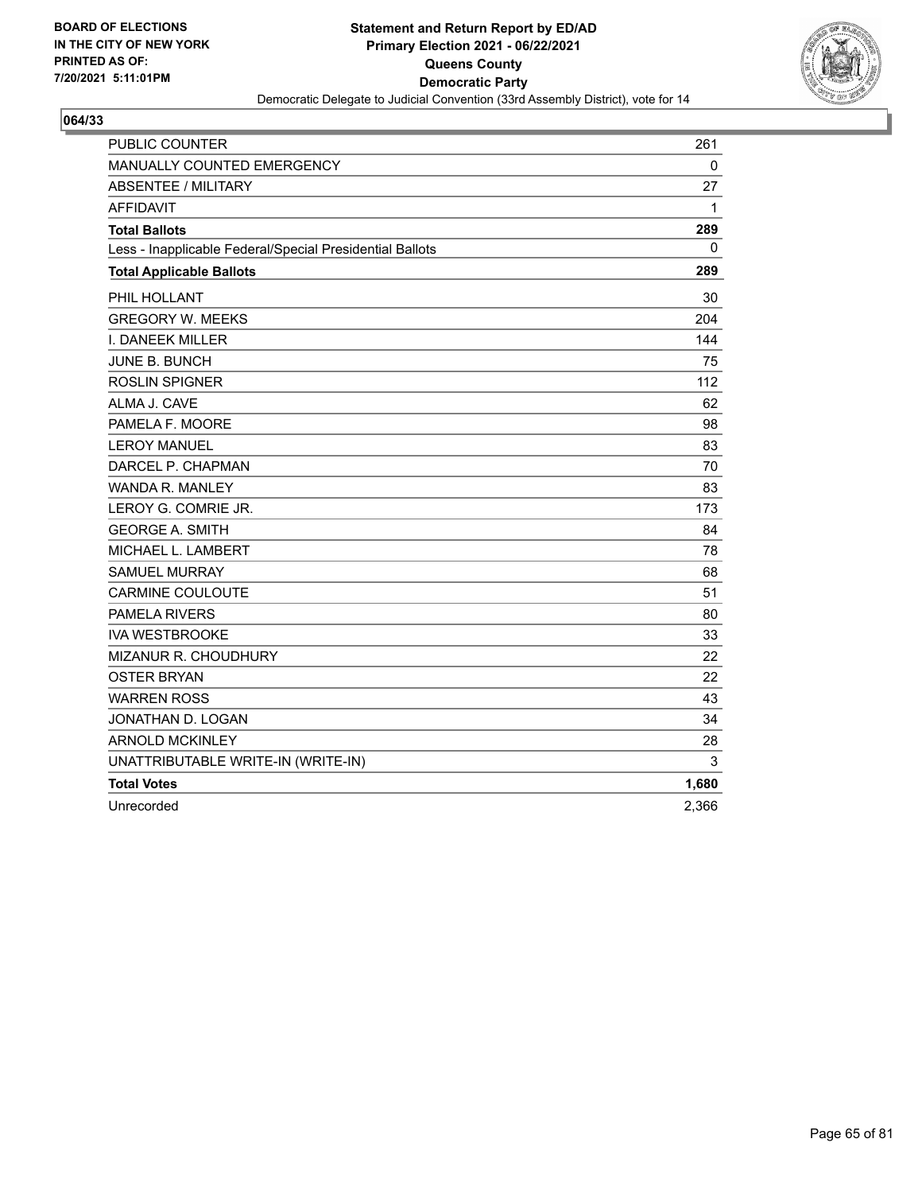BOARD OF ELECTIONS
IN THE CITY OF NEW YORK
PRINTED AS OF:
7/20/2021 5:11:01PM

**Statement and Return Report by ED/AD**
**Primary Election 2021 - 06/22/2021**
**Queens County**
**Democratic Party**
Democratic Delegate to Judicial Convention (33rd Assembly District), vote for 14

## 064/33

| | |
|---|---|
| PUBLIC COUNTER | 261 |
| MANUALLY COUNTED EMERGENCY | 0 |
| ABSENTEE / MILITARY | 27 |
| AFFIDAVIT | 1 |
| **Total Ballots** | **289** |
| Less - Inapplicable Federal/Special Presidential Ballots | 0 |
| **Total Applicable Ballots** | **289** |
| PHIL HOLLANT | 30 |
| GREGORY W. MEEKS | 204 |
| I. DANEEK MILLER | 144 |
| JUNE B. BUNCH | 75 |
| ROSLIN SPIGNER | 112 |
| ALMA J. CAVE | 62 |
| PAMELA F. MOORE | 98 |
| LEROY MANUEL | 83 |
| DARCEL P. CHAPMAN | 70 |
| WANDA R. MANLEY | 83 |
| LEROY G. COMRIE JR. | 173 |
| GEORGE A. SMITH | 84 |
| MICHAEL L. LAMBERT | 78 |
| SAMUEL MURRAY | 68 |
| CARMINE COULOUTE | 51 |
| PAMELA RIVERS | 80 |
| IVA WESTBROOKE | 33 |
| MIZANUR R. CHOUDHURY | 22 |
| OSTER BRYAN | 22 |
| WARREN ROSS | 43 |
| JONATHAN D. LOGAN | 34 |
| ARNOLD MCKINLEY | 28 |
| UNATTRIBUTABLE WRITE-IN (WRITE-IN) | 3 |
| **Total Votes** | **1,680** |
| Unrecorded | 2,366 |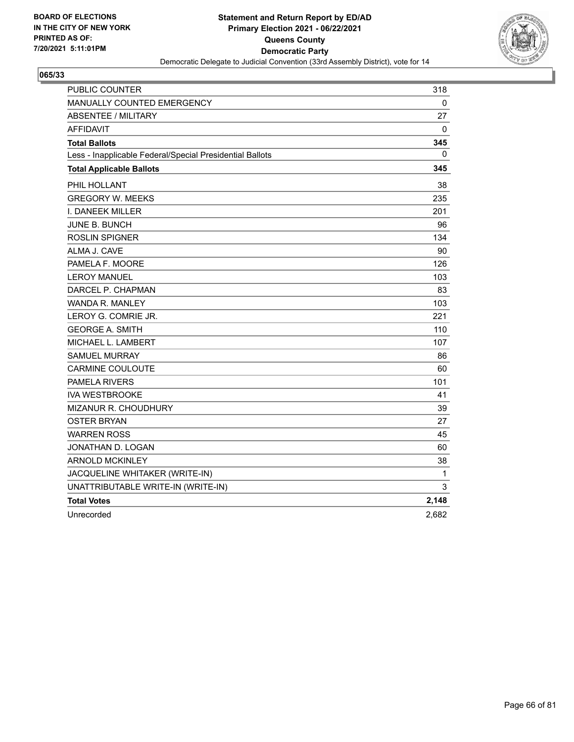BOARD OF ELECTIONS
IN THE CITY OF NEW YORK
PRINTED AS OF:
7/20/2021 5:11:01PM

**Statement and Return Report by ED/AD**
**Primary Election 2021 - 06/22/2021**
**Queens County**
**Democratic Party**
Democratic Delegate to Judicial Convention (33rd Assembly District), vote for 14

## 065/33

| | |
|---|---|
| PUBLIC COUNTER | 318 |
| MANUALLY COUNTED EMERGENCY | 0 |
| ABSENTEE / MILITARY | 27 |
| AFFIDAVIT | 0 |
| **Total Ballots** | **345** |
| Less - Inapplicable Federal/Special Presidential Ballots | 0 |
| **Total Applicable Ballots** | **345** |
| PHIL HOLLANT | 38 |
| GREGORY W. MEEKS | 235 |
| I. DANEEK MILLER | 201 |
| JUNE B. BUNCH | 96 |
| ROSLIN SPIGNER | 134 |
| ALMA J. CAVE | 90 |
| PAMELA F. MOORE | 126 |
| LEROY MANUEL | 103 |
| DARCEL P. CHAPMAN | 83 |
| WANDA R. MANLEY | 103 |
| LEROY G. COMRIE JR. | 221 |
| GEORGE A. SMITH | 110 |
| MICHAEL L. LAMBERT | 107 |
| SAMUEL MURRAY | 86 |
| CARMINE COULOUTE | 60 |
| PAMELA RIVERS | 101 |
| IVA WESTBROOKE | 41 |
| MIZANUR R. CHOUDHURY | 39 |
| OSTER BRYAN | 27 |
| WARREN ROSS | 45 |
| JONATHAN D. LOGAN | 60 |
| ARNOLD MCKINLEY | 38 |
| JACQUELINE WHITAKER (WRITE-IN) | 1 |
| UNATTRIBUTABLE WRITE-IN (WRITE-IN) | 3 |
| **Total Votes** | **2,148** |
| Unrecorded | 2,682 |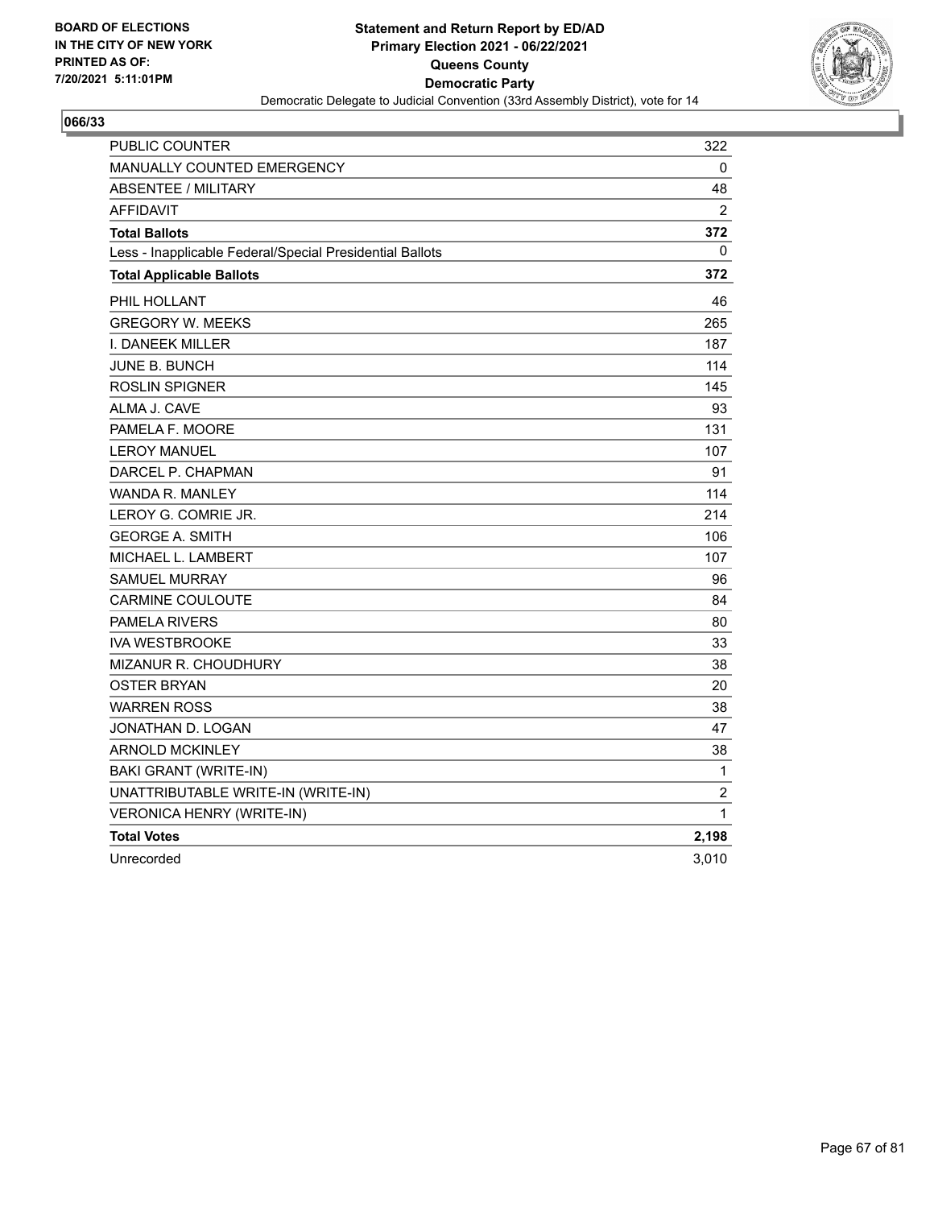**BOARD OF ELECTIONS
IN THE CITY OF NEW YORK
PRINTED AS OF:
7/20/2021 5:11:01PM**

**Statement and Return Report by ED/AD
Primary Election 2021 - 06/22/2021
Queens County
Democratic Party**
Democratic Delegate to Judicial Convention (33rd Assembly District), vote for 14

## 066/33

| | |
|---|---|
| PUBLIC COUNTER | 322 |
| MANUALLY COUNTED EMERGENCY | 0 |
| ABSENTEE / MILITARY | 48 |
| AFFIDAVIT | 2 |
| **Total Ballots** | **372** |
| Less - Inapplicable Federal/Special Presidential Ballots | 0 |
| **Total Applicable Ballots** | **372** |
| PHIL HOLLANT | 46 |
| GREGORY W. MEEKS | 265 |
| I. DANEEK MILLER | 187 |
| JUNE B. BUNCH | 114 |
| ROSLIN SPIGNER | 145 |
| ALMA J. CAVE | 93 |
| PAMELA F. MOORE | 131 |
| LEROY MANUEL | 107 |
| DARCEL P. CHAPMAN | 91 |
| WANDA R. MANLEY | 114 |
| LEROY G. COMRIE JR. | 214 |
| GEORGE A. SMITH | 106 |
| MICHAEL L. LAMBERT | 107 |
| SAMUEL MURRAY | 96 |
| CARMINE COULOUTE | 84 |
| PAMELA RIVERS | 80 |
| IVA WESTBROOKE | 33 |
| MIZANUR R. CHOUDHURY | 38 |
| OSTER BRYAN | 20 |
| WARREN ROSS | 38 |
| JONATHAN D. LOGAN | 47 |
| ARNOLD MCKINLEY | 38 |
| BAKI GRANT (WRITE-IN) | 1 |
| UNATTRIBUTABLE WRITE-IN (WRITE-IN) | 2 |
| VERONICA HENRY (WRITE-IN) | 1 |
| **Total Votes** | **2,198** |
| Unrecorded | 3,010 |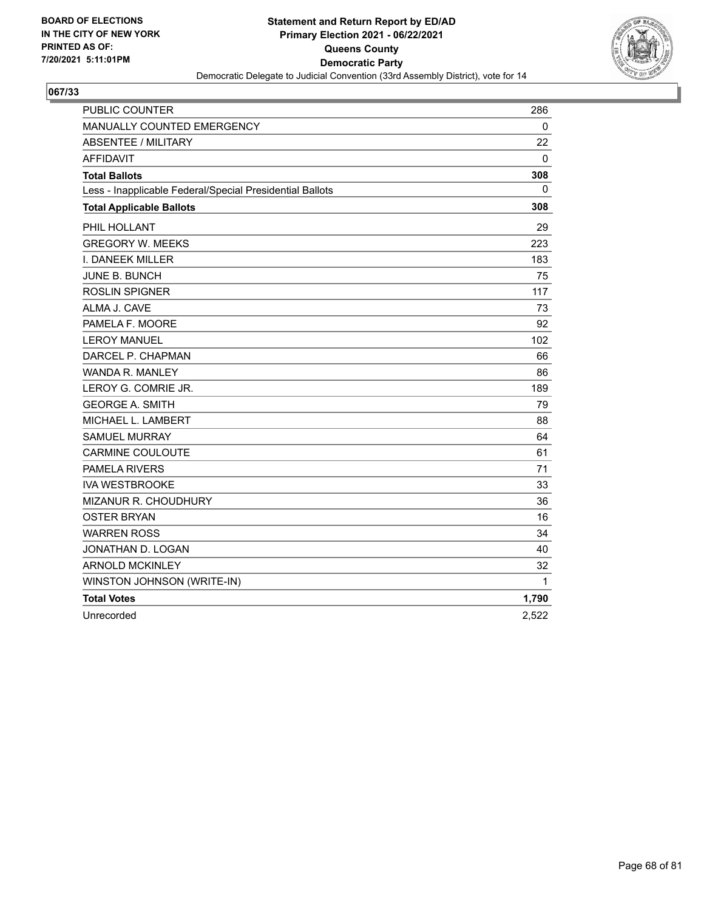BOARD OF ELECTIONS
IN THE CITY OF NEW YORK
PRINTED AS OF:
7/20/2021 5:11:01PM

**Statement and Return Report by ED/AD**
**Primary Election 2021 - 06/22/2021**
**Queens County**
**Democratic Party**
Democratic Delegate to Judicial Convention (33rd Assembly District), vote for 14

## 067/33

| | |
|---|---|
| PUBLIC COUNTER | 286 |
| MANUALLY COUNTED EMERGENCY | 0 |
| ABSENTEE / MILITARY | 22 |
| AFFIDAVIT | 0 |
| **Total Ballots** | **308** |
| Less - Inapplicable Federal/Special Presidential Ballots | 0 |
| **Total Applicable Ballots** | **308** |
| PHIL HOLLANT | 29 |
| GREGORY W. MEEKS | 223 |
| I. DANEEK MILLER | 183 |
| JUNE B. BUNCH | 75 |
| ROSLIN SPIGNER | 117 |
| ALMA J. CAVE | 73 |
| PAMELA F. MOORE | 92 |
| LEROY MANUEL | 102 |
| DARCEL P. CHAPMAN | 66 |
| WANDA R. MANLEY | 86 |
| LEROY G. COMRIE JR. | 189 |
| GEORGE A. SMITH | 79 |
| MICHAEL L. LAMBERT | 88 |
| SAMUEL MURRAY | 64 |
| CARMINE COULOUTE | 61 |
| PAMELA RIVERS | 71 |
| IVA WESTBROOKE | 33 |
| MIZANUR R. CHOUDHURY | 36 |
| OSTER BRYAN | 16 |
| WARREN ROSS | 34 |
| JONATHAN D. LOGAN | 40 |
| ARNOLD MCKINLEY | 32 |
| WINSTON JOHNSON (WRITE-IN) | 1 |
| **Total Votes** | **1,790** |
| Unrecorded | 2,522 |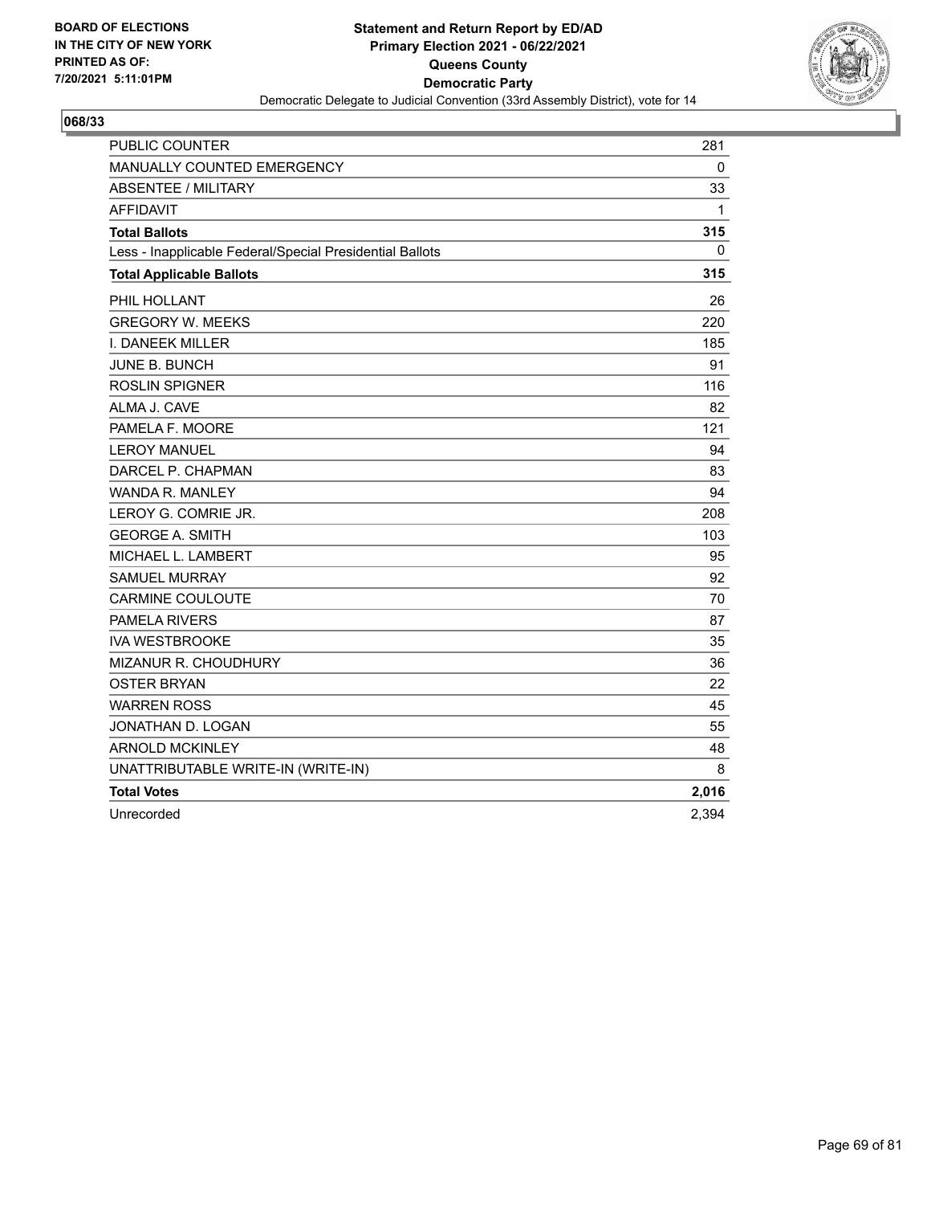**BOARD OF ELECTIONS IN THE CITY OF NEW YORK PRINTED AS OF: 7/20/2021 5:11:01PM**

**Statement and Return Report by ED/AD**
**Primary Election 2021 - 06/22/2021**
**Queens County**
**Democratic Party**
Democratic Delegate to Judicial Convention (33rd Assembly District), vote for 14

**068/33**

| | |
|---|---|
| PUBLIC COUNTER | 281 |
| MANUALLY COUNTED EMERGENCY | 0 |
| ABSENTEE / MILITARY | 33 |
| AFFIDAVIT | 1 |
| **Total Ballots** | **315** |
| Less - Inapplicable Federal/Special Presidential Ballots | 0 |
| **Total Applicable Ballots** | **315** |
| PHIL HOLLANT | 26 |
| GREGORY W. MEEKS | 220 |
| I. DANEEK MILLER | 185 |
| JUNE B. BUNCH | 91 |
| ROSLIN SPIGNER | 116 |
| ALMA J. CAVE | 82 |
| PAMELA F. MOORE | 121 |
| LEROY MANUEL | 94 |
| DARCEL P. CHAPMAN | 83 |
| WANDA R. MANLEY | 94 |
| LEROY G. COMRIE JR. | 208 |
| GEORGE A. SMITH | 103 |
| MICHAEL L. LAMBERT | 95 |
| SAMUEL MURRAY | 92 |
| CARMINE COULOUTE | 70 |
| PAMELA RIVERS | 87 |
| IVA WESTBROOKE | 35 |
| MIZANUR R. CHOUDHURY | 36 |
| OSTER BRYAN | 22 |
| WARREN ROSS | 45 |
| JONATHAN D. LOGAN | 55 |
| ARNOLD MCKINLEY | 48 |
| UNATTRIBUTABLE WRITE-IN (WRITE-IN) | 8 |
| **Total Votes** | **2,016** |
| Unrecorded | 2,394 |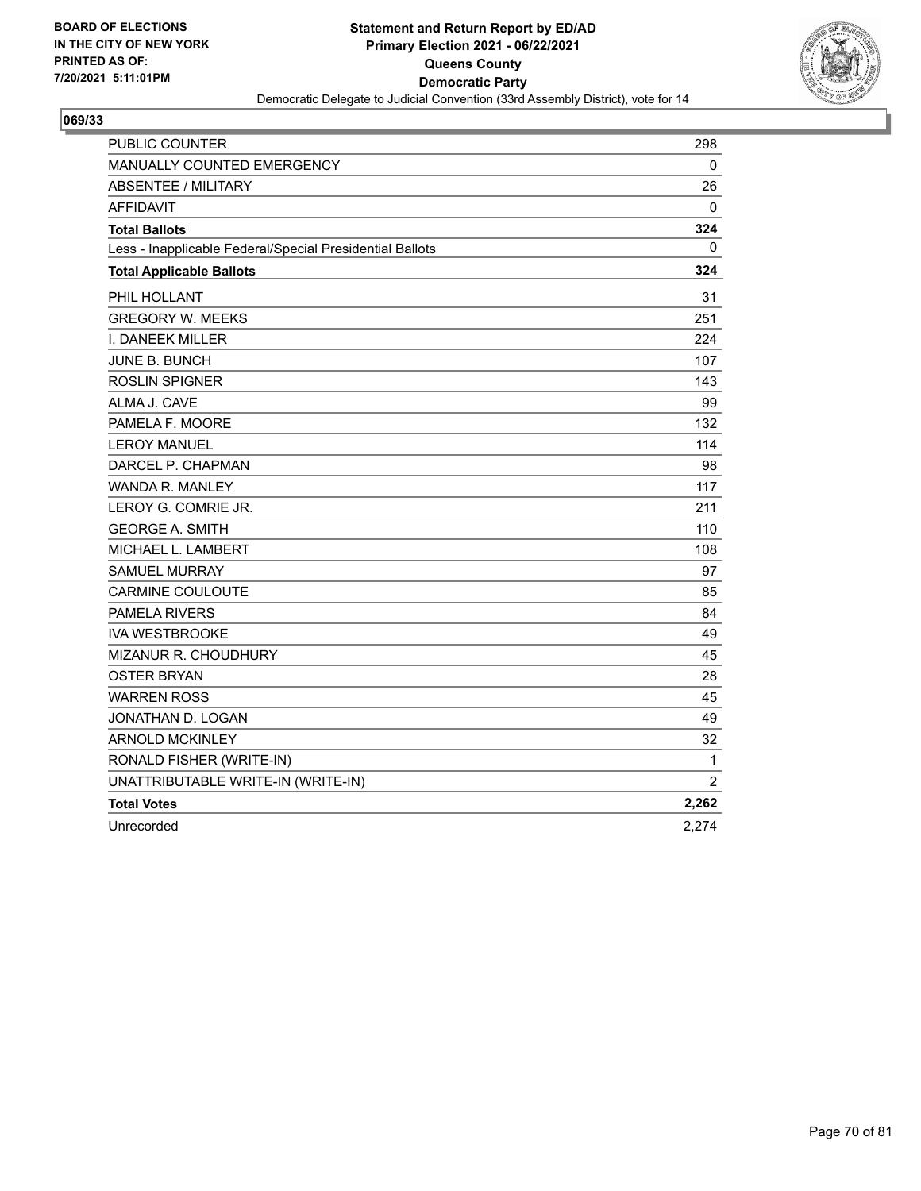BOARD OF ELECTIONS
IN THE CITY OF NEW YORK
PRINTED AS OF:
7/20/2021 5:11:01PM

**Statement and Return Report by ED/AD**
**Primary Election 2021 - 06/22/2021**
**Queens County**
**Democratic Party**
Democratic Delegate to Judicial Convention (33rd Assembly District), vote for 14

## 069/33

| | |
|---|---|
| PUBLIC COUNTER | 298 |
| MANUALLY COUNTED EMERGENCY | 0 |
| ABSENTEE / MILITARY | 26 |
| AFFIDAVIT | 0 |
| **Total Ballots** | **324** |
| Less - Inapplicable Federal/Special Presidential Ballots | 0 |
| **Total Applicable Ballots** | **324** |
| PHIL HOLLANT | 31 |
| GREGORY W. MEEKS | 251 |
| I. DANEEK MILLER | 224 |
| JUNE B. BUNCH | 107 |
| ROSLIN SPIGNER | 143 |
| ALMA J. CAVE | 99 |
| PAMELA F. MOORE | 132 |
| LEROY MANUEL | 114 |
| DARCEL P. CHAPMAN | 98 |
| WANDA R. MANLEY | 117 |
| LEROY G. COMRIE JR. | 211 |
| GEORGE A. SMITH | 110 |
| MICHAEL L. LAMBERT | 108 |
| SAMUEL MURRAY | 97 |
| CARMINE COULOUTE | 85 |
| PAMELA RIVERS | 84 |
| IVA WESTBROOKE | 49 |
| MIZANUR R. CHOUDHURY | 45 |
| OSTER BRYAN | 28 |
| WARREN ROSS | 45 |
| JONATHAN D. LOGAN | 49 |
| ARNOLD MCKINLEY | 32 |
| RONALD FISHER (WRITE-IN) | 1 |
| UNATTRIBUTABLE WRITE-IN (WRITE-IN) | 2 |
| **Total Votes** | **2,262** |
| Unrecorded | 2,274 |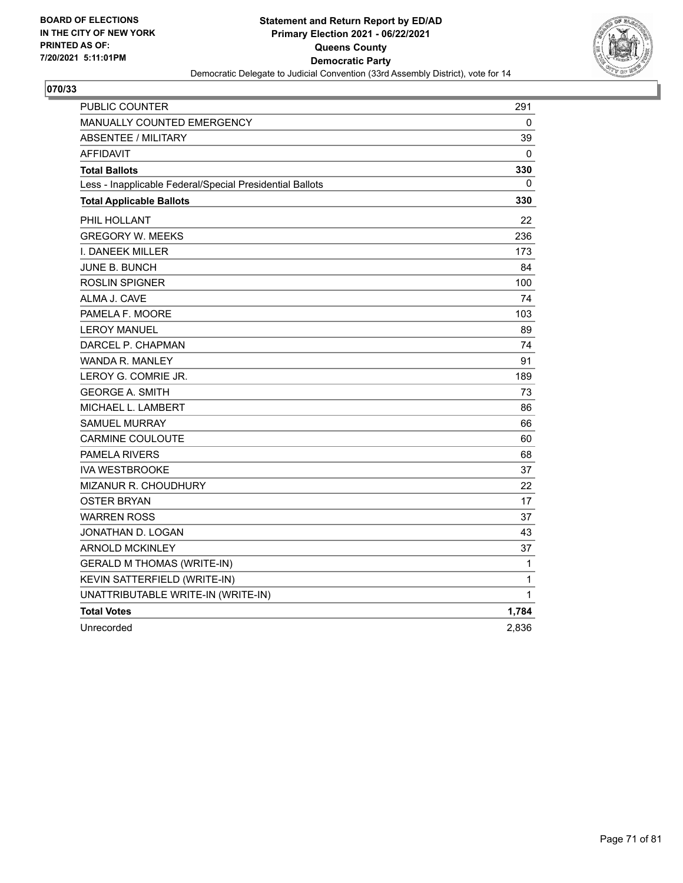BOARD OF ELECTIONS
IN THE CITY OF NEW YORK
PRINTED AS OF:
7/20/2021 5:11:01PM

**Statement and Return Report by ED/AD**
**Primary Election 2021 - 06/22/2021**
**Queens County**
**Democratic Party**
Democratic Delegate to Judicial Convention (33rd Assembly District), vote for 14

**070/33**

| | |
|---|---|
| PUBLIC COUNTER | 291 |
| MANUALLY COUNTED EMERGENCY | 0 |
| ABSENTEE / MILITARY | 39 |
| AFFIDAVIT | 0 |
| **Total Ballots** | **330** |
| Less - Inapplicable Federal/Special Presidential Ballots | 0 |
| **Total Applicable Ballots** | **330** |
| PHIL HOLLANT | 22 |
| GREGORY W. MEEKS | 236 |
| I. DANEEK MILLER | 173 |
| JUNE B. BUNCH | 84 |
| ROSLIN SPIGNER | 100 |
| ALMA J. CAVE | 74 |
| PAMELA F. MOORE | 103 |
| LEROY MANUEL | 89 |
| DARCEL P. CHAPMAN | 74 |
| WANDA R. MANLEY | 91 |
| LEROY G. COMRIE JR. | 189 |
| GEORGE A. SMITH | 73 |
| MICHAEL L. LAMBERT | 86 |
| SAMUEL MURRAY | 66 |
| CARMINE COULOUTE | 60 |
| PAMELA RIVERS | 68 |
| IVA WESTBROOKE | 37 |
| MIZANUR R. CHOUDHURY | 22 |
| OSTER BRYAN | 17 |
| WARREN ROSS | 37 |
| JONATHAN D. LOGAN | 43 |
| ARNOLD MCKINLEY | 37 |
| GERALD M THOMAS (WRITE-IN) | 1 |
| KEVIN SATTERFIELD (WRITE-IN) | 1 |
| UNATTRIBUTABLE WRITE-IN (WRITE-IN) | 1 |
| **Total Votes** | **1,784** |
| Unrecorded | 2,836 |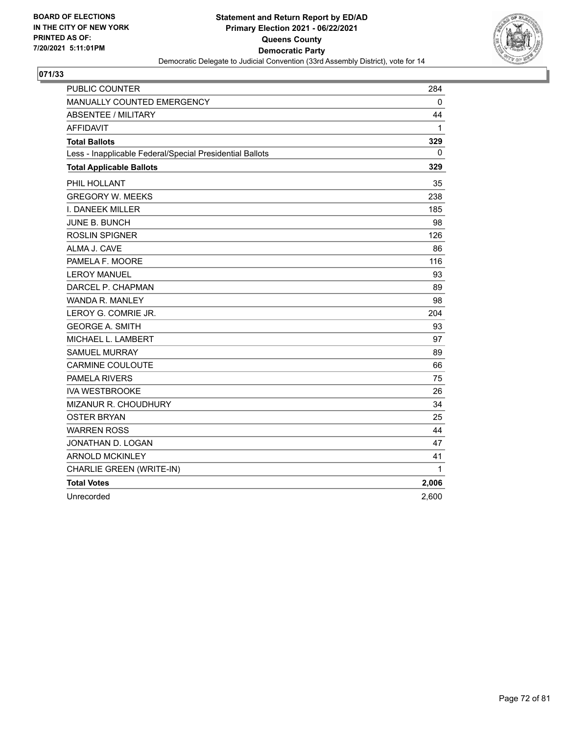BOARD OF ELECTIONS
IN THE CITY OF NEW YORK
PRINTED AS OF:
7/20/2021 5:11:01PM

**Statement and Return Report by ED/AD**
**Primary Election 2021 - 06/22/2021**
**Queens County**
**Democratic Party**
Democratic Delegate to Judicial Convention (33rd Assembly District), vote for 14

## 071/33

| | |
|---|---|
| PUBLIC COUNTER | 284 |
| MANUALLY COUNTED EMERGENCY | 0 |
| ABSENTEE / MILITARY | 44 |
| AFFIDAVIT | 1 |
| **Total Ballots** | **329** |
| Less - Inapplicable Federal/Special Presidential Ballots | 0 |
| **Total Applicable Ballots** | **329** |
| PHIL HOLLANT | 35 |
| GREGORY W. MEEKS | 238 |
| I. DANEEK MILLER | 185 |
| JUNE B. BUNCH | 98 |
| ROSLIN SPIGNER | 126 |
| ALMA J. CAVE | 86 |
| PAMELA F. MOORE | 116 |
| LEROY MANUEL | 93 |
| DARCEL P. CHAPMAN | 89 |
| WANDA R. MANLEY | 98 |
| LEROY G. COMRIE JR. | 204 |
| GEORGE A. SMITH | 93 |
| MICHAEL L. LAMBERT | 97 |
| SAMUEL MURRAY | 89 |
| CARMINE COULOUTE | 66 |
| PAMELA RIVERS | 75 |
| IVA WESTBROOKE | 26 |
| MIZANUR R. CHOUDHURY | 34 |
| OSTER BRYAN | 25 |
| WARREN ROSS | 44 |
| JONATHAN D. LOGAN | 47 |
| ARNOLD MCKINLEY | 41 |
| CHARLIE GREEN (WRITE-IN) | 1 |
| **Total Votes** | **2,006** |
| Unrecorded | 2,600 |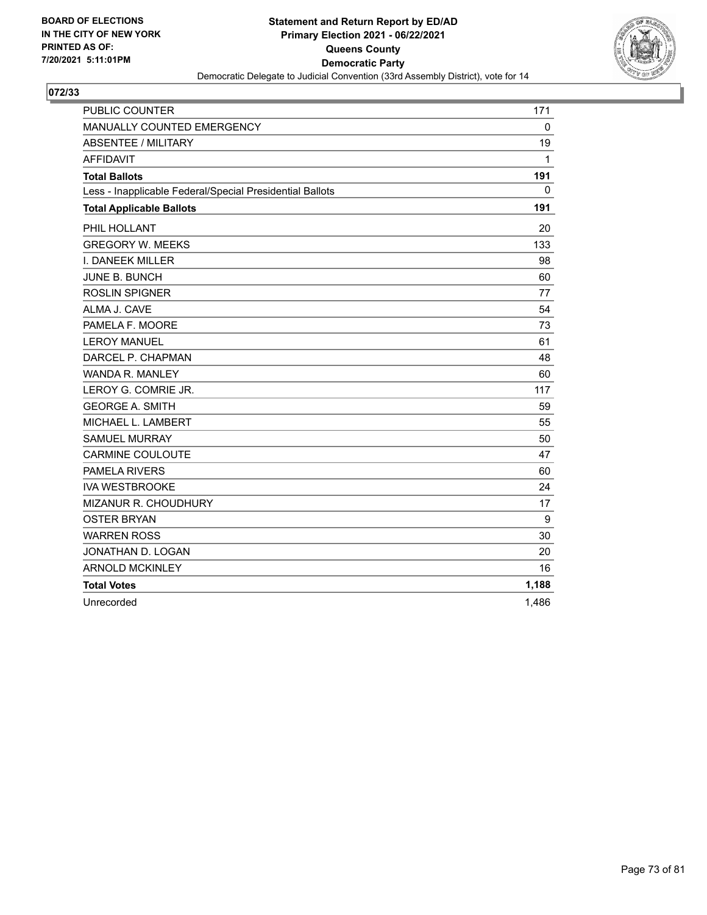BOARD OF ELECTIONS
IN THE CITY OF NEW YORK
PRINTED AS OF:
7/20/2021 5:11:01PM

**Statement and Return Report by ED/AD**
**Primary Election 2021 - 06/22/2021**
**Queens County**
**Democratic Party**
Democratic Delegate to Judicial Convention (33rd Assembly District), vote for 14

## 072/33

| | |
|---|---|
| PUBLIC COUNTER | 171 |
| MANUALLY COUNTED EMERGENCY | 0 |
| ABSENTEE / MILITARY | 19 |
| AFFIDAVIT | 1 |
| **Total Ballots** | **191** |
| Less - Inapplicable Federal/Special Presidential Ballots | 0 |
| **Total Applicable Ballots** | **191** |
| PHIL HOLLANT | 20 |
| GREGORY W. MEEKS | 133 |
| I. DANEEK MILLER | 98 |
| JUNE B. BUNCH | 60 |
| ROSLIN SPIGNER | 77 |
| ALMA J. CAVE | 54 |
| PAMELA F. MOORE | 73 |
| LEROY MANUEL | 61 |
| DARCEL P. CHAPMAN | 48 |
| WANDA R. MANLEY | 60 |
| LEROY G. COMRIE JR. | 117 |
| GEORGE A. SMITH | 59 |
| MICHAEL L. LAMBERT | 55 |
| SAMUEL MURRAY | 50 |
| CARMINE COULOUTE | 47 |
| PAMELA RIVERS | 60 |
| IVA WESTBROOKE | 24 |
| MIZANUR R. CHOUDHURY | 17 |
| OSTER BRYAN | 9 |
| WARREN ROSS | 30 |
| JONATHAN D. LOGAN | 20 |
| ARNOLD MCKINLEY | 16 |
| **Total Votes** | **1,188** |
| Unrecorded | 1,486 |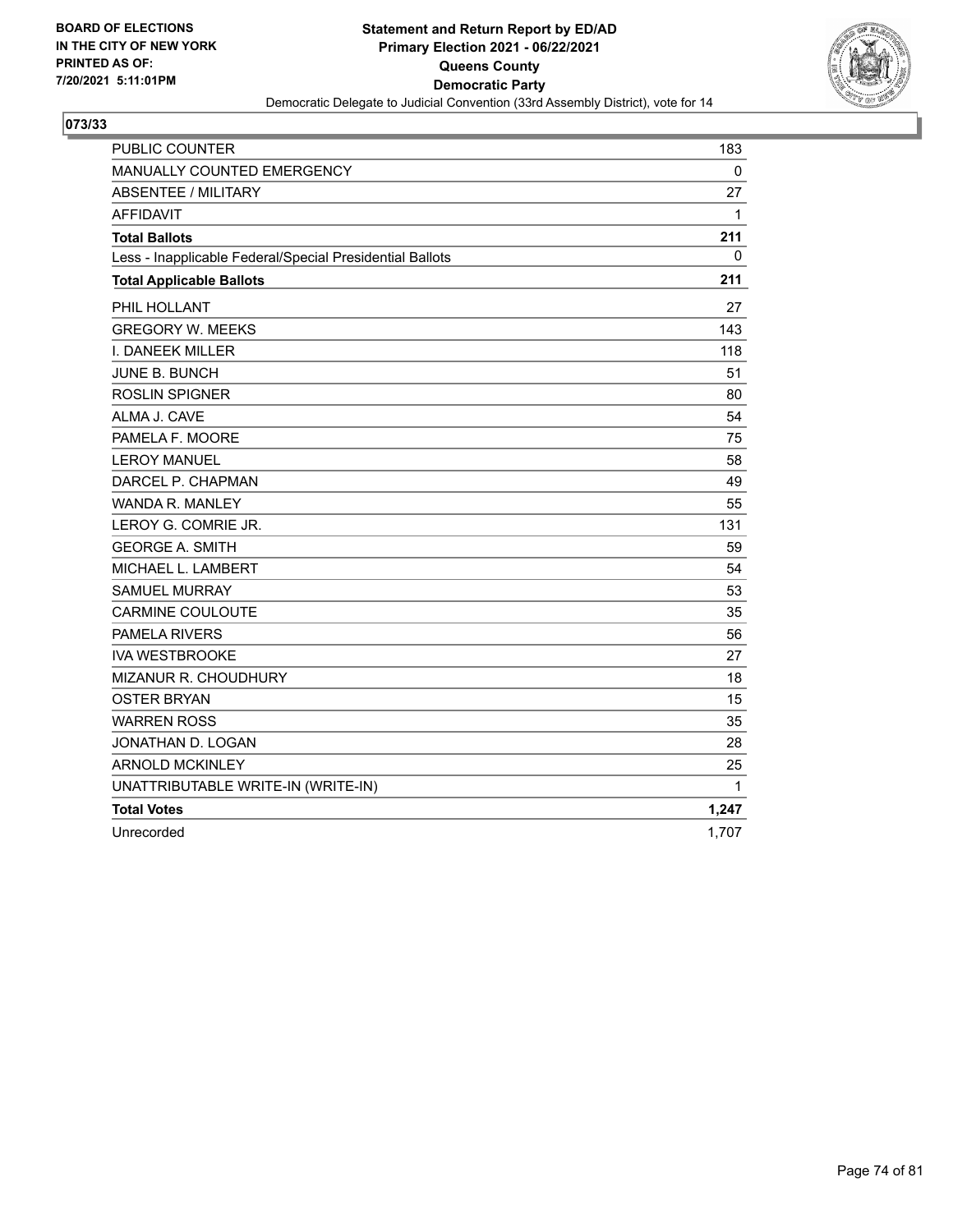BOARD OF ELECTIONS
IN THE CITY OF NEW YORK
PRINTED AS OF:
7/20/2021 5:11:01PM

**Statement and Return Report by ED/AD**
**Primary Election 2021 - 06/22/2021**
**Queens County**
**Democratic Party**
Democratic Delegate to Judicial Convention (33rd Assembly District), vote for 14

## 073/33

| | |
|---|---|
| PUBLIC COUNTER | 183 |
| MANUALLY COUNTED EMERGENCY | 0 |
| ABSENTEE / MILITARY | 27 |
| AFFIDAVIT | 1 |
| **Total Ballots** | **211** |
| Less - Inapplicable Federal/Special Presidential Ballots | 0 |
| **Total Applicable Ballots** | **211** |
| PHIL HOLLANT | 27 |
| GREGORY W. MEEKS | 143 |
| I. DANEEK MILLER | 118 |
| JUNE B. BUNCH | 51 |
| ROSLIN SPIGNER | 80 |
| ALMA J. CAVE | 54 |
| PAMELA F. MOORE | 75 |
| LEROY MANUEL | 58 |
| DARCEL P. CHAPMAN | 49 |
| WANDA R. MANLEY | 55 |
| LEROY G. COMRIE JR. | 131 |
| GEORGE A. SMITH | 59 |
| MICHAEL L. LAMBERT | 54 |
| SAMUEL MURRAY | 53 |
| CARMINE COULOUTE | 35 |
| PAMELA RIVERS | 56 |
| IVA WESTBROOKE | 27 |
| MIZANUR R. CHOUDHURY | 18 |
| OSTER BRYAN | 15 |
| WARREN ROSS | 35 |
| JONATHAN D. LOGAN | 28 |
| ARNOLD MCKINLEY | 25 |
| UNATTRIBUTABLE WRITE-IN (WRITE-IN) | 1 |
| **Total Votes** | **1,247** |
| Unrecorded | 1,707 |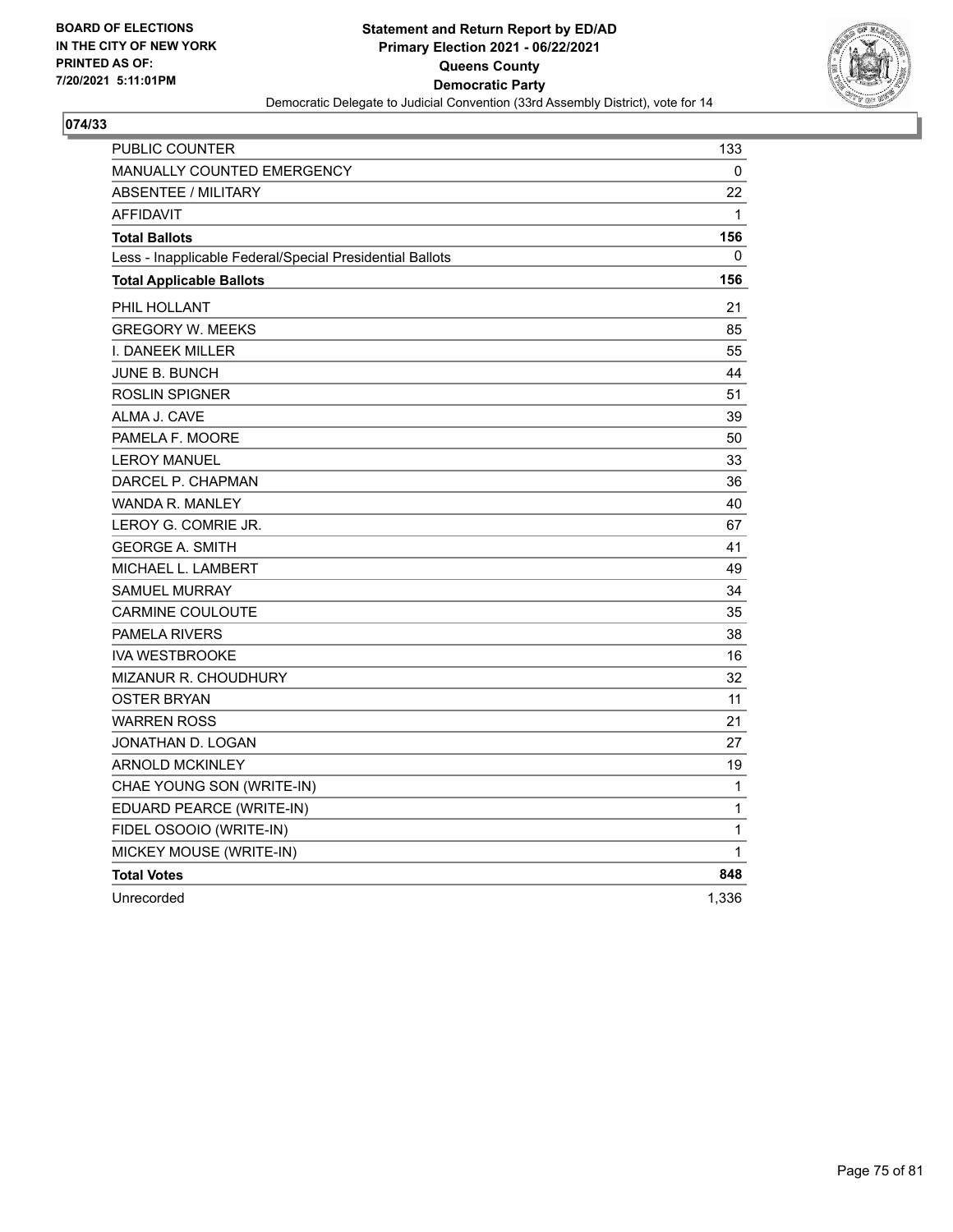BOARD OF ELECTIONS
IN THE CITY OF NEW YORK
PRINTED AS OF:
7/20/2021 5:11:01PM

**Statement and Return Report by ED/AD**
**Primary Election 2021 - 06/22/2021**
**Queens County**
**Democratic Party**
Democratic Delegate to Judicial Convention (33rd Assembly District), vote for 14

## 074/33

| | |
|---|---|
| PUBLIC COUNTER | 133 |
| MANUALLY COUNTED EMERGENCY | 0 |
| ABSENTEE / MILITARY | 22 |
| AFFIDAVIT | 1 |
| **Total Ballots** | **156** |
| Less - Inapplicable Federal/Special Presidential Ballots | 0 |
| **Total Applicable Ballots** | **156** |
| PHIL HOLLANT | 21 |
| GREGORY W. MEEKS | 85 |
| I. DANEEK MILLER | 55 |
| JUNE B. BUNCH | 44 |
| ROSLIN SPIGNER | 51 |
| ALMA J. CAVE | 39 |
| PAMELA F. MOORE | 50 |
| LEROY MANUEL | 33 |
| DARCEL P. CHAPMAN | 36 |
| WANDA R. MANLEY | 40 |
| LEROY G. COMRIE JR. | 67 |
| GEORGE A. SMITH | 41 |
| MICHAEL L. LAMBERT | 49 |
| SAMUEL MURRAY | 34 |
| CARMINE COULOUTE | 35 |
| PAMELA RIVERS | 38 |
| IVA WESTBROOKE | 16 |
| MIZANUR R. CHOUDHURY | 32 |
| OSTER BRYAN | 11 |
| WARREN ROSS | 21 |
| JONATHAN D. LOGAN | 27 |
| ARNOLD MCKINLEY | 19 |
| CHAE YOUNG SON (WRITE-IN) | 1 |
| EDUARD PEARCE (WRITE-IN) | 1 |
| FIDEL OSOOIO (WRITE-IN) | 1 |
| MICKEY MOUSE (WRITE-IN) | 1 |
| **Total Votes** | **848** |
| Unrecorded | 1,336 |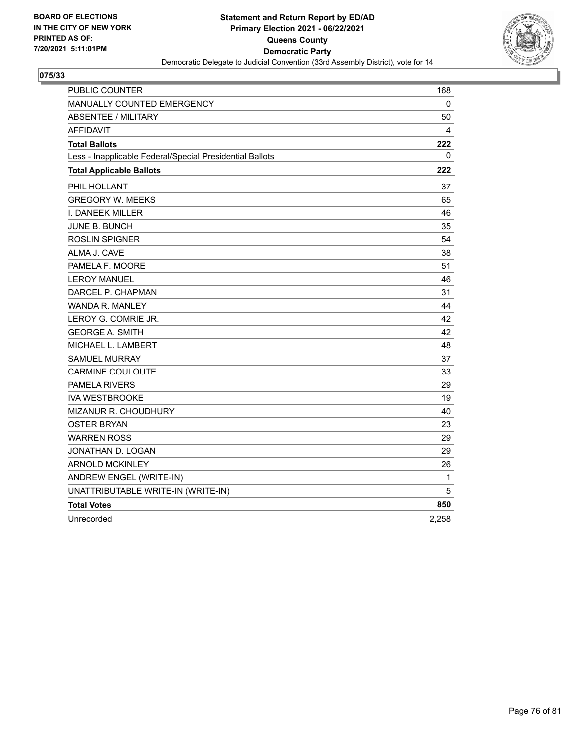**BOARD OF ELECTIONS**
**IN THE CITY OF NEW YORK**
**PRINTED AS OF:**
**7/20/2021 5:11:01PM**

**Statement and Return Report by ED/AD**
**Primary Election 2021 - 06/22/2021**
**Queens County**
**Democratic Party**
Democratic Delegate to Judicial Convention (33rd Assembly District), vote for 14

## 075/33

| | |
|---|---|
| PUBLIC COUNTER | 168 |
| MANUALLY COUNTED EMERGENCY | 0 |
| ABSENTEE / MILITARY | 50 |
| AFFIDAVIT | 4 |
| **Total Ballots** | **222** |
| Less - Inapplicable Federal/Special Presidential Ballots | 0 |
| **Total Applicable Ballots** | **222** |
| PHIL HOLLANT | 37 |
| GREGORY W. MEEKS | 65 |
| I. DANEEK MILLER | 46 |
| JUNE B. BUNCH | 35 |
| ROSLIN SPIGNER | 54 |
| ALMA J. CAVE | 38 |
| PAMELA F. MOORE | 51 |
| LEROY MANUEL | 46 |
| DARCEL P. CHAPMAN | 31 |
| WANDA R. MANLEY | 44 |
| LEROY G. COMRIE JR. | 42 |
| GEORGE A. SMITH | 42 |
| MICHAEL L. LAMBERT | 48 |
| SAMUEL MURRAY | 37 |
| CARMINE COULOUTE | 33 |
| PAMELA RIVERS | 29 |
| IVA WESTBROOKE | 19 |
| MIZANUR R. CHOUDHURY | 40 |
| OSTER BRYAN | 23 |
| WARREN ROSS | 29 |
| JONATHAN D. LOGAN | 29 |
| ARNOLD MCKINLEY | 26 |
| ANDREW ENGEL (WRITE-IN) | 1 |
| UNATTRIBUTABLE WRITE-IN (WRITE-IN) | 5 |
| **Total Votes** | **850** |
| Unrecorded | 2,258 |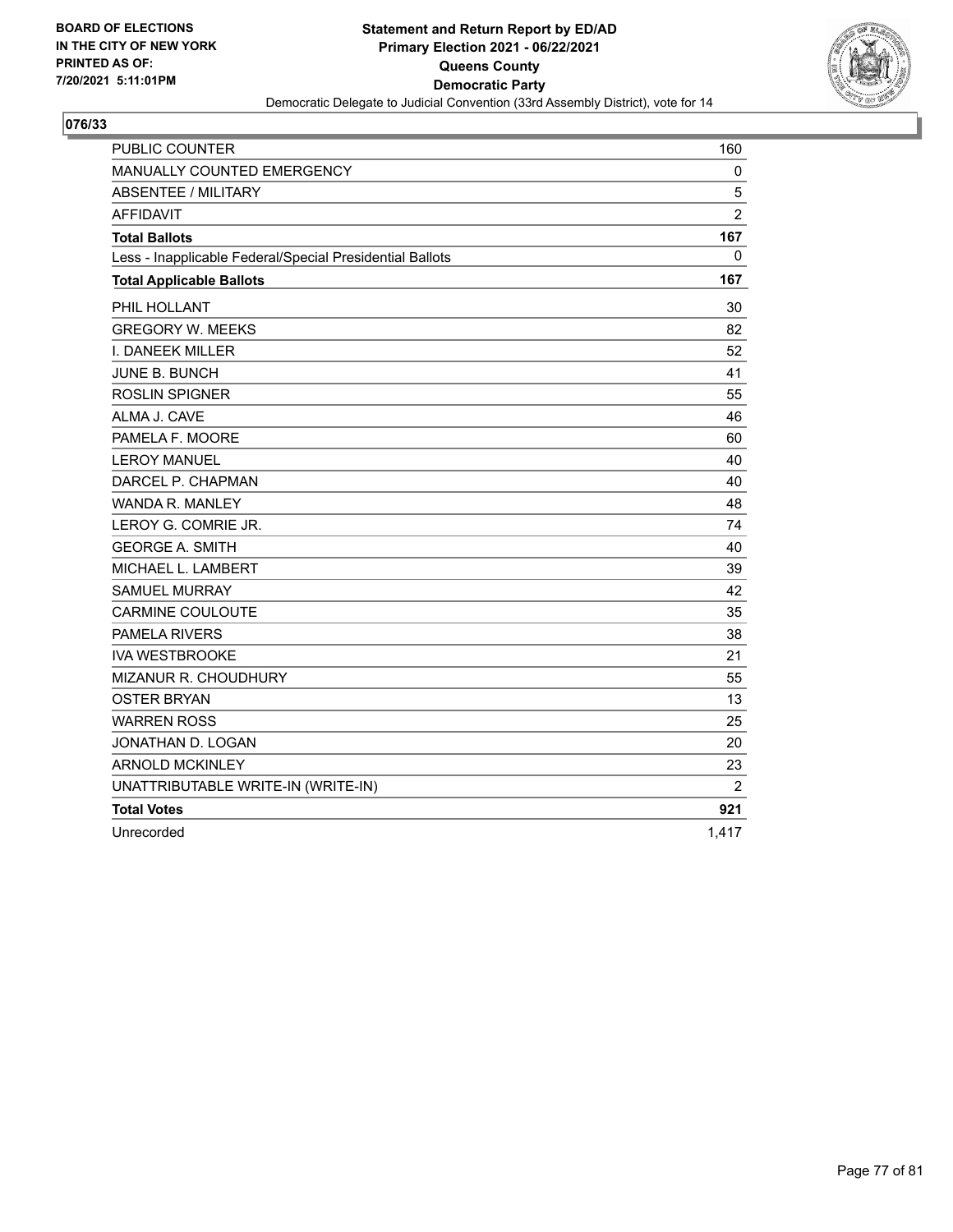BOARD OF ELECTIONS
IN THE CITY OF NEW YORK
PRINTED AS OF:
7/20/2021 5:11:01PM

**Statement and Return Report by ED/AD**
**Primary Election 2021 - 06/22/2021**
**Queens County**
**Democratic Party**
Democratic Delegate to Judicial Convention (33rd Assembly District), vote for 14

## 076/33

| | |
|---|---|
| PUBLIC COUNTER | 160 |
| MANUALLY COUNTED EMERGENCY | 0 |
| ABSENTEE / MILITARY | 5 |
| AFFIDAVIT | 2 |
| **Total Ballots** | **167** |
| Less - Inapplicable Federal/Special Presidential Ballots | 0 |
| **Total Applicable Ballots** | **167** |
| PHIL HOLLANT | 30 |
| GREGORY W. MEEKS | 82 |
| I. DANEEK MILLER | 52 |
| JUNE B. BUNCH | 41 |
| ROSLIN SPIGNER | 55 |
| ALMA J. CAVE | 46 |
| PAMELA F. MOORE | 60 |
| LEROY MANUEL | 40 |
| DARCEL P. CHAPMAN | 40 |
| WANDA R. MANLEY | 48 |
| LEROY G. COMRIE JR. | 74 |
| GEORGE A. SMITH | 40 |
| MICHAEL L. LAMBERT | 39 |
| SAMUEL MURRAY | 42 |
| CARMINE COULOUTE | 35 |
| PAMELA RIVERS | 38 |
| IVA WESTBROOKE | 21 |
| MIZANUR R. CHOUDHURY | 55 |
| OSTER BRYAN | 13 |
| WARREN ROSS | 25 |
| JONATHAN D. LOGAN | 20 |
| ARNOLD MCKINLEY | 23 |
| UNATTRIBUTABLE WRITE-IN (WRITE-IN) | 2 |
| **Total Votes** | **921** |
| Unrecorded | 1,417 |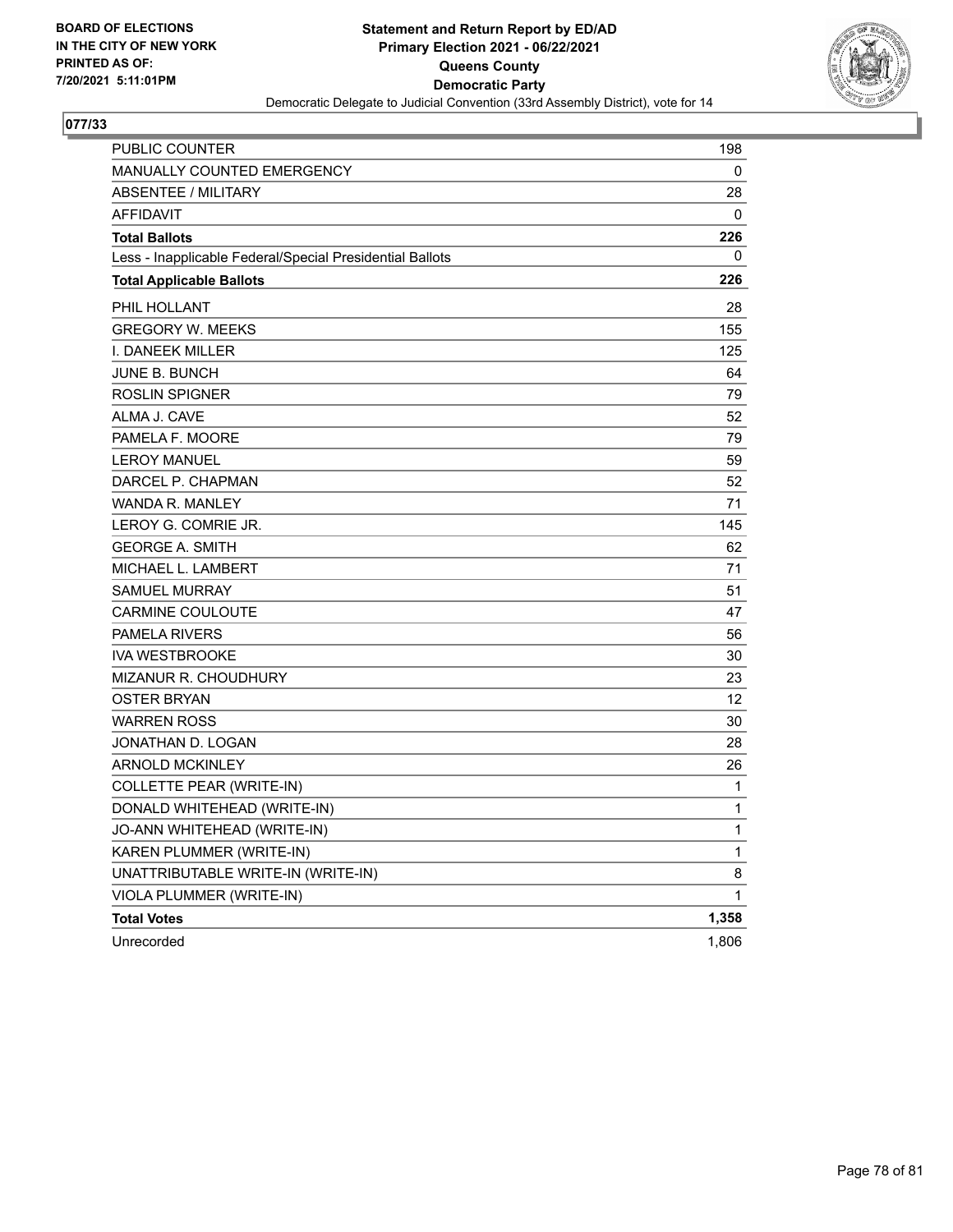BOARD OF ELECTIONS
IN THE CITY OF NEW YORK
PRINTED AS OF:
7/20/2021 5:11:01PM

**Statement and Return Report by ED/AD**
**Primary Election 2021 - 06/22/2021**
**Queens County**
**Democratic Party**
Democratic Delegate to Judicial Convention (33rd Assembly District), vote for 14

## 077/33

| | |
|---|---|
| PUBLIC COUNTER | 198 |
| MANUALLY COUNTED EMERGENCY | 0 |
| ABSENTEE / MILITARY | 28 |
| AFFIDAVIT | 0 |
| **Total Ballots** | **226** |
| Less - Inapplicable Federal/Special Presidential Ballots | 0 |
| **Total Applicable Ballots** | **226** |
| PHIL HOLLANT | 28 |
| GREGORY W. MEEKS | 155 |
| I. DANEEK MILLER | 125 |
| JUNE B. BUNCH | 64 |
| ROSLIN SPIGNER | 79 |
| ALMA J. CAVE | 52 |
| PAMELA F. MOORE | 79 |
| LEROY MANUEL | 59 |
| DARCEL P. CHAPMAN | 52 |
| WANDA R. MANLEY | 71 |
| LEROY G. COMRIE JR. | 145 |
| GEORGE A. SMITH | 62 |
| MICHAEL L. LAMBERT | 71 |
| SAMUEL MURRAY | 51 |
| CARMINE COULOUTE | 47 |
| PAMELA RIVERS | 56 |
| IVA WESTBROOKE | 30 |
| MIZANUR R. CHOUDHURY | 23 |
| OSTER BRYAN | 12 |
| WARREN ROSS | 30 |
| JONATHAN D. LOGAN | 28 |
| ARNOLD MCKINLEY | 26 |
| COLLETTE PEAR (WRITE-IN) | 1 |
| DONALD WHITEHEAD (WRITE-IN) | 1 |
| JO-ANN WHITEHEAD (WRITE-IN) | 1 |
| KAREN PLUMMER (WRITE-IN) | 1 |
| UNATTRIBUTABLE WRITE-IN (WRITE-IN) | 8 |
| VIOLA PLUMMER (WRITE-IN) | 1 |
| **Total Votes** | **1,358** |
| Unrecorded | 1,806 |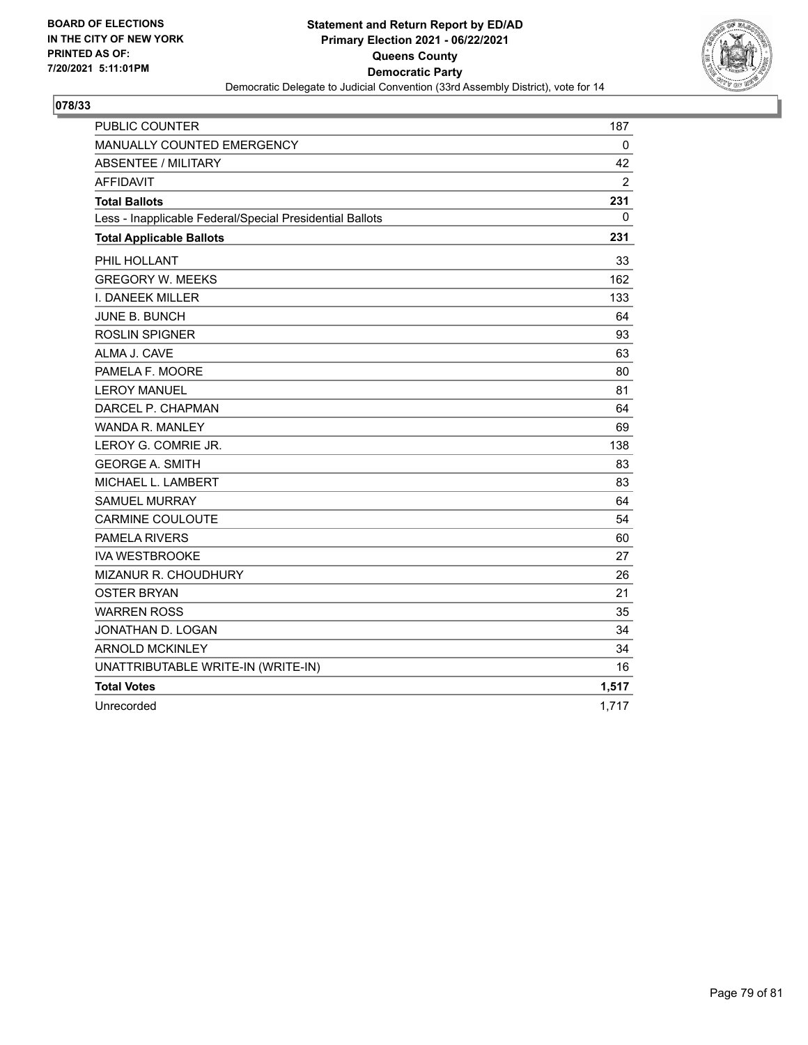**BOARD OF ELECTIONS IN THE CITY OF NEW YORK PRINTED AS OF: 7/20/2021 5:11:01PM**

**Statement and Return Report by ED/AD**
**Primary Election 2021 - 06/22/2021**
**Queens County**
**Democratic Party**
Democratic Delegate to Judicial Convention (33rd Assembly District), vote for 14

## 078/33

| | |
|---|---|
| PUBLIC COUNTER | 187 |
| MANUALLY COUNTED EMERGENCY | 0 |
| ABSENTEE / MILITARY | 42 |
| AFFIDAVIT | 2 |
| **Total Ballots** | **231** |
| Less - Inapplicable Federal/Special Presidential Ballots | 0 |
| **Total Applicable Ballots** | **231** |
| PHIL HOLLANT | 33 |
| GREGORY W. MEEKS | 162 |
| I. DANEEK MILLER | 133 |
| JUNE B. BUNCH | 64 |
| ROSLIN SPIGNER | 93 |
| ALMA J. CAVE | 63 |
| PAMELA F. MOORE | 80 |
| LEROY MANUEL | 81 |
| DARCEL P. CHAPMAN | 64 |
| WANDA R. MANLEY | 69 |
| LEROY G. COMRIE JR. | 138 |
| GEORGE A. SMITH | 83 |
| MICHAEL L. LAMBERT | 83 |
| SAMUEL MURRAY | 64 |
| CARMINE COULOUTE | 54 |
| PAMELA RIVERS | 60 |
| IVA WESTBROOKE | 27 |
| MIZANUR R. CHOUDHURY | 26 |
| OSTER BRYAN | 21 |
| WARREN ROSS | 35 |
| JONATHAN D. LOGAN | 34 |
| ARNOLD MCKINLEY | 34 |
| UNATTRIBUTABLE WRITE-IN (WRITE-IN) | 16 |
| **Total Votes** | **1,517** |
| Unrecorded | 1,717 |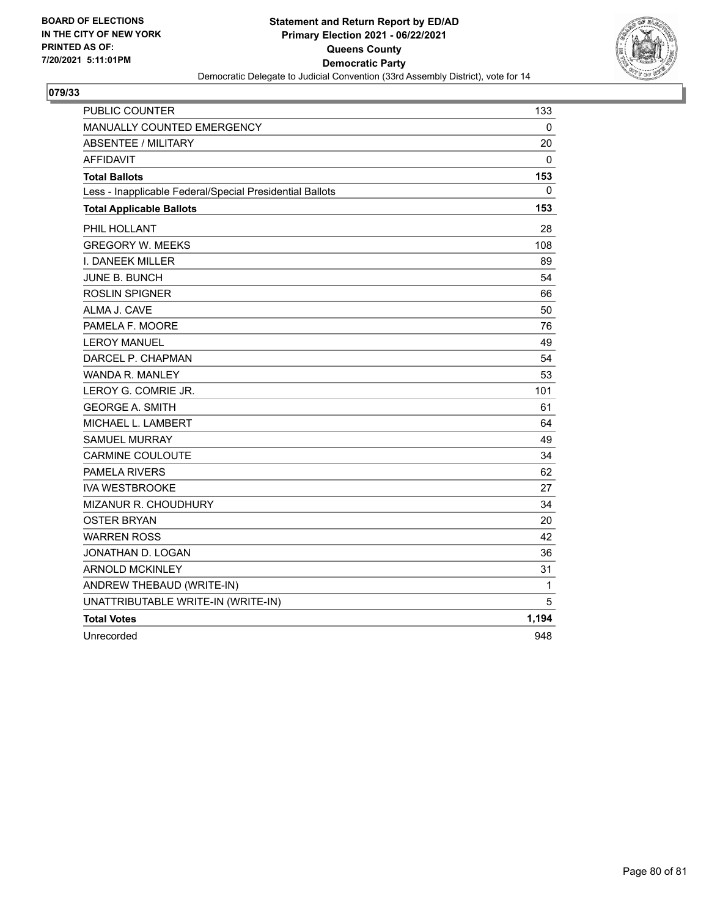BOARD OF ELECTIONS
IN THE CITY OF NEW YORK
PRINTED AS OF:
7/20/2021 5:11:01PM

**Statement and Return Report by ED/AD**
**Primary Election 2021 - 06/22/2021**
**Queens County**
**Democratic Party**
Democratic Delegate to Judicial Convention (33rd Assembly District), vote for 14

## 079/33

| | |
|---|---|
| PUBLIC COUNTER | 133 |
| MANUALLY COUNTED EMERGENCY | 0 |
| ABSENTEE / MILITARY | 20 |
| AFFIDAVIT | 0 |
| **Total Ballots** | **153** |
| Less - Inapplicable Federal/Special Presidential Ballots | 0 |
| **Total Applicable Ballots** | **153** |
| PHIL HOLLANT | 28 |
| GREGORY W. MEEKS | 108 |
| I. DANEEK MILLER | 89 |
| JUNE B. BUNCH | 54 |
| ROSLIN SPIGNER | 66 |
| ALMA J. CAVE | 50 |
| PAMELA F. MOORE | 76 |
| LEROY MANUEL | 49 |
| DARCEL P. CHAPMAN | 54 |
| WANDA R. MANLEY | 53 |
| LEROY G. COMRIE JR. | 101 |
| GEORGE A. SMITH | 61 |
| MICHAEL L. LAMBERT | 64 |
| SAMUEL MURRAY | 49 |
| CARMINE COULOUTE | 34 |
| PAMELA RIVERS | 62 |
| IVA WESTBROOKE | 27 |
| MIZANUR R. CHOUDHURY | 34 |
| OSTER BRYAN | 20 |
| WARREN ROSS | 42 |
| JONATHAN D. LOGAN | 36 |
| ARNOLD MCKINLEY | 31 |
| ANDREW THEBAUD (WRITE-IN) | 1 |
| UNATTRIBUTABLE WRITE-IN (WRITE-IN) | 5 |
| **Total Votes** | **1,194** |
| Unrecorded | 948 |